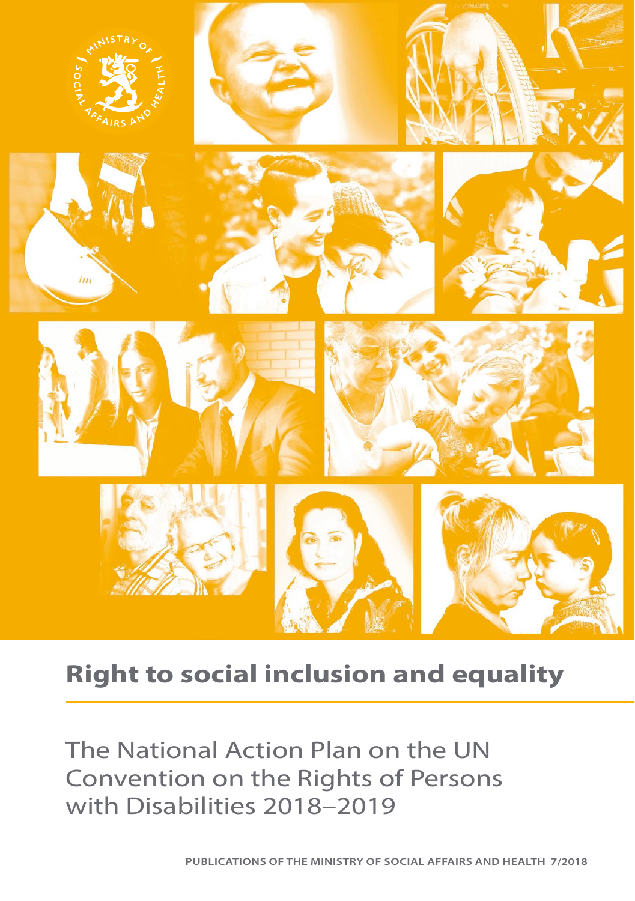# Right to social inclusion and equality

## The National Action Plan on the UN Convention on the Rights of Persons with Disabilities 2018–2019

PUBLICATIONS OF THE MINISTRY OF SOCIAL AFFAIRS AND HEALTH 7/2018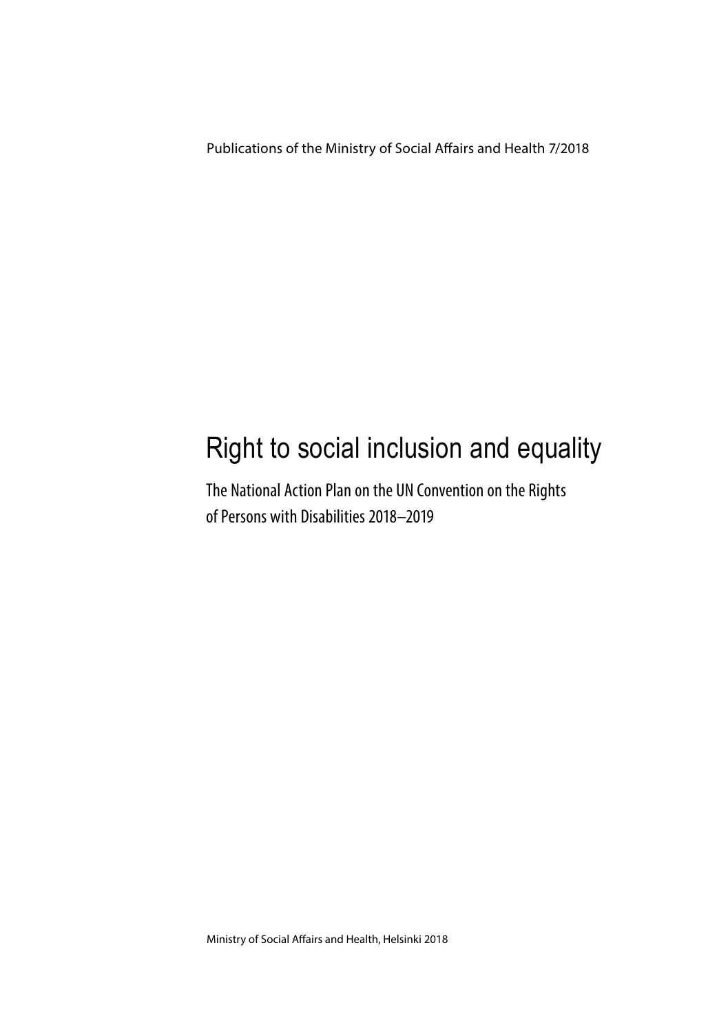Publications of the Ministry of Social Affairs and Health 7/2018

# Right to social inclusion and equality

The National Action Plan on the UN Convention on the Rights of Persons with Disabilities 2018–2019

Ministry of Social Affairs and Health, Helsinki 2018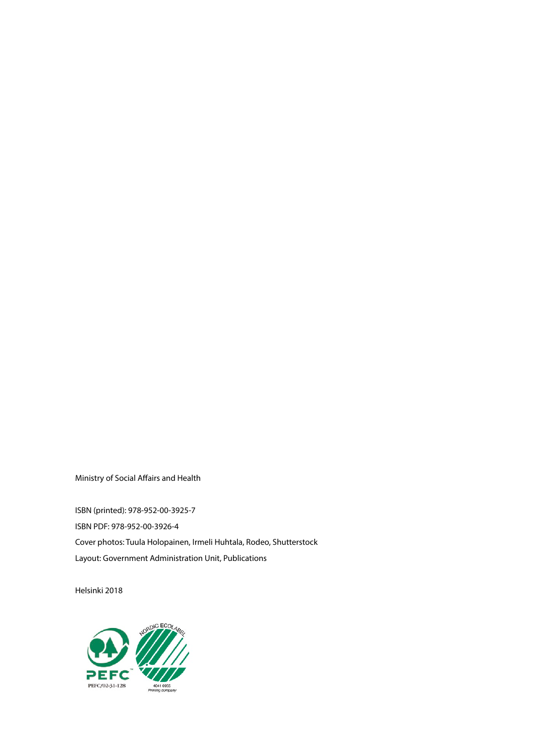Ministry of Social Affairs and Health

ISBN (printed): 978-952-00-3925-7

ISBN PDF: 978-952-00-3926-4

Cover photos: Tuula Holopainen, Irmeli Huhtala, Rodeo, Shutterstock

Layout: Government Administration Unit, Publications

Helsinki 2018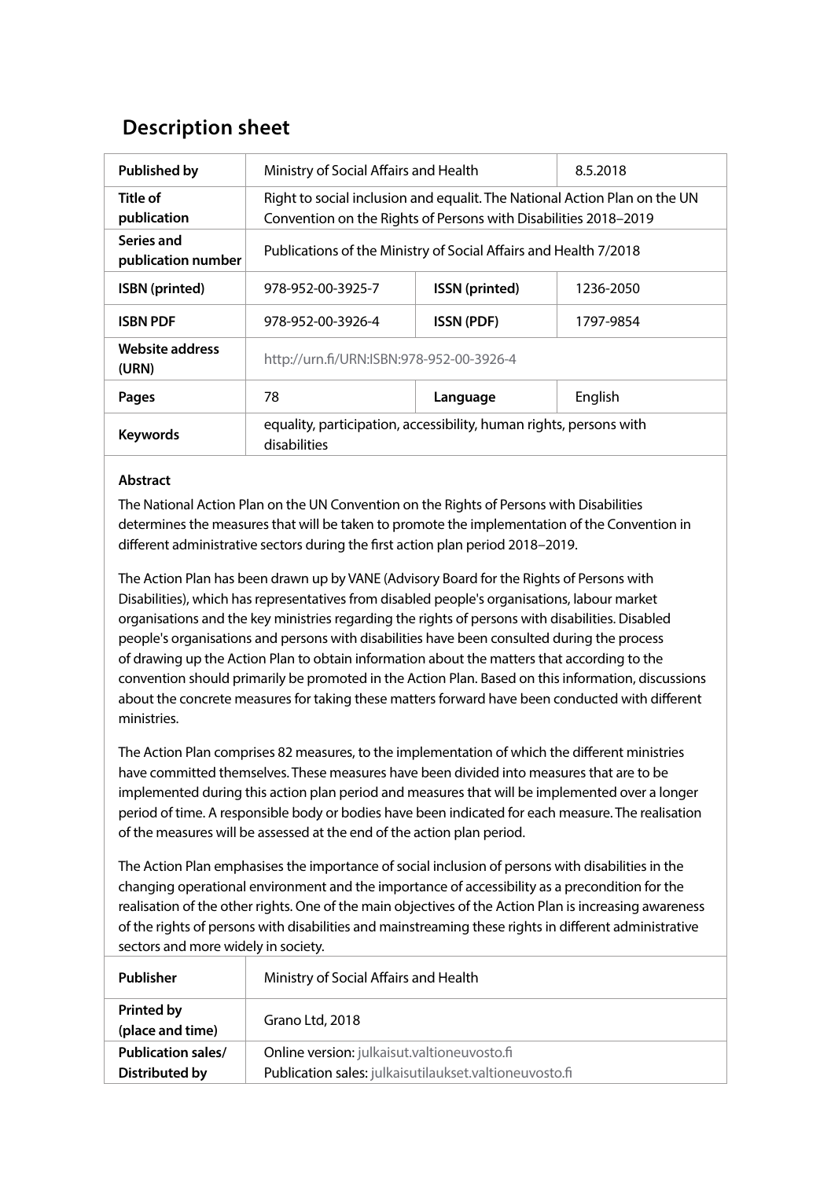## Description sheet

| Published by | Ministry of Social Affairs and Health | | 8.5.2018 |
|---|---|---|---|
| Title of publication | Right to social inclusion and equalit. The National Action Plan on the UN Convention on the Rights of Persons with Disabilities 2018–2019 | | |
| Series and publication number | Publications of the Ministry of Social Affairs and Health 7/2018 | | |
| ISBN (printed) | 978-952-00-3925-7 | ISSN (printed) | 1236-2050 |
| ISBN PDF | 978-952-00-3926-4 | ISSN (PDF) | 1797-9854 |
| Website address (URN) | http://urn.fi/URN:ISBN:978-952-00-3926-4 | | |
| Pages | 78 | Language | English |
| Keywords | equality, participation, accessibility, human rights, persons with disabilities | | |

**Abstract**

The National Action Plan on the UN Convention on the Rights of Persons with Disabilities determines the measures that will be taken to promote the implementation of the Convention in different administrative sectors during the first action plan period 2018–2019.

The Action Plan has been drawn up by VANE (Advisory Board for the Rights of Persons with Disabilities), which has representatives from disabled people's organisations, labour market organisations and the key ministries regarding the rights of persons with disabilities. Disabled people's organisations and persons with disabilities have been consulted during the process of drawing up the Action Plan to obtain information about the matters that according to the convention should primarily be promoted in the Action Plan. Based on this information, discussions about the concrete measures for taking these matters forward have been conducted with different ministries.

The Action Plan comprises 82 measures, to the implementation of which the different ministries have committed themselves. These measures have been divided into measures that are to be implemented during this action plan period and measures that will be implemented over a longer period of time. A responsible body or bodies have been indicated for each measure. The realisation of the measures will be assessed at the end of the action plan period.

The Action Plan emphasises the importance of social inclusion of persons with disabilities in the changing operational environment and the importance of accessibility as a precondition for the realisation of the other rights. One of the main objectives of the Action Plan is increasing awareness of the rights of persons with disabilities and mainstreaming these rights in different administrative sectors and more widely in society.

| Publisher | Ministry of Social Affairs and Health |
|---|---|
| Printed by (place and time) | Grano Ltd, 2018 |
| Publication sales/ Distributed by | Online version: julkaisut.valtioneuvosto.fi<br>Publication sales: julkaisutilaukset.valtioneuvosto.fi |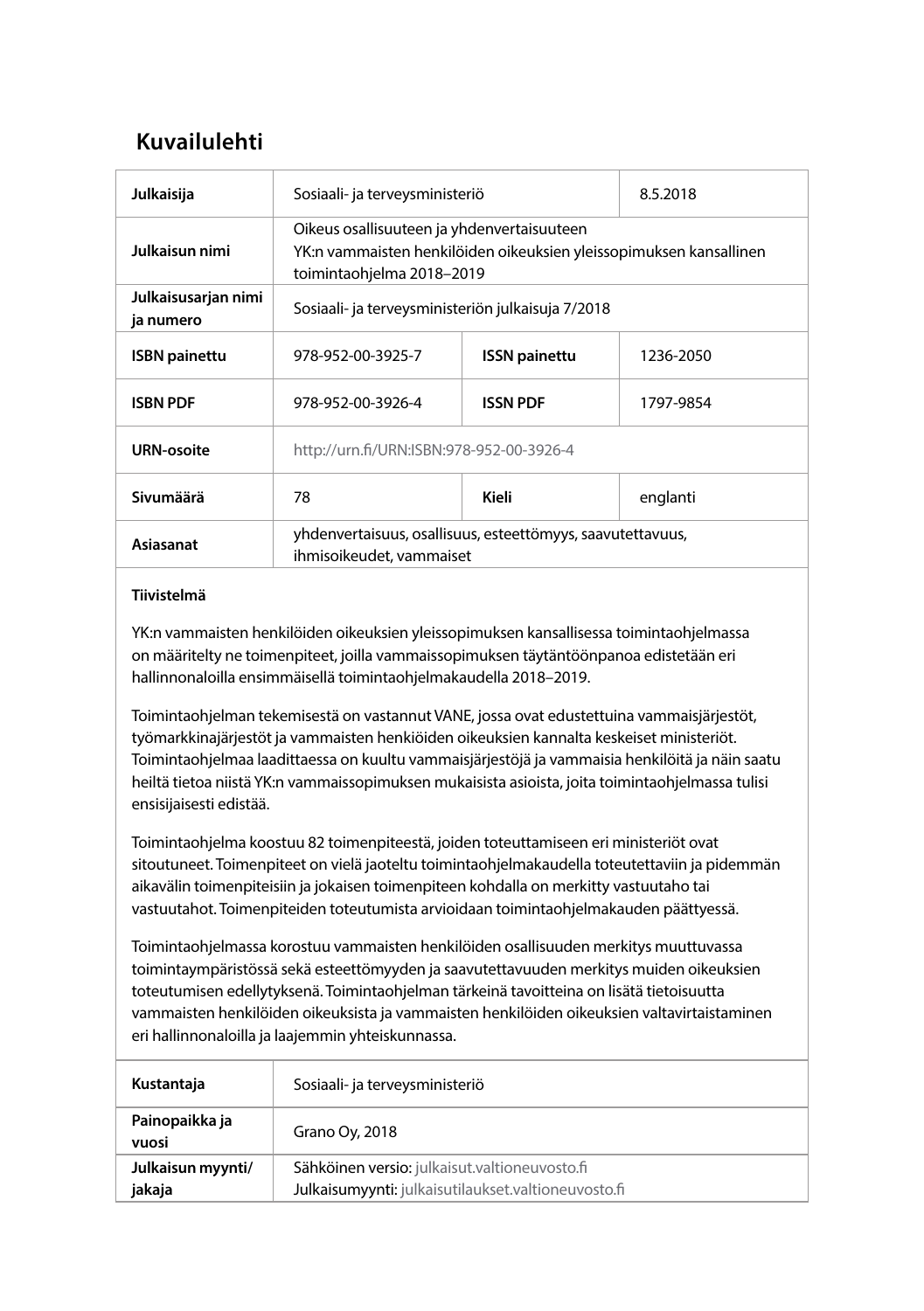## Kuvailulehti

| | | | |
|---|---|---|---|
| **Julkaisija** | Sosiaali- ja terveysministeriö | | 8.5.2018 |
| **Julkaisun nimi** | Oikeus osallisuuteen ja yhdenvertaisuuteen<br>YK:n vammaisten henkilöiden oikeuksien yleissopimuksen kansallinen toimintaohjelma 2018–2019 | | |
| **Julkaisusarjan nimi ja numero** | Sosiaali- ja terveysministeriön julkaisuja 7/2018 | | |
| **ISBN painettu** | 978-952-00-3925-7 | **ISSN painettu** | 1236-2050 |
| **ISBN PDF** | 978-952-00-3926-4 | **ISSN PDF** | 1797-9854 |
| **URN-osoite** | http://urn.fi/URN:ISBN:978-952-00-3926-4 | | |
| **Sivumäärä** | 78 | **Kieli** | englanti |
| **Asiasanat** | yhdenvertaisuus, osallisuus, esteettömyys, saavutettavuus, ihmisoikeudet, vammaiset | | |

**Tiivistelmä**

YK:n vammaisten henkilöiden oikeuksien yleissopimuksen kansallisessa toimintaohjelmassa on määritelty ne toimenpiteet, joilla vammaissopimuksen täytäntöönpanoa edistetään eri hallinnonaloilla ensimmäisellä toimintaohjelmakaudella 2018–2019.

Toimintaohjelman tekemisestä on vastannut VANE, jossa ovat edustettuina vammaisjärjestöt, työmarkkinajärjestöt ja vammaisten henkilöiden oikeuksien kannalta keskeiset ministeriöt. Toimintaohjelmaa laadittaessa on kuultu vammaisjärjestöjä ja vammaisia henkilöitä ja näin saatu heiltä tietoa niistä YK:n vammaissopimuksen mukaisista asioista, joita toimintaohjelmassa tulisi ensisijaisesti edistää.

Toimintaohjelma koostuu 82 toimenpiteestä, joiden toteuttamiseen eri ministeriöt ovat sitoutuneet. Toimenpiteet on vielä jaoteltu toimintaohjelmakaudella toteutettaviin ja pidemmän aikavälin toimenpiteisiin ja jokaisen toimenpiteen kohdalla on merkitty vastuutaho tai vastuutahot. Toimenpiteiden toteutumista arvioidaan toimintaohjelmakauden päättyessä.

Toimintaohjelmassa korostuu vammaisten henkilöiden osallisuuden merkitys muuttuvassa toimintaympäristössä sekä esteettömyyden ja saavutettavuuden merkitys muiden oikeuksien toteutumisen edellytyksenä. Toimintaohjelman tärkeinä tavoitteina on lisätä tietoisuutta vammaisten henkilöiden oikeuksista ja vammaisten henkilöiden oikeuksien valtavirtaistaminen eri hallinnonaloilla ja laajemmin yhteiskunnassa.

| | |
|---|---|
| **Kustantaja** | Sosiaali- ja terveysministeriö |
| **Painopaikka ja vuosi** | Grano Oy, 2018 |
| **Julkaisun myynti/jakaja** | Sähköinen versio: julkaisut.valtioneuvosto.fi<br>Julkaisumyynti: julkaisutilaukset.valtioneuvosto.fi |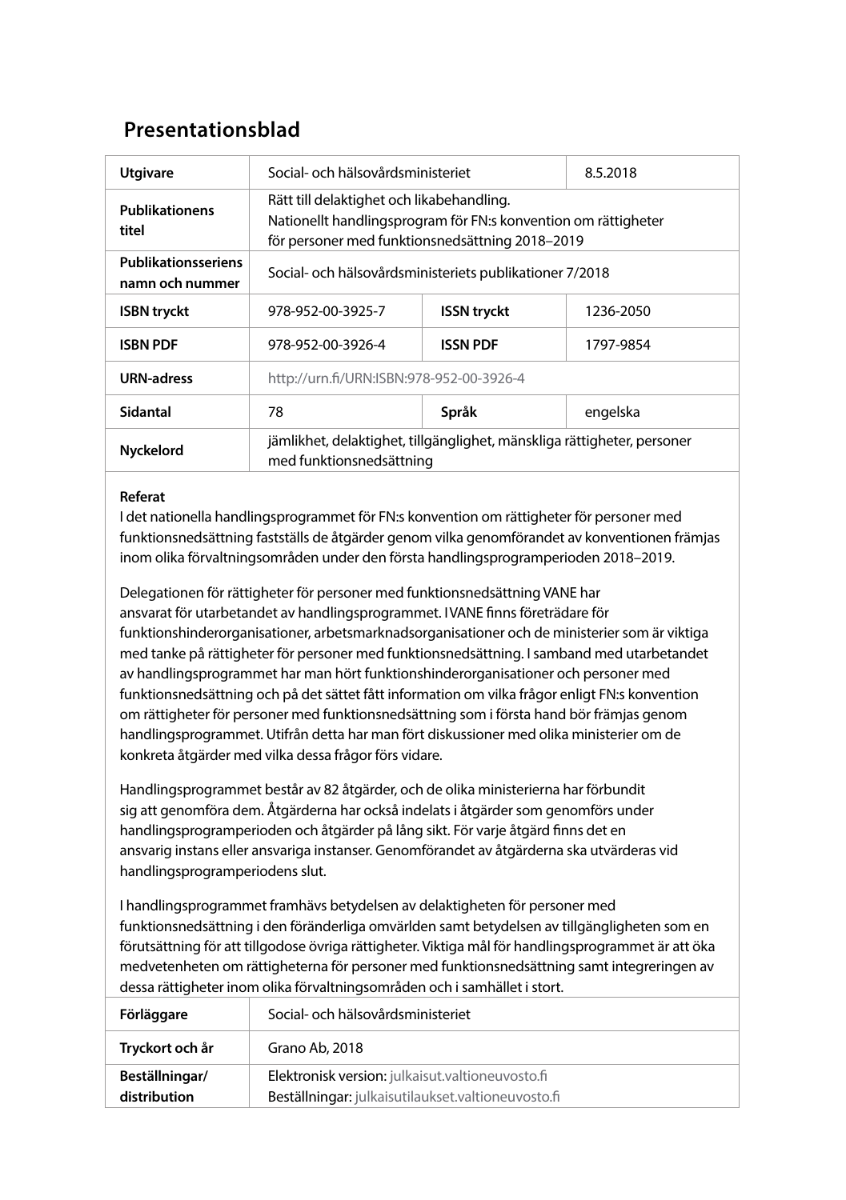# Presentationsblad

| | | | |
|---|---|---|---|
| **Utgivare** | Social- och hälsovårdsministeriet | | 8.5.2018 |
| **Publikationens titel** | Rätt till delaktighet och likabehandling. Nationellt handlingsprogram för FN:s konvention om rättigheter för personer med funktionsnedsättning 2018–2019 | | |
| **Publikationsseriens namn och nummer** | Social- och hälsovårdsministeriets publikationer 7/2018 | | |
| **ISBN tryckt** | 978-952-00-3925-7 | **ISSN tryckt** | 1236-2050 |
| **ISBN PDF** | 978-952-00-3926-4 | **ISSN PDF** | 1797-9854 |
| **URN-adress** | http://urn.fi/URN:ISBN:978-952-00-3926-4 | | |
| **Sidantal** | 78 | **Språk** | engelska |
| **Nyckelord** | jämlikhet, delaktighet, tillgänglighet, mänskliga rättigheter, personer med funktionsnedsättning | | |

**Referat**

I det nationella handlingsprogrammet för FN:s konvention om rättigheter för personer med funktionsnedsättning fastställs de åtgärder genom vilka genomförandet av konventionen främjas inom olika förvaltningsområden under den första handlingsprogramperioden 2018–2019.

Delegationen för rättigheter för personer med funktionsnedsättning VANE har ansvarat för utarbetandet av handlingsprogrammet. I VANE finns företrädare för funktionshinderorganisationer, arbetsmarknadsorganisationer och de ministerier som är viktiga med tanke på rättigheter för personer med funktionsnedsättning. I samband med utarbetandet av handlingsprogrammet har man hört funktionshinderorganisationer och personer med funktionsnedsättning och på det sättet fått information om vilka frågor enligt FN:s konvention om rättigheter för personer med funktionsnedsättning som i första hand bör främjas genom handlingsprogrammet. Utifrån detta har man fört diskussioner med olika ministerier om de konkreta åtgärder med vilka dessa frågor förs vidare.

Handlingsprogrammet består av 82 åtgärder, och de olika ministerierna har förbundit sig att genomföra dem. Åtgärderna har också indelats i åtgärder som genomförs under handlingsprogramperioden och åtgärder på lång sikt. För varje åtgärd finns det en ansvarig instans eller ansvariga instanser. Genomförandet av åtgärderna ska utvärderas vid handlingsprogramperiodens slut.

I handlingsprogrammet framhävs betydelsen av delaktigheten för personer med funktionsnedsättning i den föränderliga omvärlden samt betydelsen av tillgängligheten som en förutsättning för att tillgodose övriga rättigheter. Viktiga mål för handlingsprogrammet är att öka medvetenheten om rättigheterna för personer med funktionsnedsättning samt integreringen av dessa rättigheter inom olika förvaltningsområden och i samhället i stort.

| | |
|---|---|
| **Förläggare** | Social- och hälsovårdsministeriet |
| **Tryckort och år** | Grano Ab, 2018 |
| **Beställningar/ distribution** | Elektronisk version: julkaisut.valtioneuvosto.fi Beställningar: julkaisutilaukset.valtioneuvosto.fi |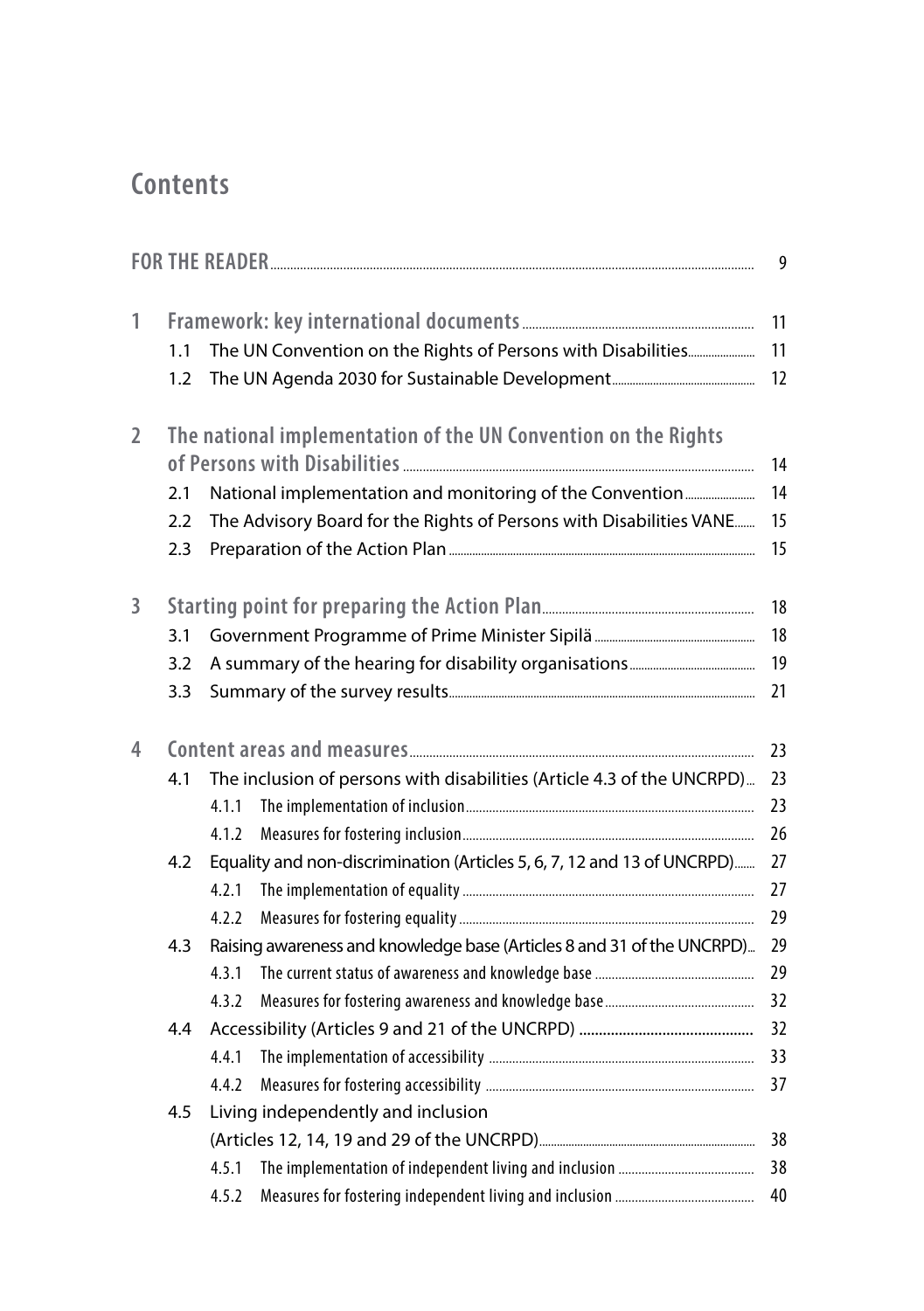# Contents

FOR THE READER 9

1 Framework: key international documents 11
  1.1 The UN Convention on the Rights of Persons with Disabilities 11
  1.2 The UN Agenda 2030 for Sustainable Development 12

2 The national implementation of the UN Convention on the Rights of Persons with Disabilities 14
  2.1 National implementation and monitoring of the Convention 14
  2.2 The Advisory Board for the Rights of Persons with Disabilities VANE 15
  2.3 Preparation of the Action Plan 15

3 Starting point for preparing the Action Plan 18
  3.1 Government Programme of Prime Minister Sipilä 18
  3.2 A summary of the hearing for disability organisations 19
  3.3 Summary of the survey results 21

4 Content areas and measures 23
  4.1 The inclusion of persons with disabilities (Article 4.3 of the UNCRPD) 23
    4.1.1 The implementation of inclusion 23
    4.1.2 Measures for fostering inclusion 26
  4.2 Equality and non-discrimination (Articles 5, 6, 7, 12 and 13 of UNCRPD) 27
    4.2.1 The implementation of equality 27
    4.2.2 Measures for fostering equality 29
  4.3 Raising awareness and knowledge base (Articles 8 and 31 of the UNCRPD) 29
    4.3.1 The current status of awareness and knowledge base 29
    4.3.2 Measures for fostering awareness and knowledge base 32
  4.4 Accessibility (Articles 9 and 21 of the UNCRPD) 32
    4.4.1 The implementation of accessibility 33
    4.4.2 Measures for fostering accessibility 37
  4.5 Living independently and inclusion (Articles 12, 14, 19 and 29 of the UNCRPD) 38
    4.5.1 The implementation of independent living and inclusion 38
    4.5.2 Measures for fostering independent living and inclusion 40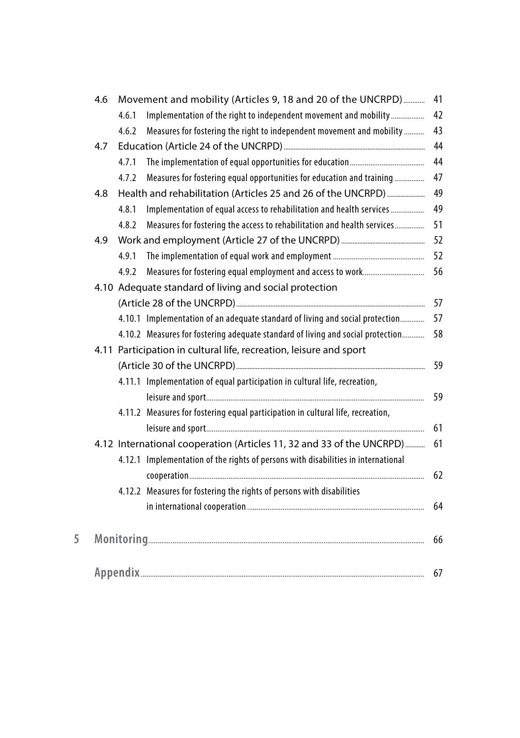| | | |
|---|---|---|
| 4.6 | Movement and mobility (Articles 9, 18 and 20 of the UNCRPD) | 41 |
| | 4.6.1 Implementation of the right to independent movement and mobility | 42 |
| | 4.6.2 Measures for fostering the right to independent movement and mobility | 43 |
| 4.7 | Education (Article 24 of the UNCRPD) | 44 |
| | 4.7.1 The implementation of equal opportunities for education | 44 |
| | 4.7.2 Measures for fostering equal opportunities for education and training | 47 |
| 4.8 | Health and rehabilitation (Articles 25 and 26 of the UNCRPD) | 49 |
| | 4.8.1 Implementation of equal access to rehabilitation and health services | 49 |
| | 4.8.2 Measures for fostering the access to rehabilitation and health services | 51 |
| 4.9 | Work and employment (Article 27 of the UNCRPD) | 52 |
| | 4.9.1 The implementation of equal work and employment | 52 |
| | 4.9.2 Measures for fostering equal employment and access to work | 56 |
| 4.10 | Adequate standard of living and social protection (Article 28 of the UNCRPD) | 57 |
| | 4.10.1 Implementation of an adequate standard of living and social protection | 57 |
| | 4.10.2 Measures for fostering adequate standard of living and social protection | 58 |
| 4.11 | Participation in cultural life, recreation, leisure and sport (Article 30 of the UNCRPD) | 59 |
| | 4.11.1 Implementation of equal participation in cultural life, recreation, leisure and sport | 59 |
| | 4.11.2 Measures for fostering equal participation in cultural life, recreation, leisure and sport | 61 |
| 4.12 | International cooperation (Articles 11, 32 and 33 of the UNCRPD) | 61 |
| | 4.12.1 Implementation of the rights of persons with disabilities in international cooperation | 62 |
| | 4.12.2 Measures for fostering the rights of persons with disabilities in international cooperation | 64 |
| **5** | **Monitoring** | **66** |
| | **Appendix** | **67** |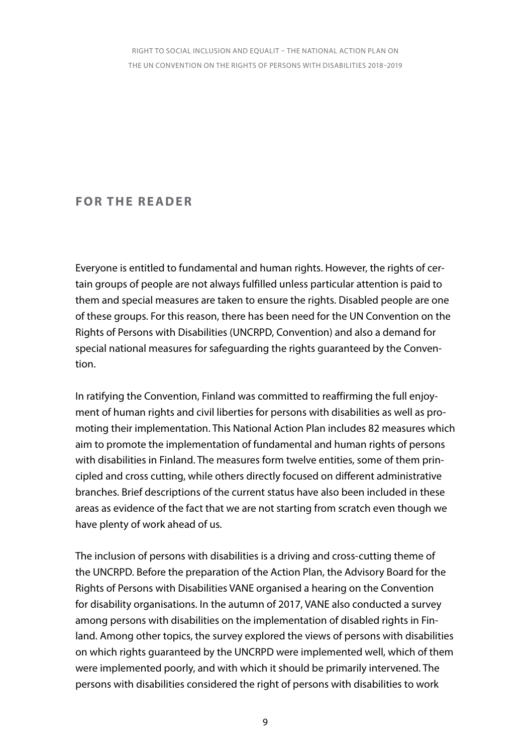## FOR THE READER

Everyone is entitled to fundamental and human rights. However, the rights of certain groups of people are not always fulfilled unless particular attention is paid to them and special measures are taken to ensure the rights. Disabled people are one of these groups. For this reason, there has been need for the UN Convention on the Rights of Persons with Disabilities (UNCRPD, Convention) and also a demand for special national measures for safeguarding the rights guaranteed by the Convention.

In ratifying the Convention, Finland was committed to reaffirming the full enjoyment of human rights and civil liberties for persons with disabilities as well as promoting their implementation. This National Action Plan includes 82 measures which aim to promote the implementation of fundamental and human rights of persons with disabilities in Finland. The measures form twelve entities, some of them principled and cross cutting, while others directly focused on different administrative branches. Brief descriptions of the current status have also been included in these areas as evidence of the fact that we are not starting from scratch even though we have plenty of work ahead of us.

The inclusion of persons with disabilities is a driving and cross-cutting theme of the UNCRPD. Before the preparation of the Action Plan, the Advisory Board for the Rights of Persons with Disabilities VANE organised a hearing on the Convention for disability organisations. In the autumn of 2017, VANE also conducted a survey among persons with disabilities on the implementation of disabled rights in Finland. Among other topics, the survey explored the views of persons with disabilities on which rights guaranteed by the UNCRPD were implemented well, which of them were implemented poorly, and with which it should be primarily intervened. The persons with disabilities considered the right of persons with disabilities to work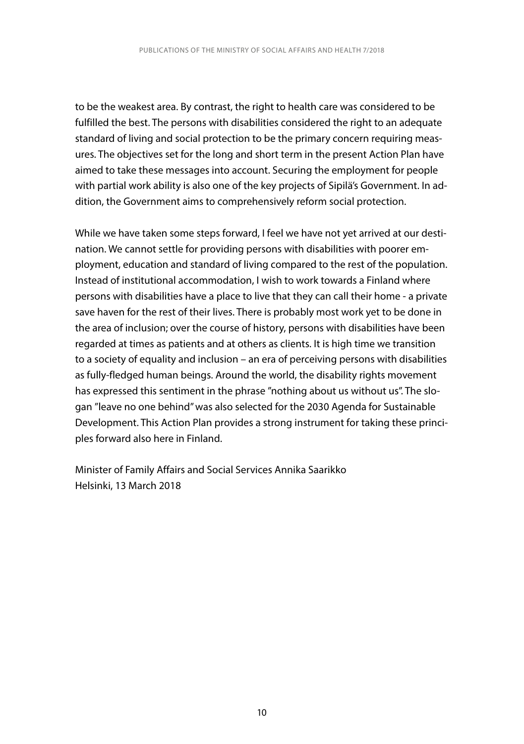to be the weakest area. By contrast, the right to health care was considered to be fulfilled the best. The persons with disabilities considered the right to an adequate standard of living and social protection to be the primary concern requiring measures. The objectives set for the long and short term in the present Action Plan have aimed to take these messages into account. Securing the employment for people with partial work ability is also one of the key projects of Sipilä's Government. In addition, the Government aims to comprehensively reform social protection.

While we have taken some steps forward, I feel we have not yet arrived at our destination. We cannot settle for providing persons with disabilities with poorer employment, education and standard of living compared to the rest of the population. Instead of institutional accommodation, I wish to work towards a Finland where persons with disabilities have a place to live that they can call their home - a private save haven for the rest of their lives. There is probably most work yet to be done in the area of inclusion; over the course of history, persons with disabilities have been regarded at times as patients and at others as clients. It is high time we transition to a society of equality and inclusion – an era of perceiving persons with disabilities as fully-fledged human beings. Around the world, the disability rights movement has expressed this sentiment in the phrase ”nothing about us without us”. The slogan ”leave no one behind” was also selected for the 2030 Agenda for Sustainable Development. This Action Plan provides a strong instrument for taking these principles forward also here in Finland.

Minister of Family Affairs and Social Services Annika Saarikko
Helsinki, 13 March 2018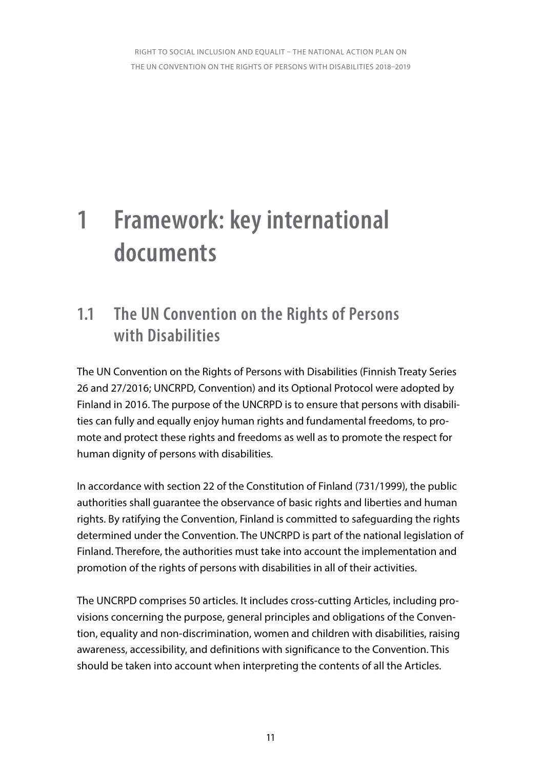# 1 Framework: key international documents

## 1.1 The UN Convention on the Rights of Persons with Disabilities

The UN Convention on the Rights of Persons with Disabilities (Finnish Treaty Series 26 and 27/2016; UNCRPD, Convention) and its Optional Protocol were adopted by Finland in 2016. The purpose of the UNCRPD is to ensure that persons with disabilities can fully and equally enjoy human rights and fundamental freedoms, to promote and protect these rights and freedoms as well as to promote the respect for human dignity of persons with disabilities.

In accordance with section 22 of the Constitution of Finland (731/1999), the public authorities shall guarantee the observance of basic rights and liberties and human rights. By ratifying the Convention, Finland is committed to safeguarding the rights determined under the Convention. The UNCRPD is part of the national legislation of Finland. Therefore, the authorities must take into account the implementation and promotion of the rights of persons with disabilities in all of their activities.

The UNCRPD comprises 50 articles. It includes cross-cutting Articles, including provisions concerning the purpose, general principles and obligations of the Convention, equality and non-discrimination, women and children with disabilities, raising awareness, accessibility, and definitions with significance to the Convention. This should be taken into account when interpreting the contents of all the Articles.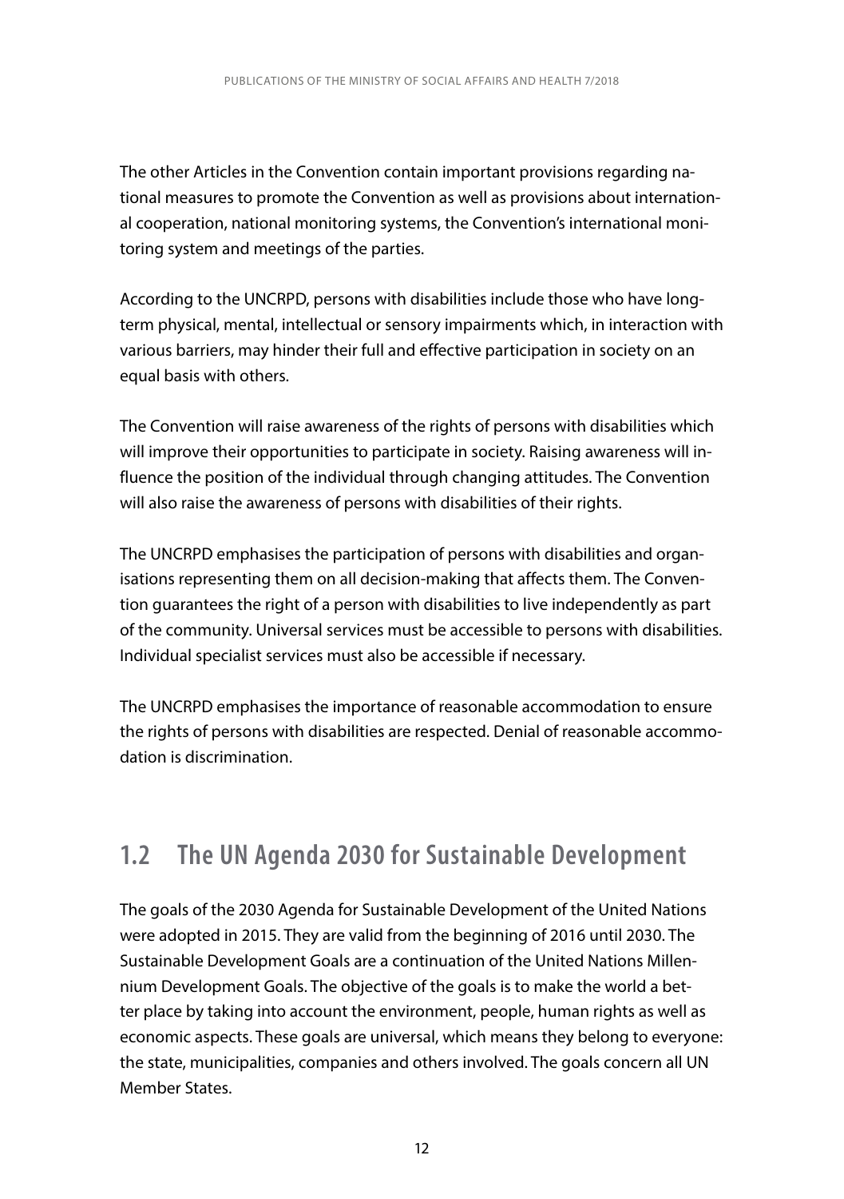The other Articles in the Convention contain important provisions regarding national measures to promote the Convention as well as provisions about international cooperation, national monitoring systems, the Convention's international monitoring system and meetings of the parties.

According to the UNCRPD, persons with disabilities include those who have long-term physical, mental, intellectual or sensory impairments which, in interaction with various barriers, may hinder their full and effective participation in society on an equal basis with others.

The Convention will raise awareness of the rights of persons with disabilities which will improve their opportunities to participate in society. Raising awareness will influence the position of the individual through changing attitudes. The Convention will also raise the awareness of persons with disabilities of their rights.

The UNCRPD emphasises the participation of persons with disabilities and organisations representing them on all decision-making that affects them. The Convention guarantees the right of a person with disabilities to live independently as part of the community. Universal services must be accessible to persons with disabilities. Individual specialist services must also be accessible if necessary.

The UNCRPD emphasises the importance of reasonable accommodation to ensure the rights of persons with disabilities are respected. Denial of reasonable accommodation is discrimination.

## 1.2 The UN Agenda 2030 for Sustainable Development

The goals of the 2030 Agenda for Sustainable Development of the United Nations were adopted in 2015. They are valid from the beginning of 2016 until 2030. The Sustainable Development Goals are a continuation of the United Nations Millennium Development Goals. The objective of the goals is to make the world a better place by taking into account the environment, people, human rights as well as economic aspects. These goals are universal, which means they belong to everyone: the state, municipalities, companies and others involved. The goals concern all UN Member States.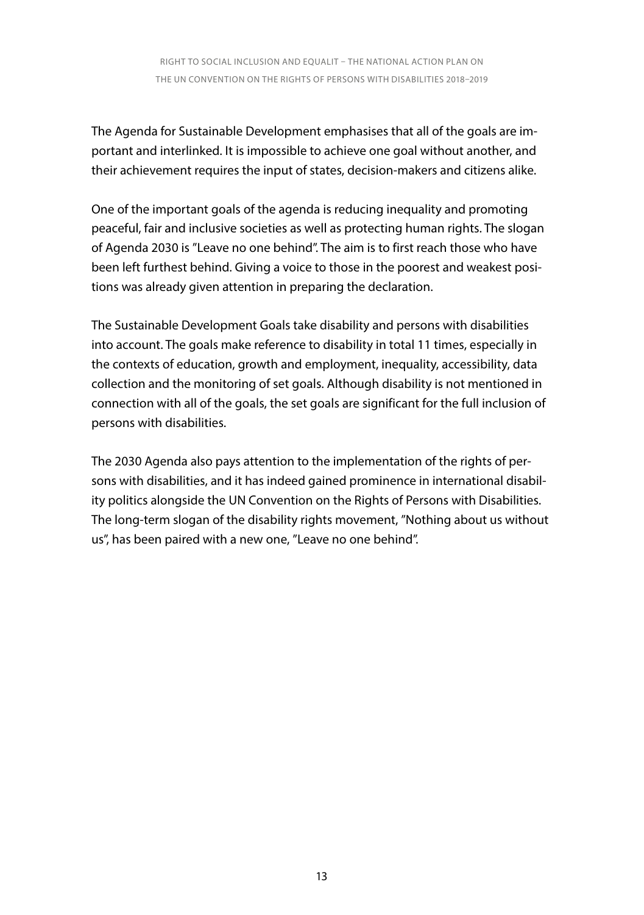The Agenda for Sustainable Development emphasises that all of the goals are important and interlinked. It is impossible to achieve one goal without another, and their achievement requires the input of states, decision-makers and citizens alike.

One of the important goals of the agenda is reducing inequality and promoting peaceful, fair and inclusive societies as well as protecting human rights. The slogan of Agenda 2030 is ”Leave no one behind”. The aim is to first reach those who have been left furthest behind. Giving a voice to those in the poorest and weakest positions was already given attention in preparing the declaration.

The Sustainable Development Goals take disability and persons with disabilities into account. The goals make reference to disability in total 11 times, especially in the contexts of education, growth and employment, inequality, accessibility, data collection and the monitoring of set goals. Although disability is not mentioned in connection with all of the goals, the set goals are significant for the full inclusion of persons with disabilities.

The 2030 Agenda also pays attention to the implementation of the rights of persons with disabilities, and it has indeed gained prominence in international disability politics alongside the UN Convention on the Rights of Persons with Disabilities. The long-term slogan of the disability rights movement, ”Nothing about us without us”, has been paired with a new one, ”Leave no one behind”.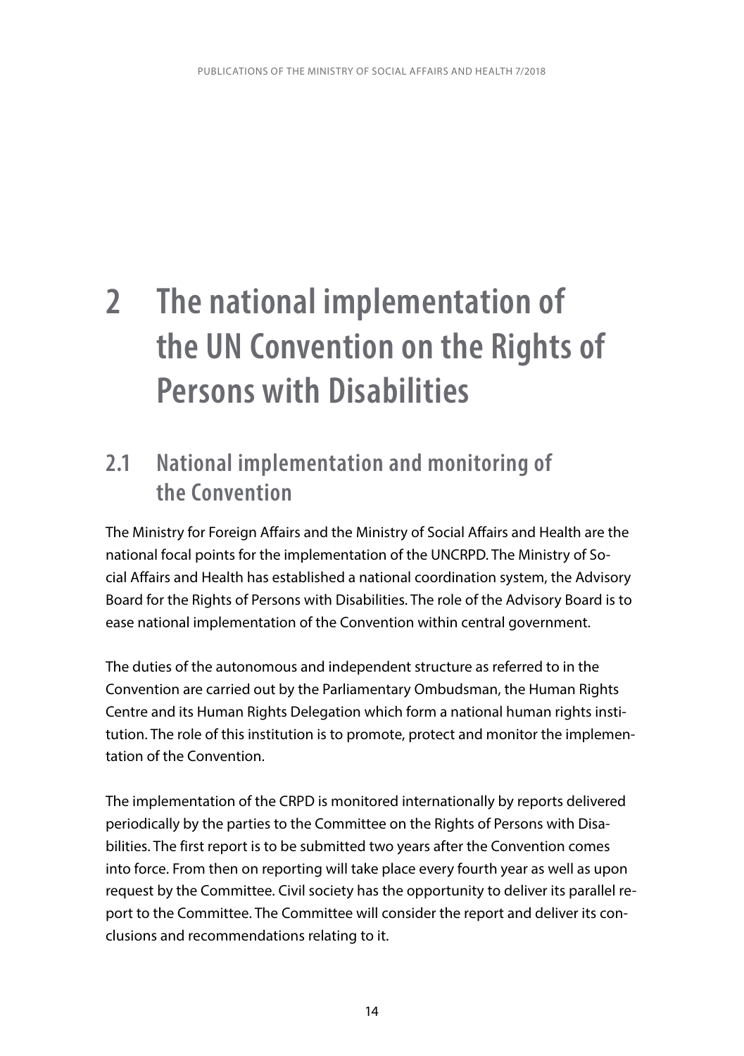# 2 The national implementation of the UN Convention on the Rights of Persons with Disabilities

## 2.1 National implementation and monitoring of the Convention

The Ministry for Foreign Affairs and the Ministry of Social Affairs and Health are the national focal points for the implementation of the UNCRPD. The Ministry of Social Affairs and Health has established a national coordination system, the Advisory Board for the Rights of Persons with Disabilities. The role of the Advisory Board is to ease national implementation of the Convention within central government.

The duties of the autonomous and independent structure as referred to in the Convention are carried out by the Parliamentary Ombudsman, the Human Rights Centre and its Human Rights Delegation which form a national human rights institution. The role of this institution is to promote, protect and monitor the implementation of the Convention.

The implementation of the CRPD is monitored internationally by reports delivered periodically by the parties to the Committee on the Rights of Persons with Disabilities. The first report is to be submitted two years after the Convention comes into force. From then on reporting will take place every fourth year as well as upon request by the Committee. Civil society has the opportunity to deliver its parallel report to the Committee. The Committee will consider the report and deliver its conclusions and recommendations relating to it.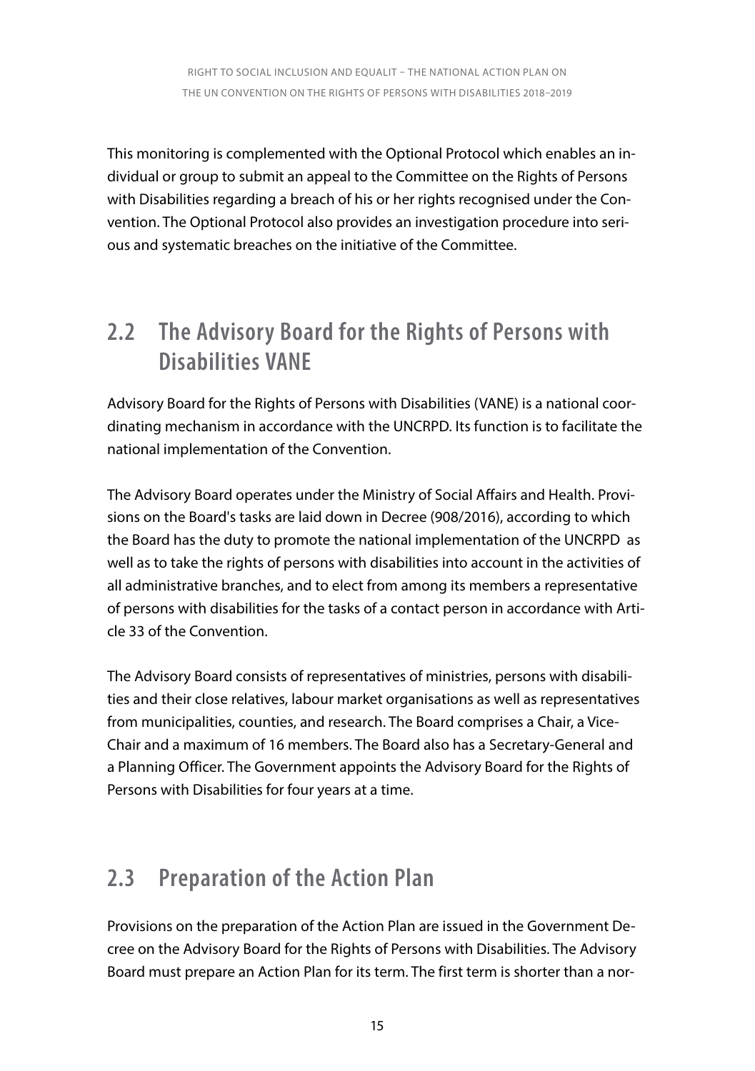This monitoring is complemented with the Optional Protocol which enables an individual or group to submit an appeal to the Committee on the Rights of Persons with Disabilities regarding a breach of his or her rights recognised under the Convention. The Optional Protocol also provides an investigation procedure into serious and systematic breaches on the initiative of the Committee.

## 2.2 The Advisory Board for the Rights of Persons with Disabilities VANE

Advisory Board for the Rights of Persons with Disabilities (VANE) is a national coordinating mechanism in accordance with the UNCRPD. Its function is to facilitate the national implementation of the Convention.

The Advisory Board operates under the Ministry of Social Affairs and Health. Provisions on the Board's tasks are laid down in Decree (908/2016), according to which the Board has the duty to promote the national implementation of the UNCRPD as well as to take the rights of persons with disabilities into account in the activities of all administrative branches, and to elect from among its members a representative of persons with disabilities for the tasks of a contact person in accordance with Article 33 of the Convention.

The Advisory Board consists of representatives of ministries, persons with disabilities and their close relatives, labour market organisations as well as representatives from municipalities, counties, and research. The Board comprises a Chair, a Vice-Chair and a maximum of 16 members. The Board also has a Secretary-General and a Planning Officer. The Government appoints the Advisory Board for the Rights of Persons with Disabilities for four years at a time.

## 2.3 Preparation of the Action Plan

Provisions on the preparation of the Action Plan are issued in the Government Decree on the Advisory Board for the Rights of Persons with Disabilities. The Advisory Board must prepare an Action Plan for its term. The first term is shorter than a nor-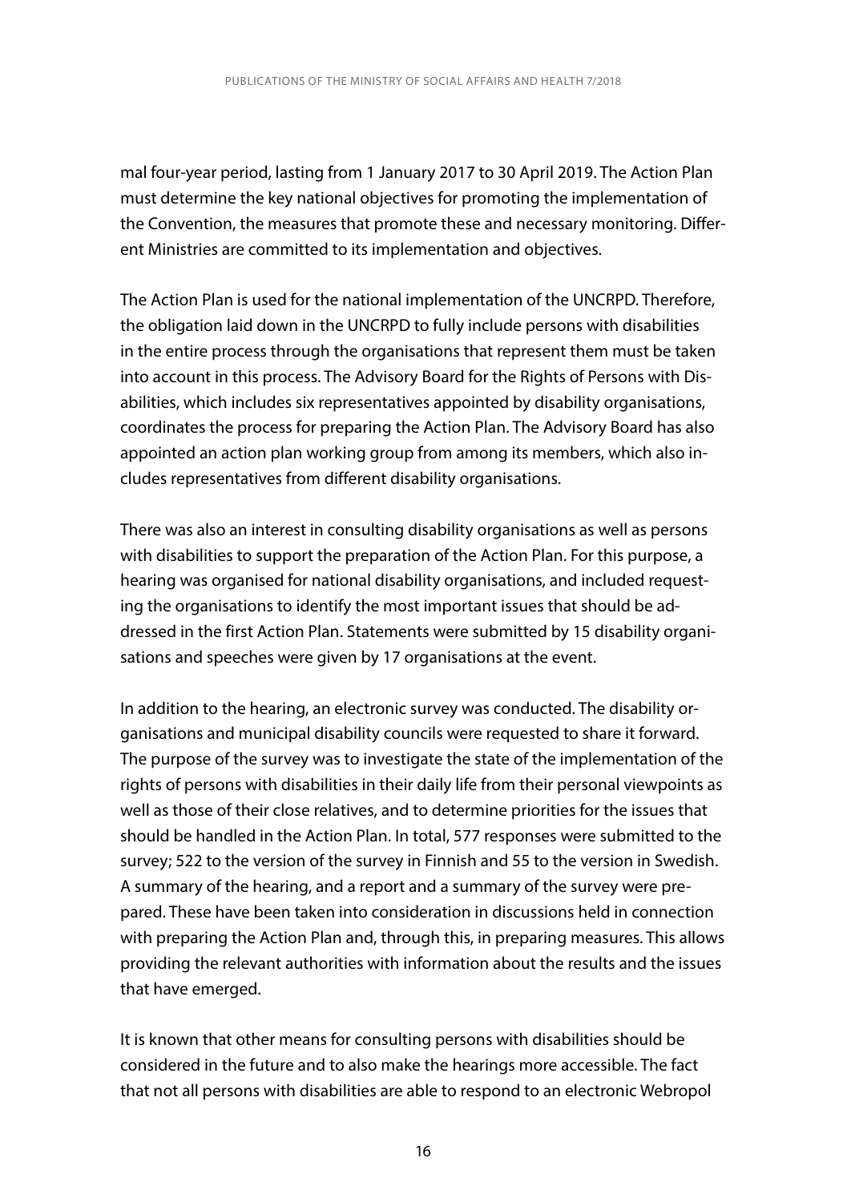mal four-year period, lasting from 1 January 2017 to 30 April 2019. The Action Plan must determine the key national objectives for promoting the implementation of the Convention, the measures that promote these and necessary monitoring. Different Ministries are committed to its implementation and objectives.

The Action Plan is used for the national implementation of the UNCRPD. Therefore, the obligation laid down in the UNCRPD to fully include persons with disabilities in the entire process through the organisations that represent them must be taken into account in this process. The Advisory Board for the Rights of Persons with Disabilities, which includes six representatives appointed by disability organisations, coordinates the process for preparing the Action Plan. The Advisory Board has also appointed an action plan working group from among its members, which also includes representatives from different disability organisations.

There was also an interest in consulting disability organisations as well as persons with disabilities to support the preparation of the Action Plan. For this purpose, a hearing was organised for national disability organisations, and included requesting the organisations to identify the most important issues that should be addressed in the first Action Plan. Statements were submitted by 15 disability organisations and speeches were given by 17 organisations at the event.

In addition to the hearing, an electronic survey was conducted. The disability organisations and municipal disability councils were requested to share it forward. The purpose of the survey was to investigate the state of the implementation of the rights of persons with disabilities in their daily life from their personal viewpoints as well as those of their close relatives, and to determine priorities for the issues that should be handled in the Action Plan. In total, 577 responses were submitted to the survey; 522 to the version of the survey in Finnish and 55 to the version in Swedish. A summary of the hearing, and a report and a summary of the survey were prepared. These have been taken into consideration in discussions held in connection with preparing the Action Plan and, through this, in preparing measures. This allows providing the relevant authorities with information about the results and the issues that have emerged.

It is known that other means for consulting persons with disabilities should be considered in the future and to also make the hearings more accessible. The fact that not all persons with disabilities are able to respond to an electronic Webropol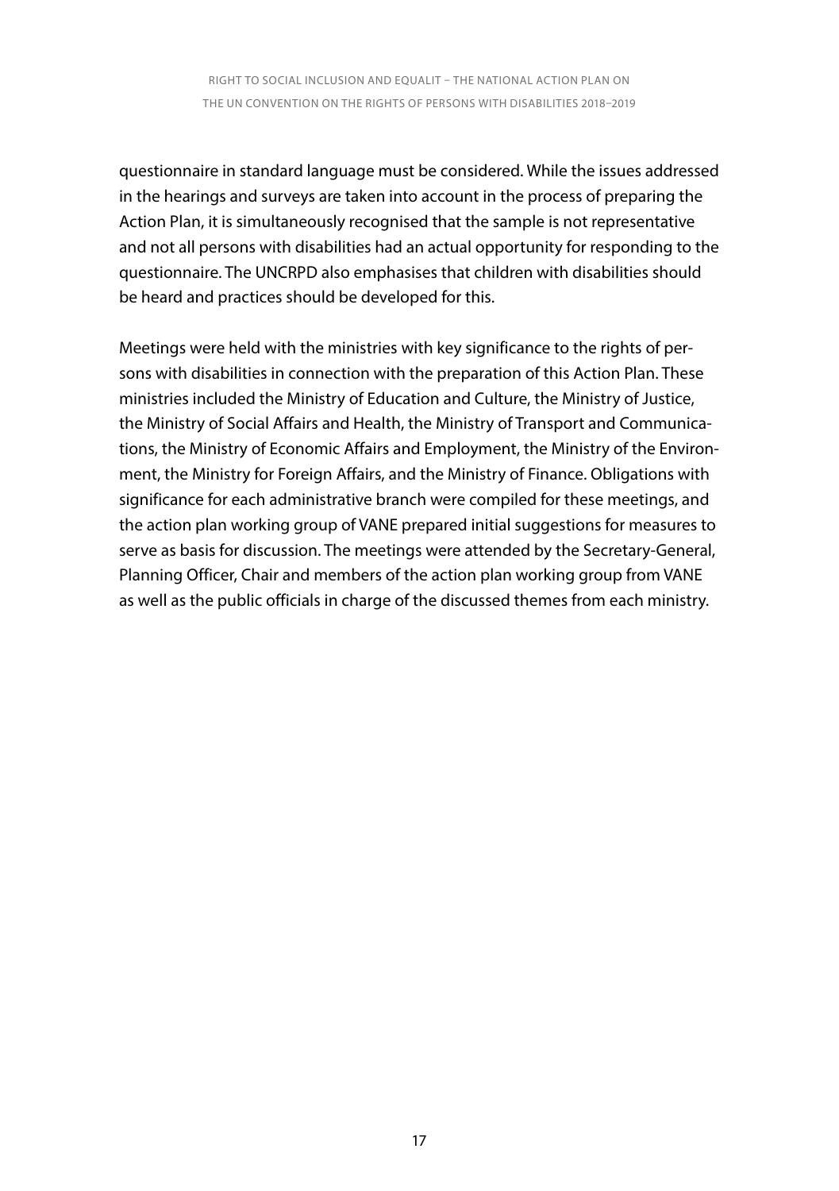questionnaire in standard language must be considered. While the issues addressed in the hearings and surveys are taken into account in the process of preparing the Action Plan, it is simultaneously recognised that the sample is not representative and not all persons with disabilities had an actual opportunity for responding to the questionnaire. The UNCRPD also emphasises that children with disabilities should be heard and practices should be developed for this.

Meetings were held with the ministries with key significance to the rights of persons with disabilities in connection with the preparation of this Action Plan. These ministries included the Ministry of Education and Culture, the Ministry of Justice, the Ministry of Social Affairs and Health, the Ministry of Transport and Communications, the Ministry of Economic Affairs and Employment, the Ministry of the Environment, the Ministry for Foreign Affairs, and the Ministry of Finance. Obligations with significance for each administrative branch were compiled for these meetings, and the action plan working group of VANE prepared initial suggestions for measures to serve as basis for discussion. The meetings were attended by the Secretary-General, Planning Officer, Chair and members of the action plan working group from VANE as well as the public officials in charge of the discussed themes from each ministry.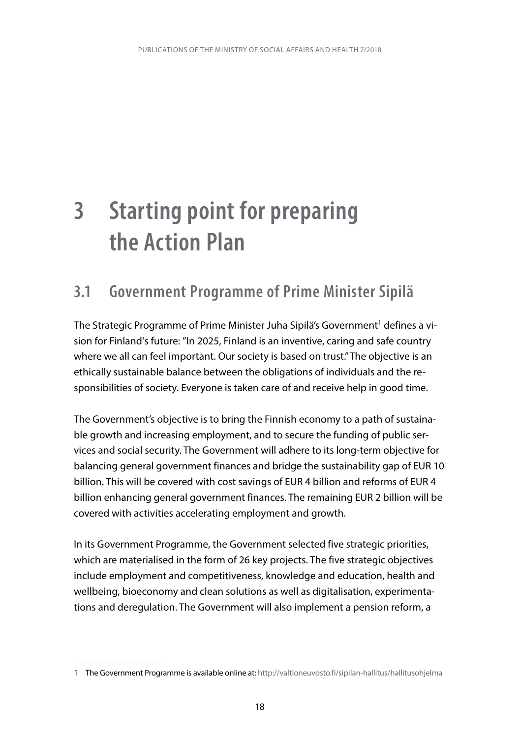# 3 Starting point for preparing the Action Plan

## 3.1 Government Programme of Prime Minister Sipilä

The Strategic Programme of Prime Minister Juha Sipilä's Government[1] defines a vision for Finland's future: "In 2025, Finland is an inventive, caring and safe country where we all can feel important. Our society is based on trust." The objective is an ethically sustainable balance between the obligations of individuals and the responsibilities of society. Everyone is taken care of and receive help in good time.

The Government's objective is to bring the Finnish economy to a path of sustainable growth and increasing employment, and to secure the funding of public services and social security. The Government will adhere to its long-term objective for balancing general government finances and bridge the sustainability gap of EUR 10 billion. This will be covered with cost savings of EUR 4 billion and reforms of EUR 4 billion enhancing general government finances. The remaining EUR 2 billion will be covered with activities accelerating employment and growth.

In its Government Programme, the Government selected five strategic priorities, which are materialised in the form of 26 key projects. The five strategic objectives include employment and competitiveness, knowledge and education, health and wellbeing, bioeconomy and clean solutions as well as digitalisation, experimentations and deregulation. The Government will also implement a pension reform, a

---

1 The Government Programme is available online at: http://valtioneuvosto.fi/sipilan-hallitus/hallitusohjelma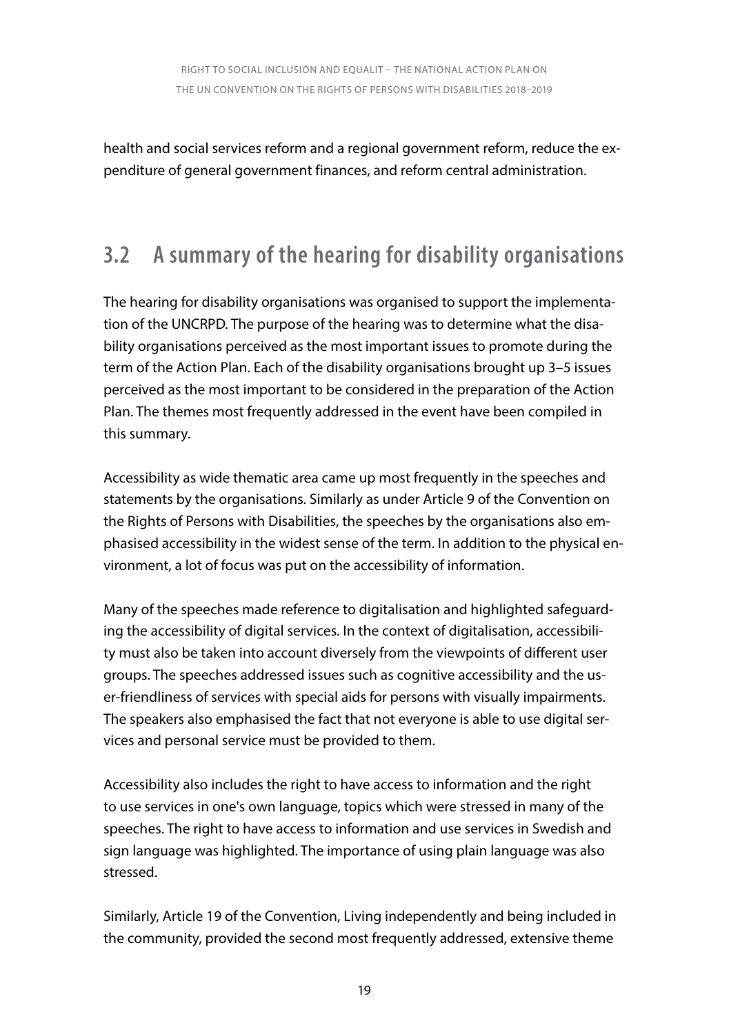health and social services reform and a regional government reform, reduce the expenditure of general government finances, and reform central administration.

## 3.2 A summary of the hearing for disability organisations

The hearing for disability organisations was organised to support the implementation of the UNCRPD. The purpose of the hearing was to determine what the disability organisations perceived as the most important issues to promote during the term of the Action Plan. Each of the disability organisations brought up 3–5 issues perceived as the most important to be considered in the preparation of the Action Plan. The themes most frequently addressed in the event have been compiled in this summary.

Accessibility as wide thematic area came up most frequently in the speeches and statements by the organisations. Similarly as under Article 9 of the Convention on the Rights of Persons with Disabilities, the speeches by the organisations also emphasised accessibility in the widest sense of the term. In addition to the physical environment, a lot of focus was put on the accessibility of information.

Many of the speeches made reference to digitalisation and highlighted safeguarding the accessibility of digital services. In the context of digitalisation, accessibility must also be taken into account diversely from the viewpoints of different user groups. The speeches addressed issues such as cognitive accessibility and the user-friendliness of services with special aids for persons with visually impairments. The speakers also emphasised the fact that not everyone is able to use digital services and personal service must be provided to them.

Accessibility also includes the right to have access to information and the right to use services in one's own language, topics which were stressed in many of the speeches. The right to have access to information and use services in Swedish and sign language was highlighted. The importance of using plain language was also stressed.

Similarly, Article 19 of the Convention, Living independently and being included in the community, provided the second most frequently addressed, extensive theme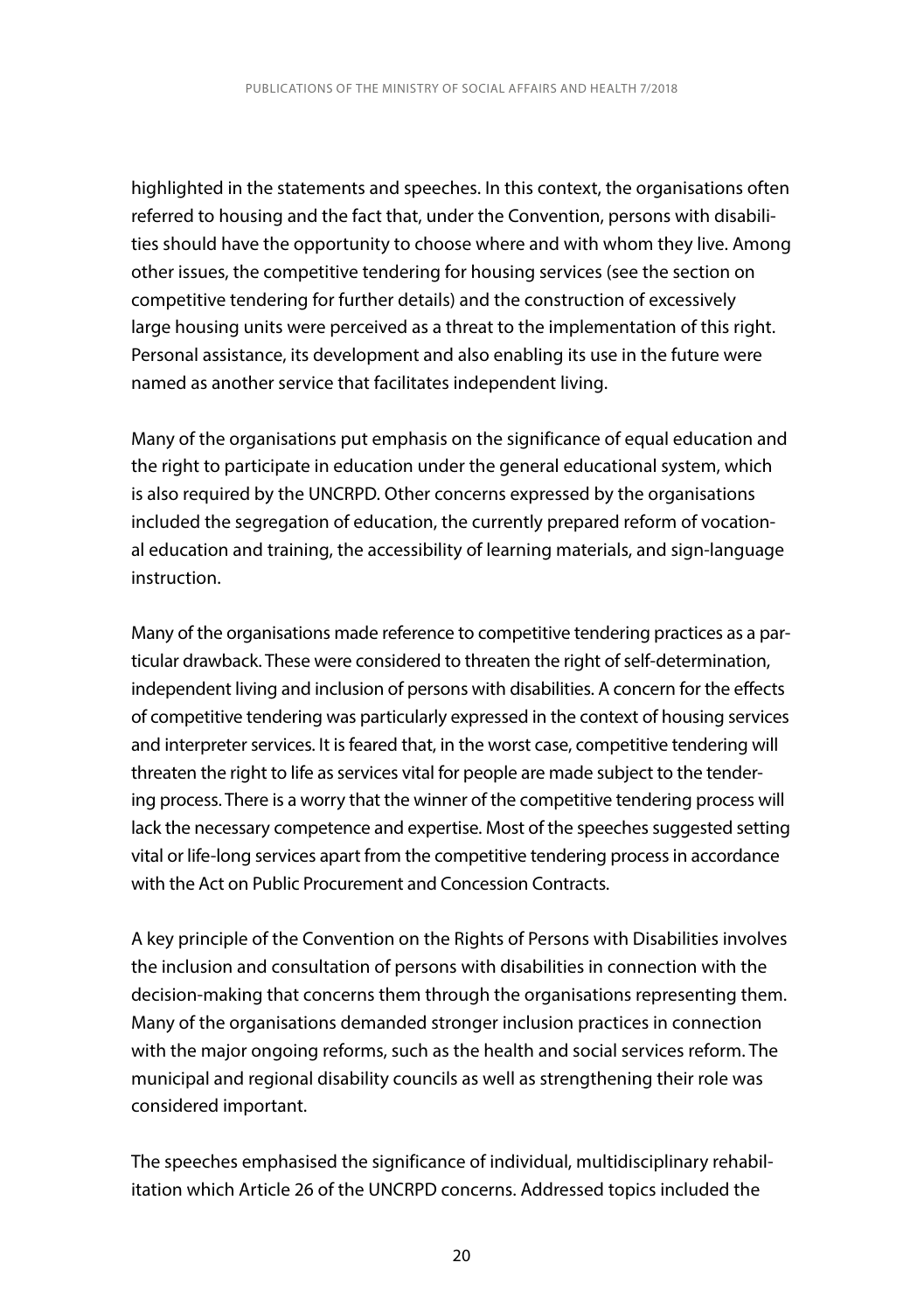highlighted in the statements and speeches. In this context, the organisations often referred to housing and the fact that, under the Convention, persons with disabilities should have the opportunity to choose where and with whom they live. Among other issues, the competitive tendering for housing services (see the section on competitive tendering for further details) and the construction of excessively large housing units were perceived as a threat to the implementation of this right. Personal assistance, its development and also enabling its use in the future were named as another service that facilitates independent living.

Many of the organisations put emphasis on the significance of equal education and the right to participate in education under the general educational system, which is also required by the UNCRPD. Other concerns expressed by the organisations included the segregation of education, the currently prepared reform of vocational education and training, the accessibility of learning materials, and sign-language instruction.

Many of the organisations made reference to competitive tendering practices as a particular drawback. These were considered to threaten the right of self-determination, independent living and inclusion of persons with disabilities. A concern for the effects of competitive tendering was particularly expressed in the context of housing services and interpreter services. It is feared that, in the worst case, competitive tendering will threaten the right to life as services vital for people are made subject to the tendering process. There is a worry that the winner of the competitive tendering process will lack the necessary competence and expertise. Most of the speeches suggested setting vital or life-long services apart from the competitive tendering process in accordance with the Act on Public Procurement and Concession Contracts.

A key principle of the Convention on the Rights of Persons with Disabilities involves the inclusion and consultation of persons with disabilities in connection with the decision-making that concerns them through the organisations representing them. Many of the organisations demanded stronger inclusion practices in connection with the major ongoing reforms, such as the health and social services reform. The municipal and regional disability councils as well as strengthening their role was considered important.

The speeches emphasised the significance of individual, multidisciplinary rehabilitation which Article 26 of the UNCRPD concerns. Addressed topics included the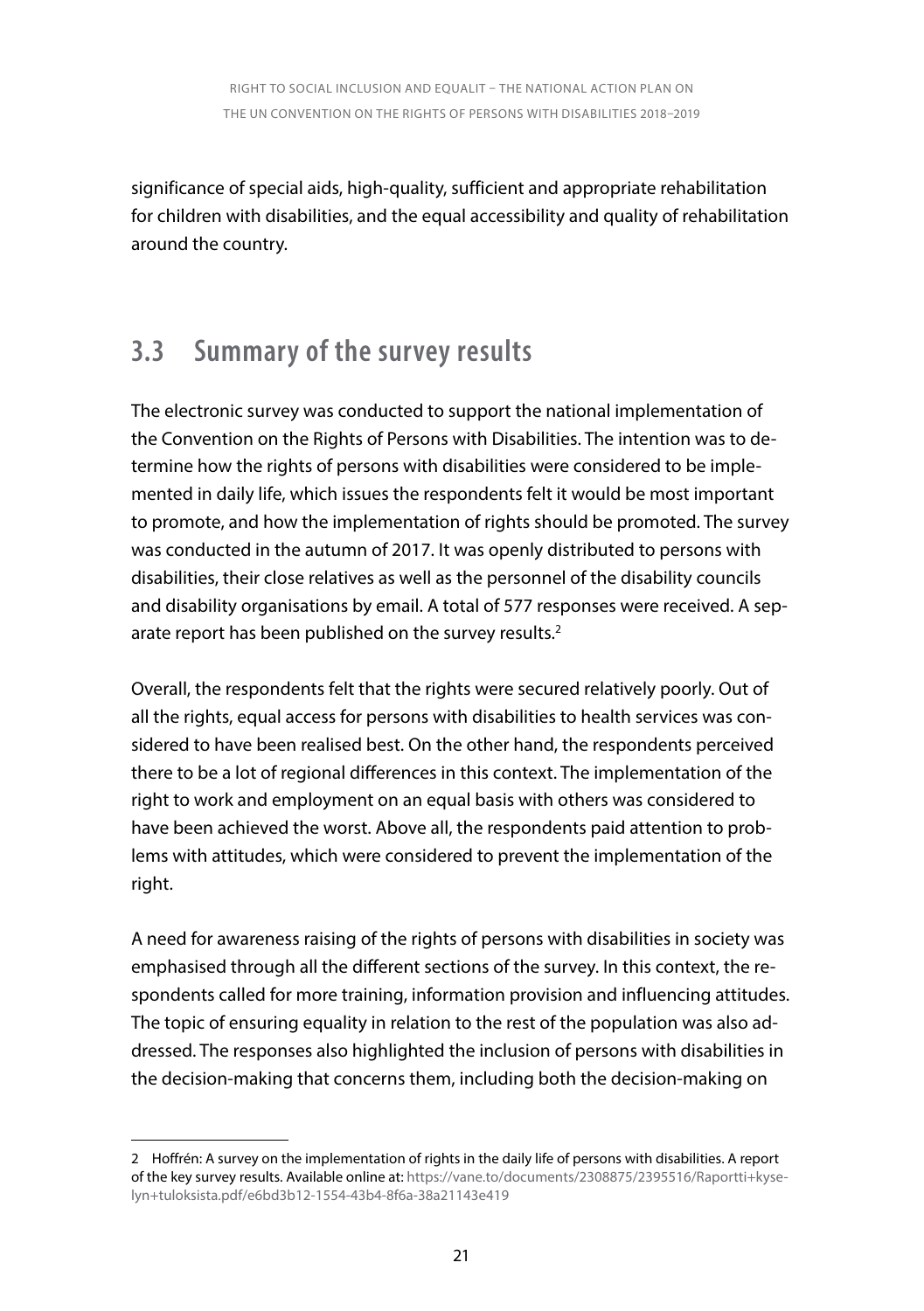significance of special aids, high-quality, sufficient and appropriate rehabilitation for children with disabilities, and the equal accessibility and quality of rehabilitation around the country.

## 3.3 Summary of the survey results

The electronic survey was conducted to support the national implementation of the Convention on the Rights of Persons with Disabilities. The intention was to determine how the rights of persons with disabilities were considered to be implemented in daily life, which issues the respondents felt it would be most important to promote, and how the implementation of rights should be promoted. The survey was conducted in the autumn of 2017. It was openly distributed to persons with disabilities, their close relatives as well as the personnel of the disability councils and disability organisations by email. A total of 577 responses were received. A separate report has been published on the survey results.[2]

Overall, the respondents felt that the rights were secured relatively poorly. Out of all the rights, equal access for persons with disabilities to health services was considered to have been realised best. On the other hand, the respondents perceived there to be a lot of regional differences in this context. The implementation of the right to work and employment on an equal basis with others was considered to have been achieved the worst. Above all, the respondents paid attention to problems with attitudes, which were considered to prevent the implementation of the right.

A need for awareness raising of the rights of persons with disabilities in society was emphasised through all the different sections of the survey. In this context, the respondents called for more training, information provision and influencing attitudes. The topic of ensuring equality in relation to the rest of the population was also addressed. The responses also highlighted the inclusion of persons with disabilities in the decision-making that concerns them, including both the decision-making on

---

2 Hoffrén: A survey on the implementation of rights in the daily life of persons with disabilities. A report of the key survey results. Available online at: https://vane.to/documents/2308875/2395516/Raportti+kyselyn+tuloksista.pdf/e6bd3b12-1554-43b4-8f6a-38a21143e419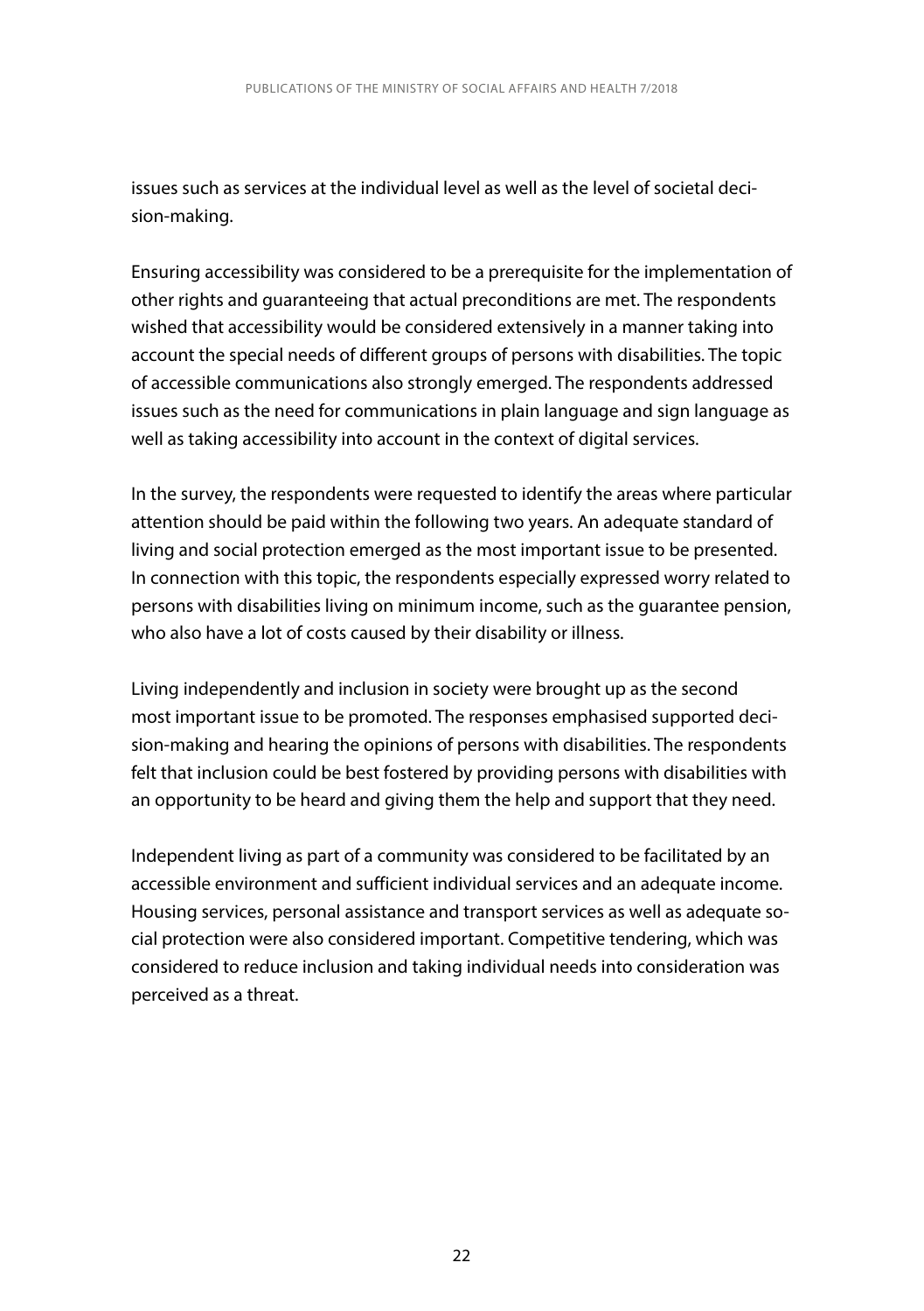issues such as services at the individual level as well as the level of societal decision-making.

Ensuring accessibility was considered to be a prerequisite for the implementation of other rights and guaranteeing that actual preconditions are met. The respondents wished that accessibility would be considered extensively in a manner taking into account the special needs of different groups of persons with disabilities. The topic of accessible communications also strongly emerged. The respondents addressed issues such as the need for communications in plain language and sign language as well as taking accessibility into account in the context of digital services.

In the survey, the respondents were requested to identify the areas where particular attention should be paid within the following two years. An adequate standard of living and social protection emerged as the most important issue to be presented. In connection with this topic, the respondents especially expressed worry related to persons with disabilities living on minimum income, such as the guarantee pension, who also have a lot of costs caused by their disability or illness.

Living independently and inclusion in society were brought up as the second most important issue to be promoted. The responses emphasised supported decision-making and hearing the opinions of persons with disabilities. The respondents felt that inclusion could be best fostered by providing persons with disabilities with an opportunity to be heard and giving them the help and support that they need.

Independent living as part of a community was considered to be facilitated by an accessible environment and sufficient individual services and an adequate income. Housing services, personal assistance and transport services as well as adequate social protection were also considered important. Competitive tendering, which was considered to reduce inclusion and taking individual needs into consideration was perceived as a threat.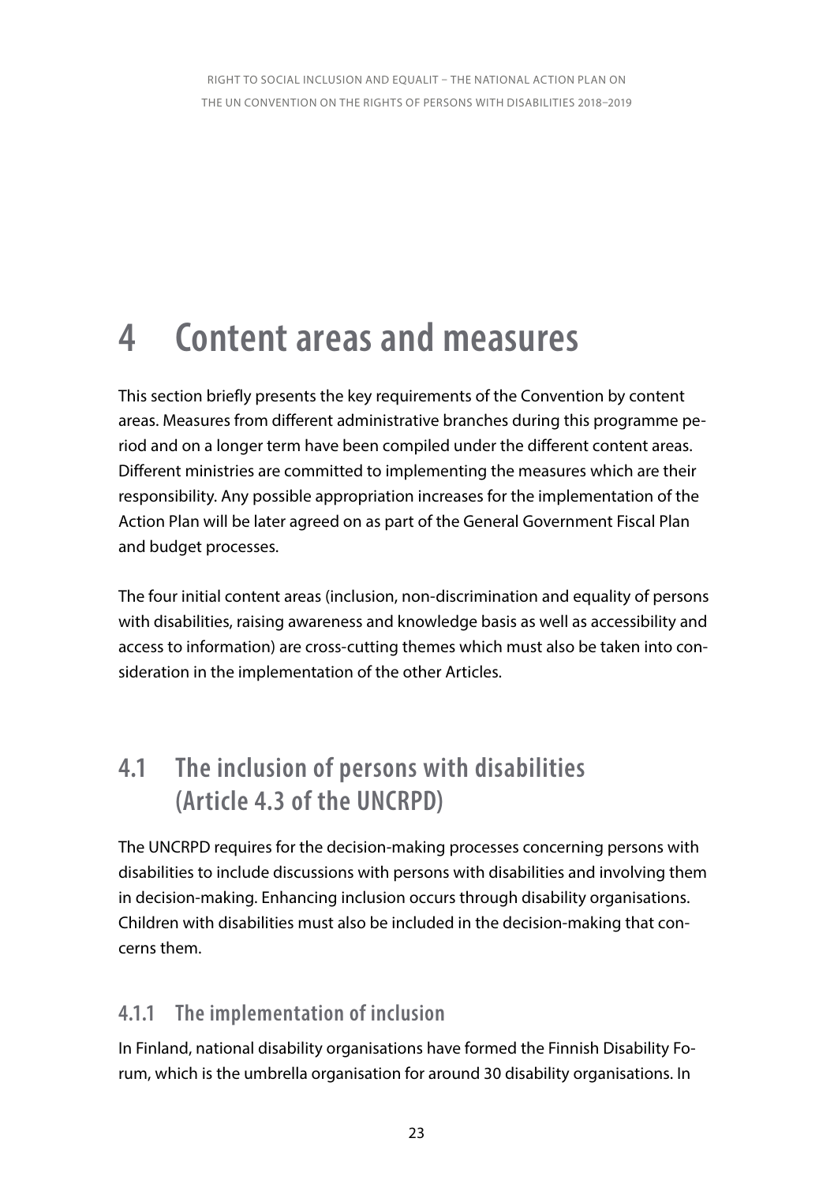# 4 Content areas and measures

This section briefly presents the key requirements of the Convention by content areas. Measures from different administrative branches during this programme period and on a longer term have been compiled under the different content areas. Different ministries are committed to implementing the measures which are their responsibility. Any possible appropriation increases for the implementation of the Action Plan will be later agreed on as part of the General Government Fiscal Plan and budget processes.

The four initial content areas (inclusion, non-discrimination and equality of persons with disabilities, raising awareness and knowledge basis as well as accessibility and access to information) are cross-cutting themes which must also be taken into consideration in the implementation of the other Articles.

## 4.1 The inclusion of persons with disabilities (Article 4.3 of the UNCRPD)

The UNCRPD requires for the decision-making processes concerning persons with disabilities to include discussions with persons with disabilities and involving them in decision-making. Enhancing inclusion occurs through disability organisations. Children with disabilities must also be included in the decision-making that concerns them.

### 4.1.1 The implementation of inclusion

In Finland, national disability organisations have formed the Finnish Disability Forum, which is the umbrella organisation for around 30 disability organisations. In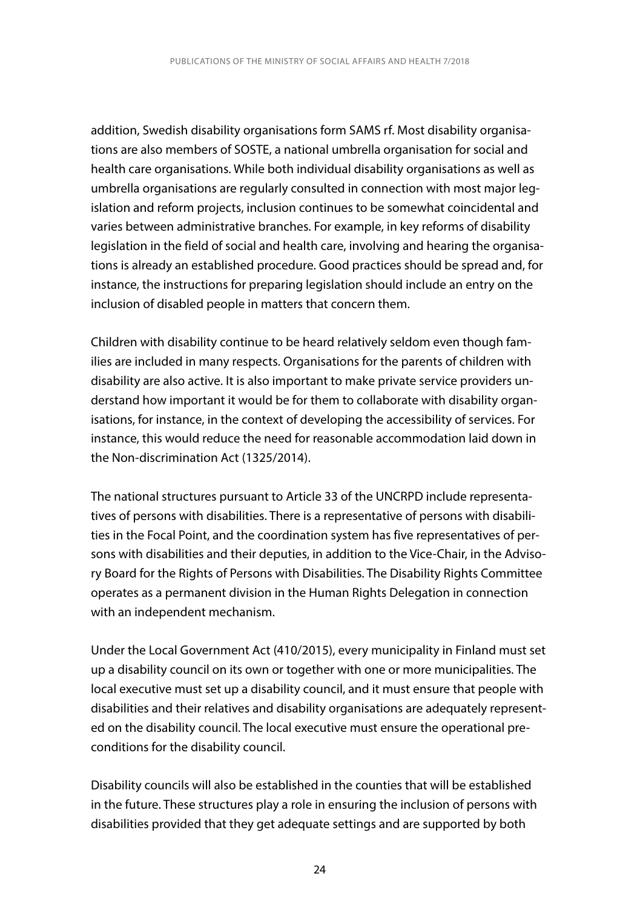addition, Swedish disability organisations form SAMS rf. Most disability organisations are also members of SOSTE, a national umbrella organisation for social and health care organisations. While both individual disability organisations as well as umbrella organisations are regularly consulted in connection with most major legislation and reform projects, inclusion continues to be somewhat coincidental and varies between administrative branches. For example, in key reforms of disability legislation in the field of social and health care, involving and hearing the organisations is already an established procedure. Good practices should be spread and, for instance, the instructions for preparing legislation should include an entry on the inclusion of disabled people in matters that concern them.

Children with disability continue to be heard relatively seldom even though families are included in many respects. Organisations for the parents of children with disability are also active. It is also important to make private service providers understand how important it would be for them to collaborate with disability organisations, for instance, in the context of developing the accessibility of services. For instance, this would reduce the need for reasonable accommodation laid down in the Non-discrimination Act (1325/2014).

The national structures pursuant to Article 33 of the UNCRPD include representatives of persons with disabilities. There is a representative of persons with disabilities in the Focal Point, and the coordination system has five representatives of persons with disabilities and their deputies, in addition to the Vice-Chair, in the Advisory Board for the Rights of Persons with Disabilities. The Disability Rights Committee operates as a permanent division in the Human Rights Delegation in connection with an independent mechanism.

Under the Local Government Act (410/2015), every municipality in Finland must set up a disability council on its own or together with one or more municipalities. The local executive must set up a disability council, and it must ensure that people with disabilities and their relatives and disability organisations are adequately represented on the disability council. The local executive must ensure the operational preconditions for the disability council.

Disability councils will also be established in the counties that will be established in the future. These structures play a role in ensuring the inclusion of persons with disabilities provided that they get adequate settings and are supported by both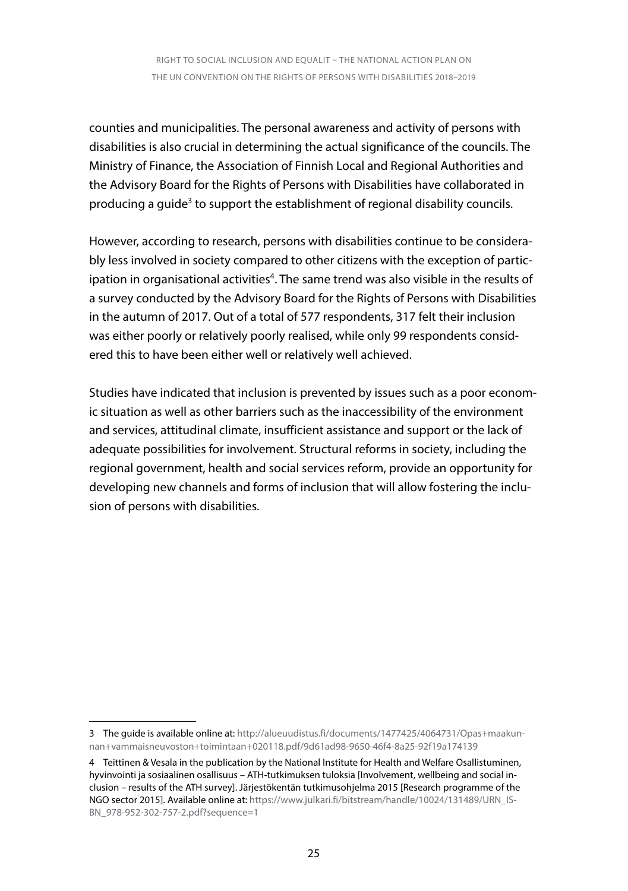counties and municipalities. The personal awareness and activity of persons with disabilities is also crucial in determining the actual significance of the councils. The Ministry of Finance, the Association of Finnish Local and Regional Authorities and the Advisory Board for the Rights of Persons with Disabilities have collaborated in producing a guide[3] to support the establishment of regional disability councils.

However, according to research, persons with disabilities continue to be considerably less involved in society compared to other citizens with the exception of participation in organisational activities[4]. The same trend was also visible in the results of a survey conducted by the Advisory Board for the Rights of Persons with Disabilities in the autumn of 2017. Out of a total of 577 respondents, 317 felt their inclusion was either poorly or relatively poorly realised, while only 99 respondents considered this to have been either well or relatively well achieved.

Studies have indicated that inclusion is prevented by issues such as a poor economic situation as well as other barriers such as the inaccessibility of the environment and services, attitudinal climate, insufficient assistance and support or the lack of adequate possibilities for involvement. Structural reforms in society, including the regional government, health and social services reform, provide an opportunity for developing new channels and forms of inclusion that will allow fostering the inclusion of persons with disabilities.

---

3 The guide is available online at: http://alueuudistus.fi/documents/1477425/4064731/Opas+maakunnan+vammaisneuvoston+toimintaan+020118.pdf/9d61ad98-9650-46f4-8a25-92f19a174139

4 Teittinen & Vesala in the publication by the National Institute for Health and Welfare Osallistuminen, hyvinvointi ja sosiaalinen osallisuus – ATH-tutkimuksen tuloksia [Involvement, wellbeing and social inclusion – results of the ATH survey]. Järjestökentän tutkimusohjelma 2015 [Research programme of the NGO sector 2015]. Available online at: https://www.julkari.fi/bitstream/handle/10024/131489/URN_ISBN_978-952-302-757-2.pdf?sequence=1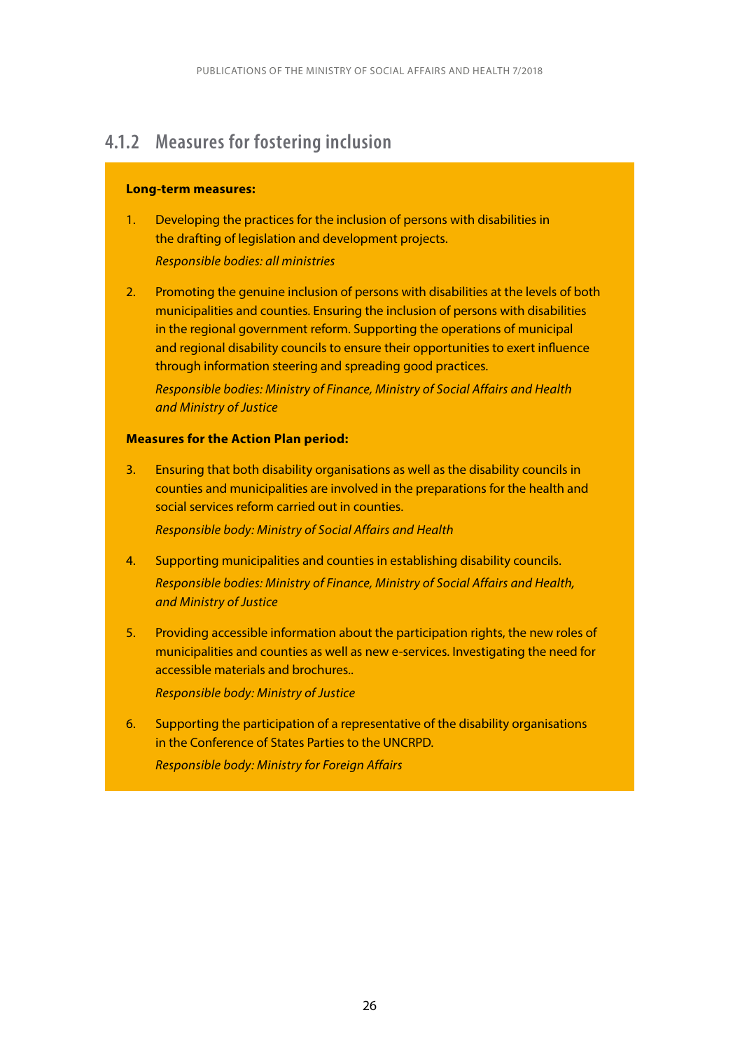### 4.1.2 Measures for fostering inclusion

**Long-term measures:**

1. Developing the practices for the inclusion of persons with disabilities in the drafting of legislation and development projects.
   *Responsible bodies: all ministries*

2. Promoting the genuine inclusion of persons with disabilities at the levels of both municipalities and counties. Ensuring the inclusion of persons with disabilities in the regional government reform. Supporting the operations of municipal and regional disability councils to ensure their opportunities to exert influence through information steering and spreading good practices.
   *Responsible bodies: Ministry of Finance, Ministry of Social Affairs and Health and Ministry of Justice*

**Measures for the Action Plan period:**

3. Ensuring that both disability organisations as well as the disability councils in counties and municipalities are involved in the preparations for the health and social services reform carried out in counties.
   *Responsible body: Ministry of Social Affairs and Health*

4. Supporting municipalities and counties in establishing disability councils.
   *Responsible bodies: Ministry of Finance, Ministry of Social Affairs and Health, and Ministry of Justice*

5. Providing accessible information about the participation rights, the new roles of municipalities and counties as well as new e-services. Investigating the need for accessible materials and brochures..
   *Responsible body: Ministry of Justice*

6. Supporting the participation of a representative of the disability organisations in the Conference of States Parties to the UNCRPD.
   *Responsible body: Ministry for Foreign Affairs*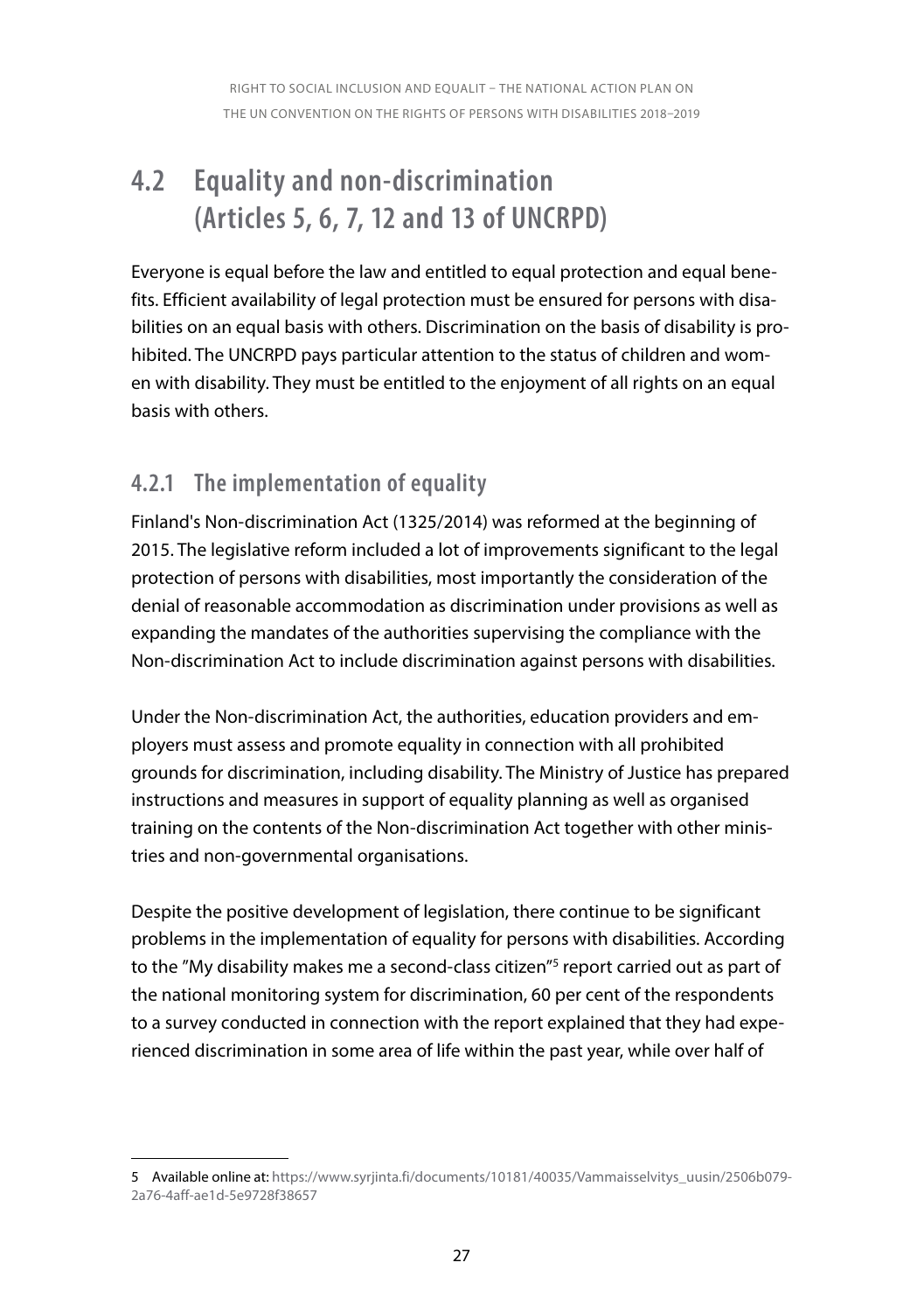## 4.2 Equality and non-discrimination (Articles 5, 6, 7, 12 and 13 of UNCRPD)

Everyone is equal before the law and entitled to equal protection and equal benefits. Efficient availability of legal protection must be ensured for persons with disabilities on an equal basis with others. Discrimination on the basis of disability is prohibited. The UNCRPD pays particular attention to the status of children and women with disability. They must be entitled to the enjoyment of all rights on an equal basis with others.

### 4.2.1 The implementation of equality

Finland's Non-discrimination Act (1325/2014) was reformed at the beginning of 2015. The legislative reform included a lot of improvements significant to the legal protection of persons with disabilities, most importantly the consideration of the denial of reasonable accommodation as discrimination under provisions as well as expanding the mandates of the authorities supervising the compliance with the Non-discrimination Act to include discrimination against persons with disabilities.

Under the Non-discrimination Act, the authorities, education providers and employers must assess and promote equality in connection with all prohibited grounds for discrimination, including disability. The Ministry of Justice has prepared instructions and measures in support of equality planning as well as organised training on the contents of the Non-discrimination Act together with other ministries and non-governmental organisations.

Despite the positive development of legislation, there continue to be significant problems in the implementation of equality for persons with disabilities. According to the "My disability makes me a second-class citizen"[5] report carried out as part of the national monitoring system for discrimination, 60 per cent of the respondents to a survey conducted in connection with the report explained that they had experienced discrimination in some area of life within the past year, while over half of

---

5 Available online at: https://www.syrjinta.fi/documents/10181/40035/Vammaisselvitys_uusin/2506b079-2a76-4aff-ae1d-5e9728f38657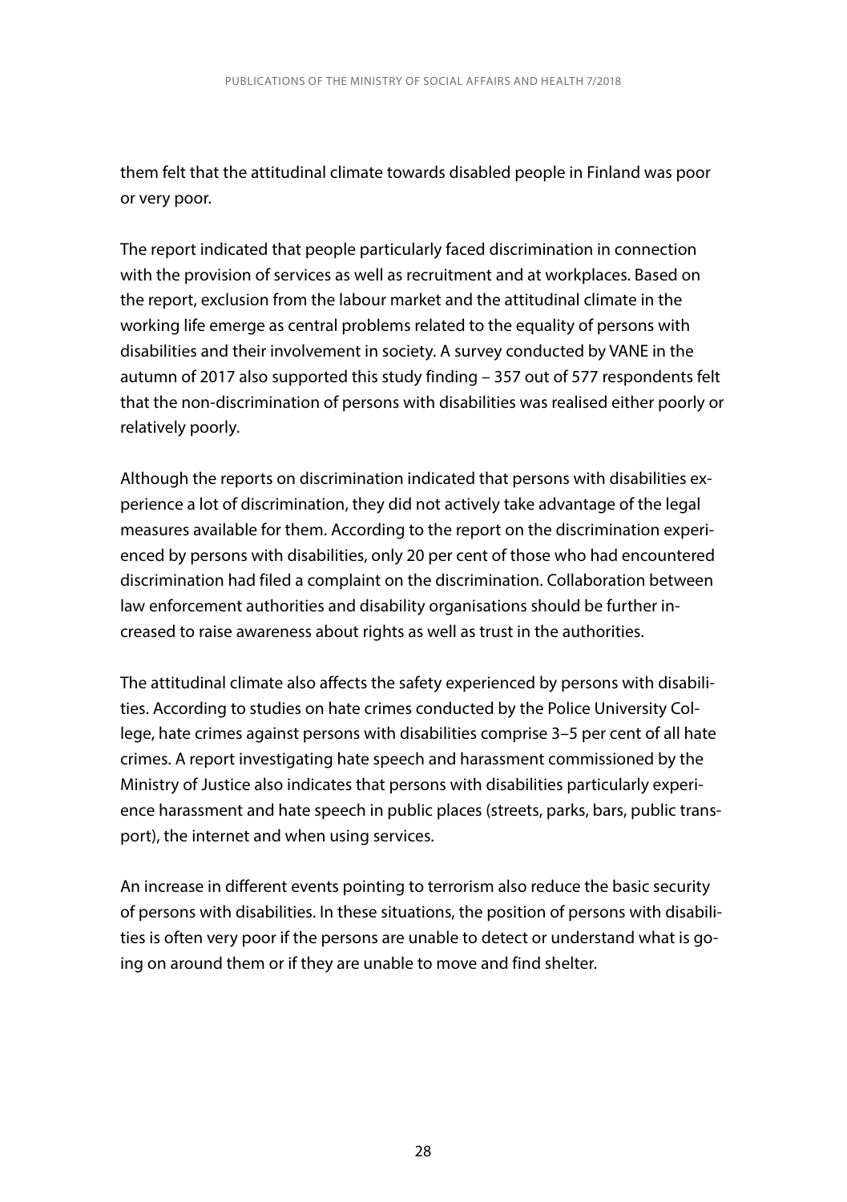them felt that the attitudinal climate towards disabled people in Finland was poor or very poor.

The report indicated that people particularly faced discrimination in connection with the provision of services as well as recruitment and at workplaces. Based on the report, exclusion from the labour market and the attitudinal climate in the working life emerge as central problems related to the equality of persons with disabilities and their involvement in society. A survey conducted by VANE in the autumn of 2017 also supported this study finding – 357 out of 577 respondents felt that the non-discrimination of persons with disabilities was realised either poorly or relatively poorly.

Although the reports on discrimination indicated that persons with disabilities experience a lot of discrimination, they did not actively take advantage of the legal measures available for them. According to the report on the discrimination experienced by persons with disabilities, only 20 per cent of those who had encountered discrimination had filed a complaint on the discrimination. Collaboration between law enforcement authorities and disability organisations should be further increased to raise awareness about rights as well as trust in the authorities.

The attitudinal climate also affects the safety experienced by persons with disabilities. According to studies on hate crimes conducted by the Police University College, hate crimes against persons with disabilities comprise 3–5 per cent of all hate crimes. A report investigating hate speech and harassment commissioned by the Ministry of Justice also indicates that persons with disabilities particularly experience harassment and hate speech in public places (streets, parks, bars, public transport), the internet and when using services.

An increase in different events pointing to terrorism also reduce the basic security of persons with disabilities. In these situations, the position of persons with disabilities is often very poor if the persons are unable to detect or understand what is going on around them or if they are unable to move and find shelter.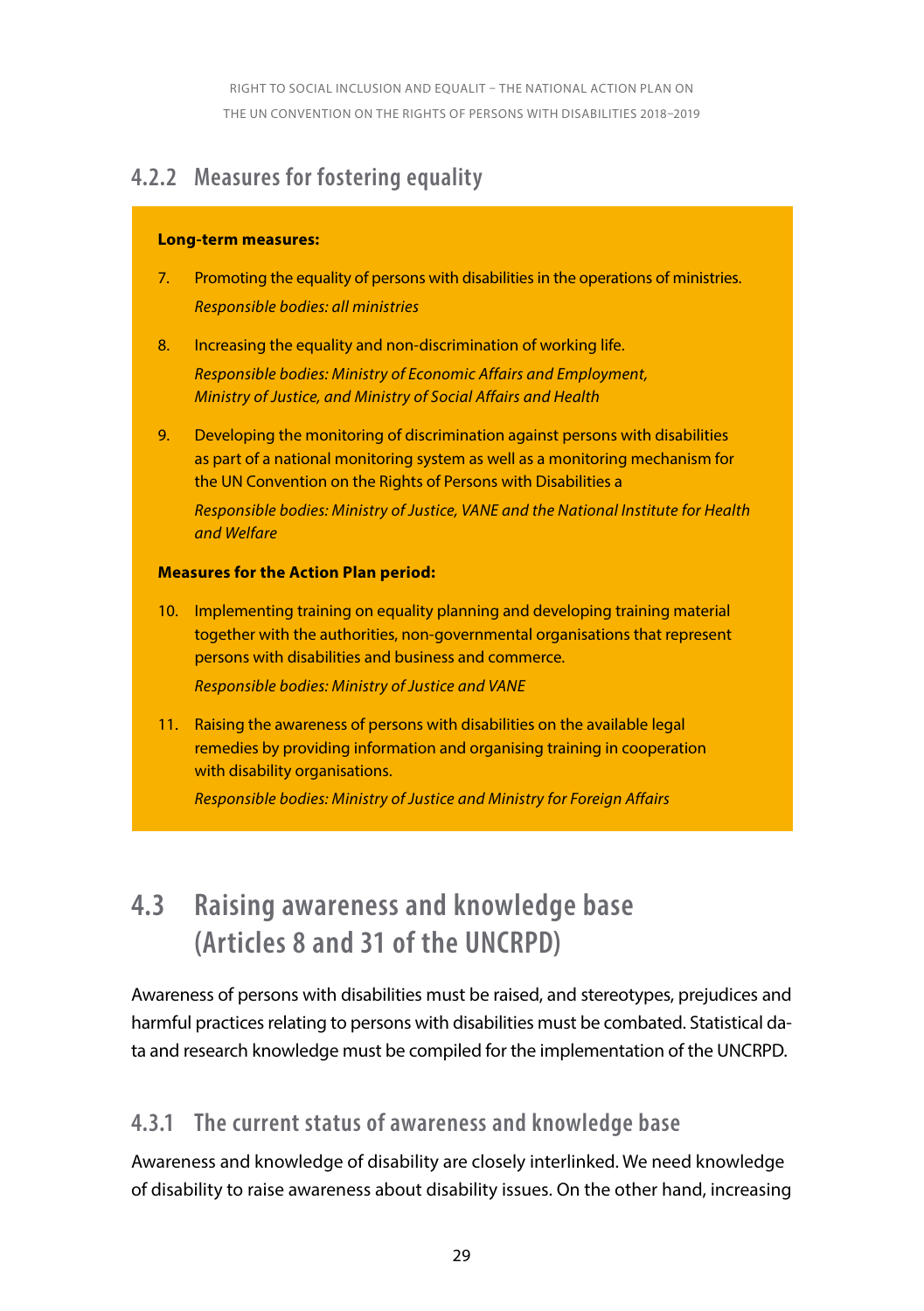### 4.2.2 Measures for fostering equality

**Long-term measures:**

7. Promoting the equality of persons with disabilities in the operations of ministries.
   *Responsible bodies: all ministries*

8. Increasing the equality and non-discrimination of working life.
   *Responsible bodies: Ministry of Economic Affairs and Employment, Ministry of Justice, and Ministry of Social Affairs and Health*

9. Developing the monitoring of discrimination against persons with disabilities as part of a national monitoring system as well as a monitoring mechanism for the UN Convention on the Rights of Persons with Disabilities a
   *Responsible bodies: Ministry of Justice, VANE and the National Institute for Health and Welfare*

**Measures for the Action Plan period:**

10. Implementing training on equality planning and developing training material together with the authorities, non-governmental organisations that represent persons with disabilities and business and commerce.
    *Responsible bodies: Ministry of Justice and VANE*

11. Raising the awareness of persons with disabilities on the available legal remedies by providing information and organising training in cooperation with disability organisations.
    *Responsible bodies: Ministry of Justice and Ministry for Foreign Affairs*

## 4.3 Raising awareness and knowledge base (Articles 8 and 31 of the UNCRPD)

Awareness of persons with disabilities must be raised, and stereotypes, prejudices and harmful practices relating to persons with disabilities must be combated. Statistical data and research knowledge must be compiled for the implementation of the UNCRPD.

### 4.3.1 The current status of awareness and knowledge base

Awareness and knowledge of disability are closely interlinked. We need knowledge of disability to raise awareness about disability issues. On the other hand, increasing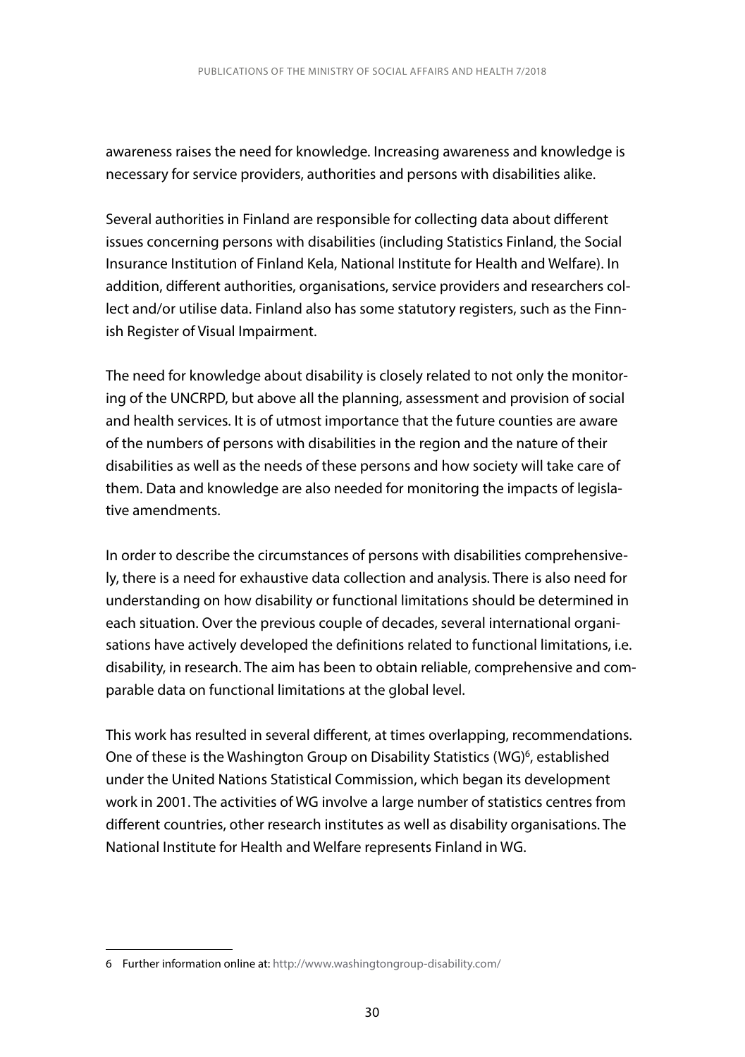awareness raises the need for knowledge. Increasing awareness and knowledge is necessary for service providers, authorities and persons with disabilities alike.

Several authorities in Finland are responsible for collecting data about different issues concerning persons with disabilities (including Statistics Finland, the Social Insurance Institution of Finland Kela, National Institute for Health and Welfare). In addition, different authorities, organisations, service providers and researchers collect and/or utilise data. Finland also has some statutory registers, such as the Finnish Register of Visual Impairment.

The need for knowledge about disability is closely related to not only the monitoring of the UNCRPD, but above all the planning, assessment and provision of social and health services. It is of utmost importance that the future counties are aware of the numbers of persons with disabilities in the region and the nature of their disabilities as well as the needs of these persons and how society will take care of them. Data and knowledge are also needed for monitoring the impacts of legislative amendments.

In order to describe the circumstances of persons with disabilities comprehensively, there is a need for exhaustive data collection and analysis. There is also need for understanding on how disability or functional limitations should be determined in each situation. Over the previous couple of decades, several international organisations have actively developed the definitions related to functional limitations, i.e. disability, in research. The aim has been to obtain reliable, comprehensive and comparable data on functional limitations at the global level.

This work has resulted in several different, at times overlapping, recommendations. One of these is the Washington Group on Disability Statistics (WG)[6], established under the United Nations Statistical Commission, which began its development work in 2001. The activities of WG involve a large number of statistics centres from different countries, other research institutes as well as disability organisations. The National Institute for Health and Welfare represents Finland in WG.

---

6 Further information online at: http://www.washingtongroup-disability.com/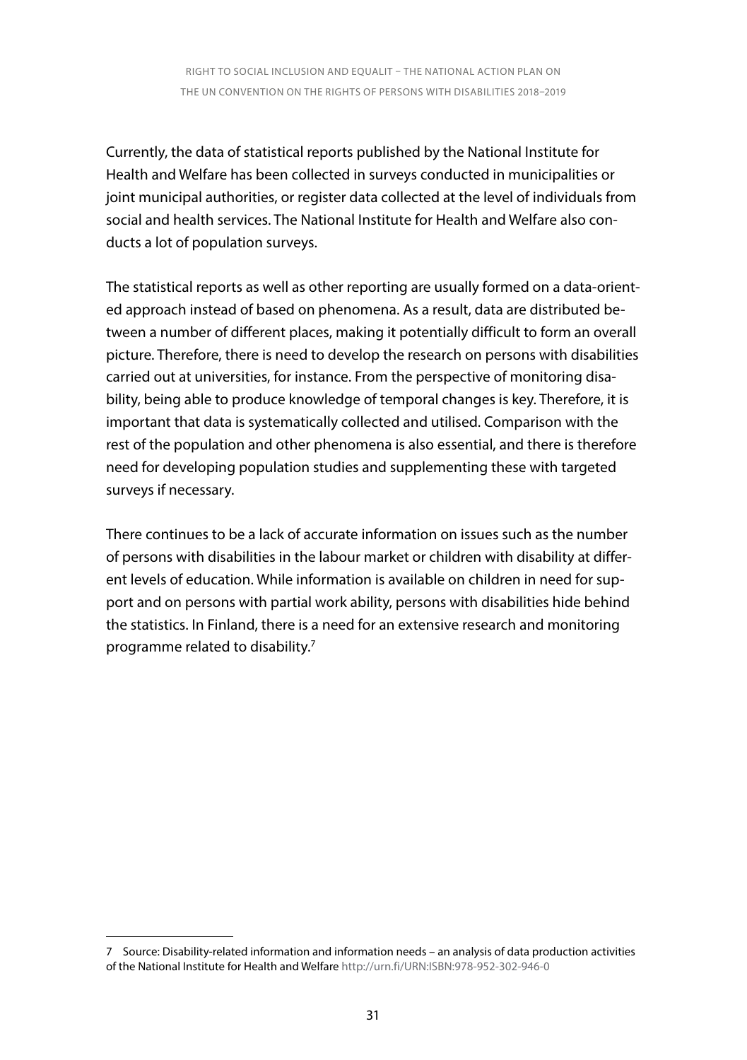Currently, the data of statistical reports published by the National Institute for Health and Welfare has been collected in surveys conducted in municipalities or joint municipal authorities, or register data collected at the level of individuals from social and health services. The National Institute for Health and Welfare also conducts a lot of population surveys.

The statistical reports as well as other reporting are usually formed on a data-oriented approach instead of based on phenomena. As a result, data are distributed between a number of different places, making it potentially difficult to form an overall picture. Therefore, there is need to develop the research on persons with disabilities carried out at universities, for instance. From the perspective of monitoring disability, being able to produce knowledge of temporal changes is key. Therefore, it is important that data is systematically collected and utilised. Comparison with the rest of the population and other phenomena is also essential, and there is therefore need for developing population studies and supplementing these with targeted surveys if necessary.

There continues to be a lack of accurate information on issues such as the number of persons with disabilities in the labour market or children with disability at different levels of education. While information is available on children in need for support and on persons with partial work ability, persons with disabilities hide behind the statistics. In Finland, there is a need for an extensive research and monitoring programme related to disability.[7]

---

7 Source: Disability-related information and information needs – an analysis of data production activities of the National Institute for Health and Welfare http://urn.fi/URN:ISBN:978-952-302-946-0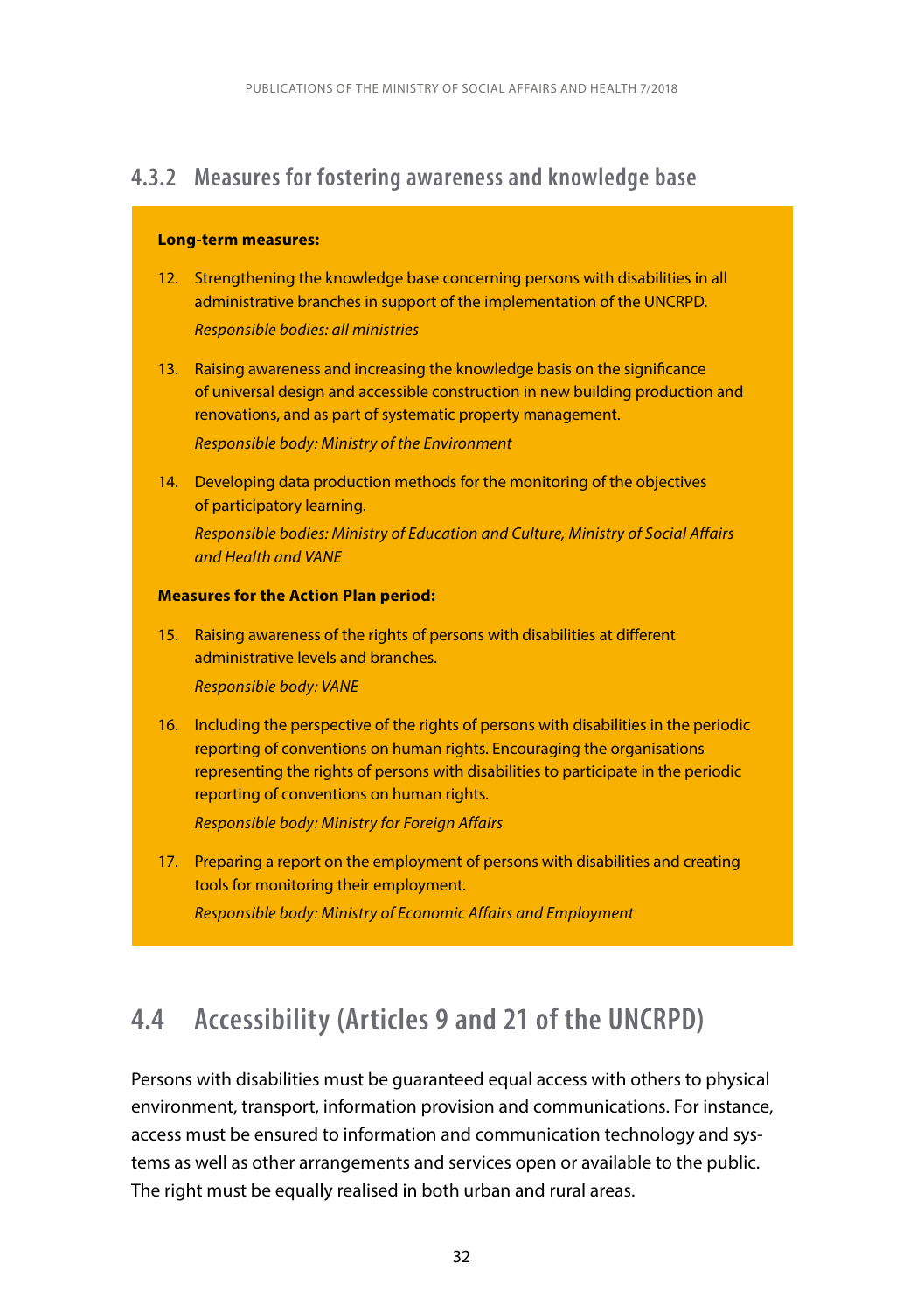### 4.3.2 Measures for fostering awareness and knowledge base

**Long-term measures:**

12. Strengthening the knowledge base concerning persons with disabilities in all administrative branches in support of the implementation of the UNCRPD.

    *Responsible bodies: all ministries*

13. Raising awareness and increasing the knowledge basis on the significance of universal design and accessible construction in new building production and renovations, and as part of systematic property management.

    *Responsible body: Ministry of the Environment*

14. Developing data production methods for the monitoring of the objectives of participatory learning.

    *Responsible bodies: Ministry of Education and Culture, Ministry of Social Affairs and Health and VANE*

**Measures for the Action Plan period:**

15. Raising awareness of the rights of persons with disabilities at different administrative levels and branches.

    *Responsible body: VANE*

16. Including the perspective of the rights of persons with disabilities in the periodic reporting of conventions on human rights. Encouraging the organisations representing the rights of persons with disabilities to participate in the periodic reporting of conventions on human rights.

    *Responsible body: Ministry for Foreign Affairs*

17. Preparing a report on the employment of persons with disabilities and creating tools for monitoring their employment.

    *Responsible body: Ministry of Economic Affairs and Employment*

## 4.4 Accessibility (Articles 9 and 21 of the UNCRPD)

Persons with disabilities must be guaranteed equal access with others to physical environment, transport, information provision and communications. For instance, access must be ensured to information and communication technology and systems as well as other arrangements and services open or available to the public. The right must be equally realised in both urban and rural areas.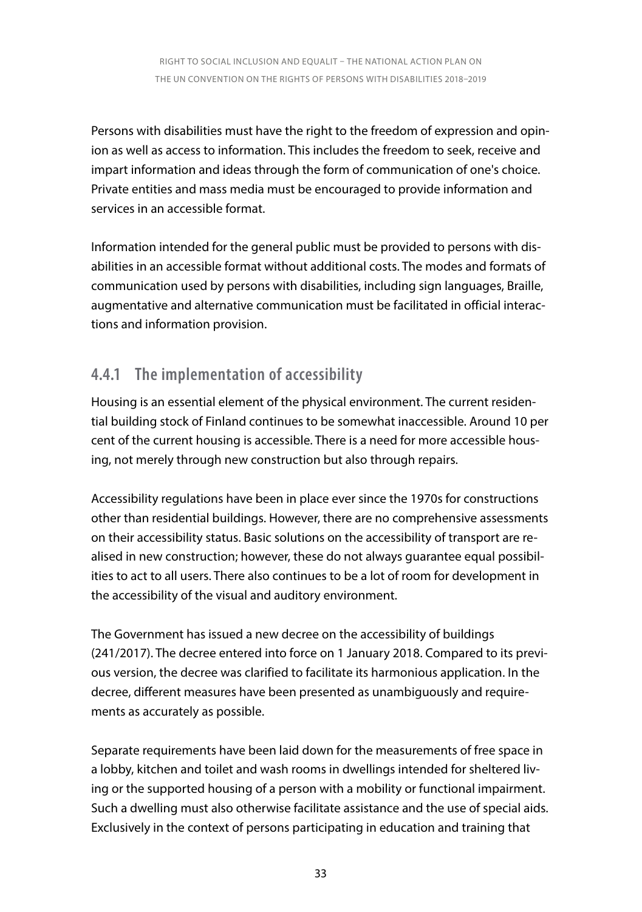Persons with disabilities must have the right to the freedom of expression and opinion as well as access to information. This includes the freedom to seek, receive and impart information and ideas through the form of communication of one's choice. Private entities and mass media must be encouraged to provide information and services in an accessible format.

Information intended for the general public must be provided to persons with disabilities in an accessible format without additional costs. The modes and formats of communication used by persons with disabilities, including sign languages, Braille, augmentative and alternative communication must be facilitated in official interactions and information provision.

### 4.4.1 The implementation of accessibility

Housing is an essential element of the physical environment. The current residential building stock of Finland continues to be somewhat inaccessible. Around 10 per cent of the current housing is accessible. There is a need for more accessible housing, not merely through new construction but also through repairs.

Accessibility regulations have been in place ever since the 1970s for constructions other than residential buildings. However, there are no comprehensive assessments on their accessibility status. Basic solutions on the accessibility of transport are realised in new construction; however, these do not always guarantee equal possibilities to act to all users. There also continues to be a lot of room for development in the accessibility of the visual and auditory environment.

The Government has issued a new decree on the accessibility of buildings (241/2017). The decree entered into force on 1 January 2018. Compared to its previous version, the decree was clarified to facilitate its harmonious application. In the decree, different measures have been presented as unambiguously and requirements as accurately as possible.

Separate requirements have been laid down for the measurements of free space in a lobby, kitchen and toilet and wash rooms in dwellings intended for sheltered living or the supported housing of a person with a mobility or functional impairment. Such a dwelling must also otherwise facilitate assistance and the use of special aids. Exclusively in the context of persons participating in education and training that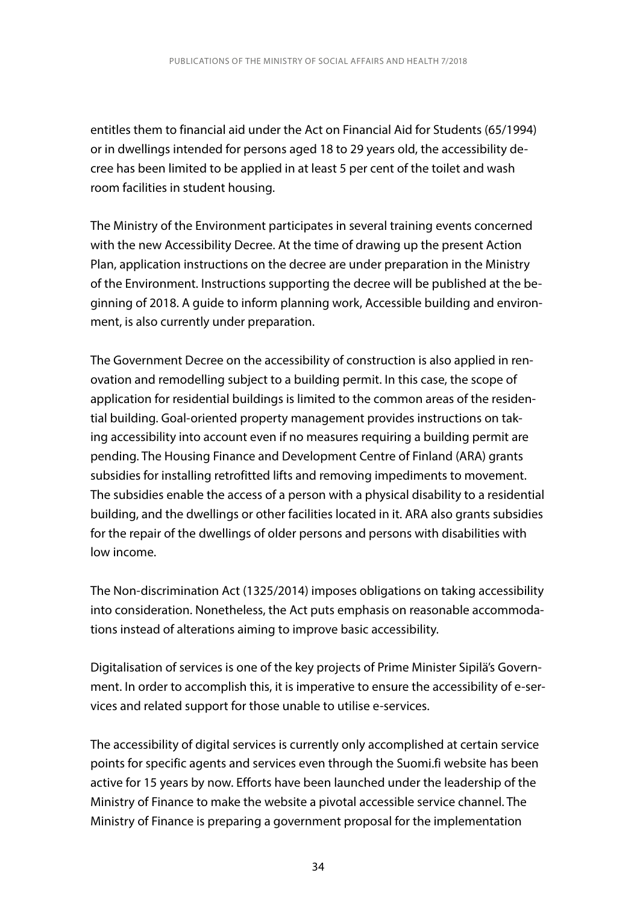entitles them to financial aid under the Act on Financial Aid for Students (65/1994) or in dwellings intended for persons aged 18 to 29 years old, the accessibility decree has been limited to be applied in at least 5 per cent of the toilet and wash room facilities in student housing.

The Ministry of the Environment participates in several training events concerned with the new Accessibility Decree. At the time of drawing up the present Action Plan, application instructions on the decree are under preparation in the Ministry of the Environment. Instructions supporting the decree will be published at the beginning of 2018. A guide to inform planning work, Accessible building and environment, is also currently under preparation.

The Government Decree on the accessibility of construction is also applied in renovation and remodelling subject to a building permit. In this case, the scope of application for residential buildings is limited to the common areas of the residential building. Goal-oriented property management provides instructions on taking accessibility into account even if no measures requiring a building permit are pending. The Housing Finance and Development Centre of Finland (ARA) grants subsidies for installing retrofitted lifts and removing impediments to movement. The subsidies enable the access of a person with a physical disability to a residential building, and the dwellings or other facilities located in it. ARA also grants subsidies for the repair of the dwellings of older persons and persons with disabilities with low income.

The Non-discrimination Act (1325/2014) imposes obligations on taking accessibility into consideration. Nonetheless, the Act puts emphasis on reasonable accommodations instead of alterations aiming to improve basic accessibility.

Digitalisation of services is one of the key projects of Prime Minister Sipilä's Government. In order to accomplish this, it is imperative to ensure the accessibility of e-services and related support for those unable to utilise e-services.

The accessibility of digital services is currently only accomplished at certain service points for specific agents and services even through the Suomi.fi website has been active for 15 years by now. Efforts have been launched under the leadership of the Ministry of Finance to make the website a pivotal accessible service channel. The Ministry of Finance is preparing a government proposal for the implementation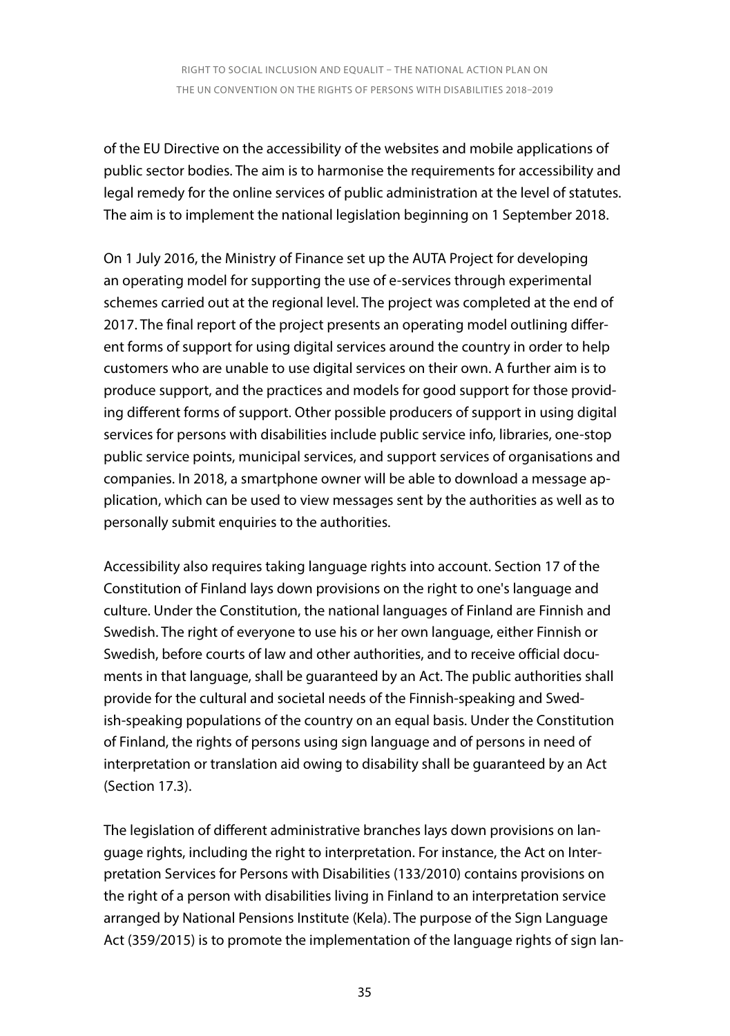of the EU Directive on the accessibility of the websites and mobile applications of public sector bodies. The aim is to harmonise the requirements for accessibility and legal remedy for the online services of public administration at the level of statutes. The aim is to implement the national legislation beginning on 1 September 2018.

On 1 July 2016, the Ministry of Finance set up the AUTA Project for developing an operating model for supporting the use of e-services through experimental schemes carried out at the regional level. The project was completed at the end of 2017. The final report of the project presents an operating model outlining different forms of support for using digital services around the country in order to help customers who are unable to use digital services on their own. A further aim is to produce support, and the practices and models for good support for those providing different forms of support. Other possible producers of support in using digital services for persons with disabilities include public service info, libraries, one-stop public service points, municipal services, and support services of organisations and companies. In 2018, a smartphone owner will be able to download a message application, which can be used to view messages sent by the authorities as well as to personally submit enquiries to the authorities.

Accessibility also requires taking language rights into account. Section 17 of the Constitution of Finland lays down provisions on the right to one's language and culture. Under the Constitution, the national languages of Finland are Finnish and Swedish. The right of everyone to use his or her own language, either Finnish or Swedish, before courts of law and other authorities, and to receive official documents in that language, shall be guaranteed by an Act. The public authorities shall provide for the cultural and societal needs of the Finnish-speaking and Swedish-speaking populations of the country on an equal basis. Under the Constitution of Finland, the rights of persons using sign language and of persons in need of interpretation or translation aid owing to disability shall be guaranteed by an Act (Section 17.3).

The legislation of different administrative branches lays down provisions on language rights, including the right to interpretation. For instance, the Act on Interpretation Services for Persons with Disabilities (133/2010) contains provisions on the right of a person with disabilities living in Finland to an interpretation service arranged by National Pensions Institute (Kela). The purpose of the Sign Language Act (359/2015) is to promote the implementation of the language rights of sign lan-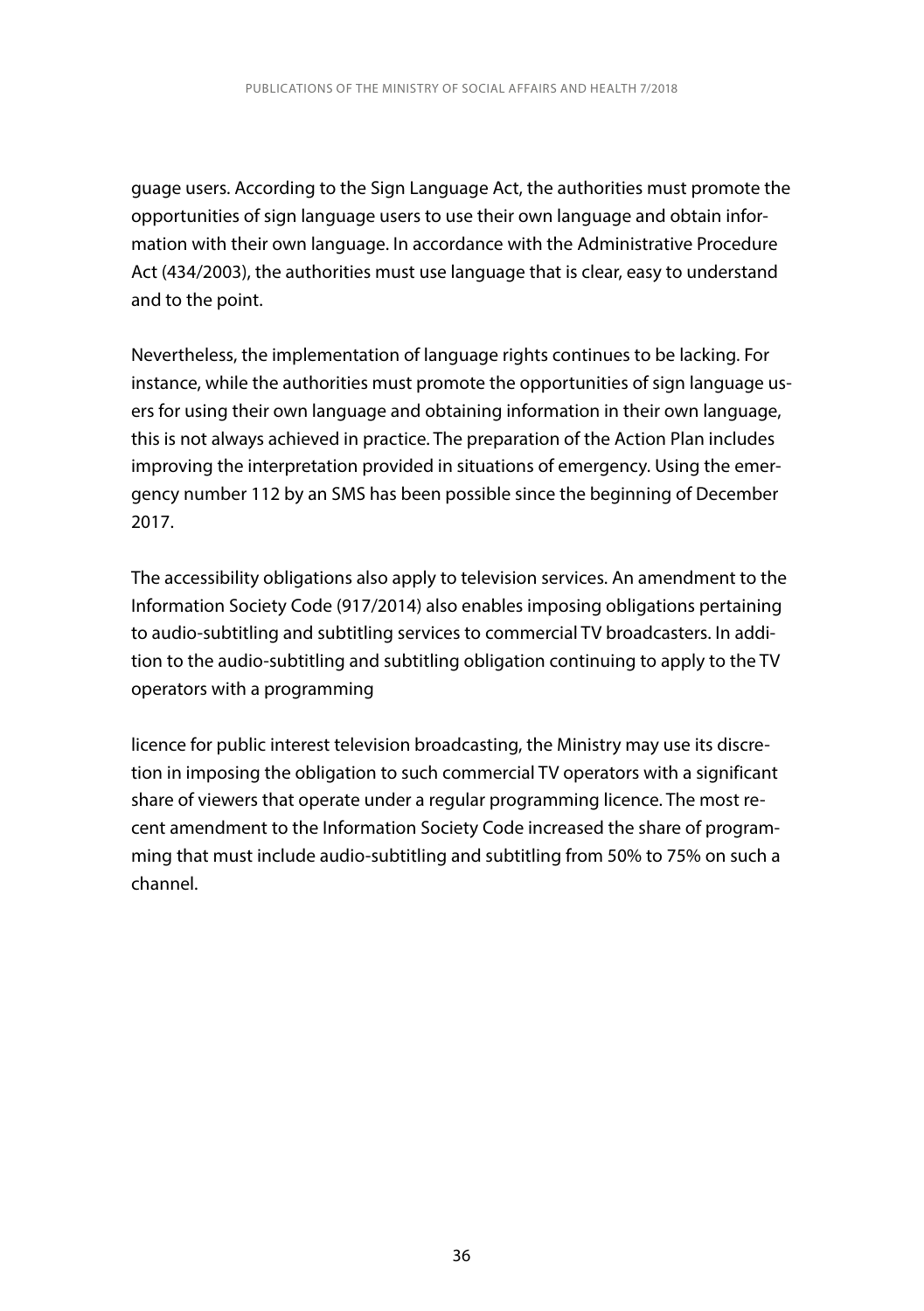guage users. According to the Sign Language Act, the authorities must promote the opportunities of sign language users to use their own language and obtain information with their own language. In accordance with the Administrative Procedure Act (434/2003), the authorities must use language that is clear, easy to understand and to the point.

Nevertheless, the implementation of language rights continues to be lacking. For instance, while the authorities must promote the opportunities of sign language users for using their own language and obtaining information in their own language, this is not always achieved in practice. The preparation of the Action Plan includes improving the interpretation provided in situations of emergency. Using the emergency number 112 by an SMS has been possible since the beginning of December 2017.

The accessibility obligations also apply to television services. An amendment to the Information Society Code (917/2014) also enables imposing obligations pertaining to audio-subtitling and subtitling services to commercial TV broadcasters. In addition to the audio-subtitling and subtitling obligation continuing to apply to the TV operators with a programming

licence for public interest television broadcasting, the Ministry may use its discretion in imposing the obligation to such commercial TV operators with a significant share of viewers that operate under a regular programming licence. The most recent amendment to the Information Society Code increased the share of programming that must include audio-subtitling and subtitling from 50% to 75% on such a channel.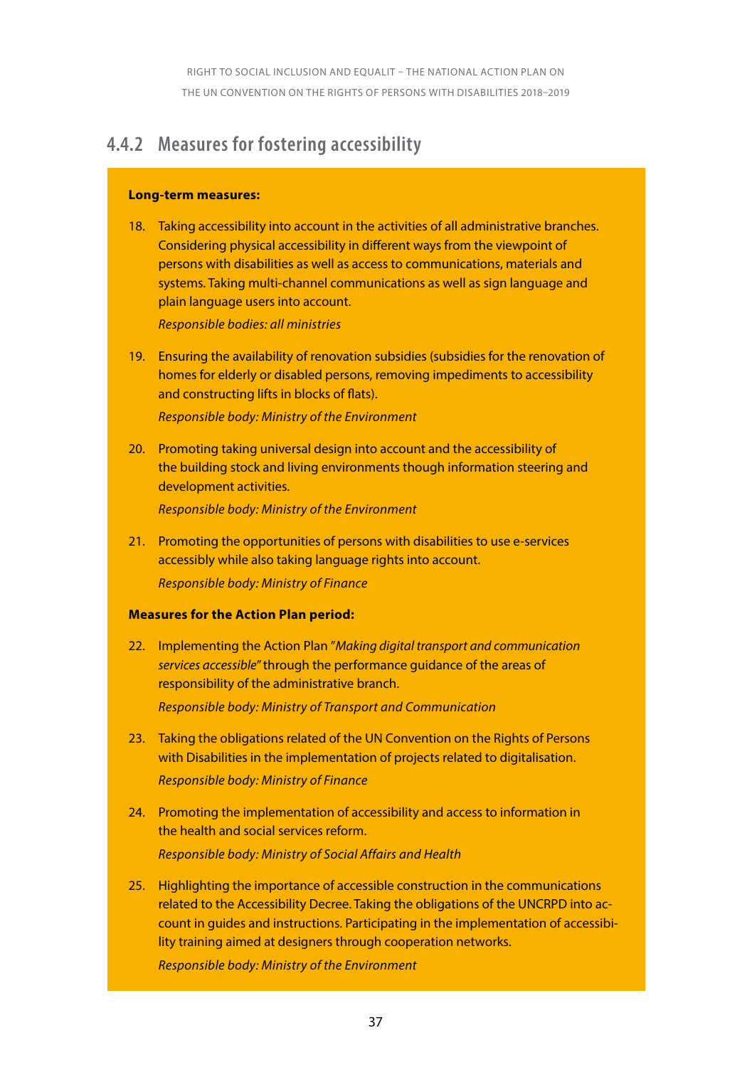### 4.4.2 Measures for fostering accessibility

**Long-term measures:**

18. Taking accessibility into account in the activities of all administrative branches. Considering physical accessibility in different ways from the viewpoint of persons with disabilities as well as access to communications, materials and systems. Taking multi-channel communications as well as sign language and plain language users into account.

    *Responsible bodies: all ministries*

19. Ensuring the availability of renovation subsidies (subsidies for the renovation of homes for elderly or disabled persons, removing impediments to accessibility and constructing lifts in blocks of flats).

    *Responsible body: Ministry of the Environment*

20. Promoting taking universal design into account and the accessibility of the building stock and living environments though information steering and development activities.

    *Responsible body: Ministry of the Environment*

21. Promoting the opportunities of persons with disabilities to use e-services accessibly while also taking language rights into account.

    *Responsible body: Ministry of Finance*

**Measures for the Action Plan period:**

22. Implementing the Action Plan "*Making digital transport and communication services accessible*" through the performance guidance of the areas of responsibility of the administrative branch.

    *Responsible body: Ministry of Transport and Communication*

23. Taking the obligations related of the UN Convention on the Rights of Persons with Disabilities in the implementation of projects related to digitalisation.

    *Responsible body: Ministry of Finance*

24. Promoting the implementation of accessibility and access to information in the health and social services reform.

    *Responsible body: Ministry of Social Affairs and Health*

25. Highlighting the importance of accessible construction in the communications related to the Accessibility Decree. Taking the obligations of the UNCRPD into account in guides and instructions. Participating in the implementation of accessibility training aimed at designers through cooperation networks.

    *Responsible body: Ministry of the Environment*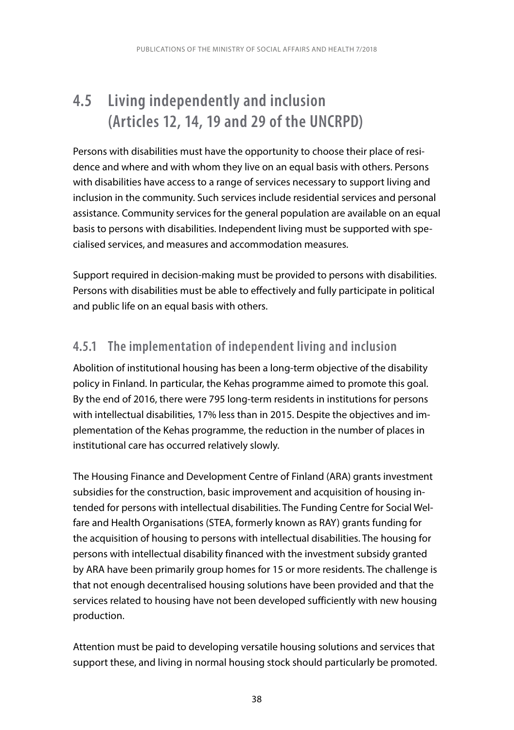## 4.5 Living independently and inclusion (Articles 12, 14, 19 and 29 of the UNCRPD)

Persons with disabilities must have the opportunity to choose their place of residence and where and with whom they live on an equal basis with others. Persons with disabilities have access to a range of services necessary to support living and inclusion in the community. Such services include residential services and personal assistance. Community services for the general population are available on an equal basis to persons with disabilities. Independent living must be supported with specialised services, and measures and accommodation measures.

Support required in decision-making must be provided to persons with disabilities. Persons with disabilities must be able to effectively and fully participate in political and public life on an equal basis with others.

### 4.5.1 The implementation of independent living and inclusion

Abolition of institutional housing has been a long-term objective of the disability policy in Finland. In particular, the Kehas programme aimed to promote this goal. By the end of 2016, there were 795 long-term residents in institutions for persons with intellectual disabilities, 17% less than in 2015. Despite the objectives and implementation of the Kehas programme, the reduction in the number of places in institutional care has occurred relatively slowly.

The Housing Finance and Development Centre of Finland (ARA) grants investment subsidies for the construction, basic improvement and acquisition of housing intended for persons with intellectual disabilities. The Funding Centre for Social Welfare and Health Organisations (STEA, formerly known as RAY) grants funding for the acquisition of housing to persons with intellectual disabilities. The housing for persons with intellectual disability financed with the investment subsidy granted by ARA have been primarily group homes for 15 or more residents. The challenge is that not enough decentralised housing solutions have been provided and that the services related to housing have not been developed sufficiently with new housing production.

Attention must be paid to developing versatile housing solutions and services that support these, and living in normal housing stock should particularly be promoted.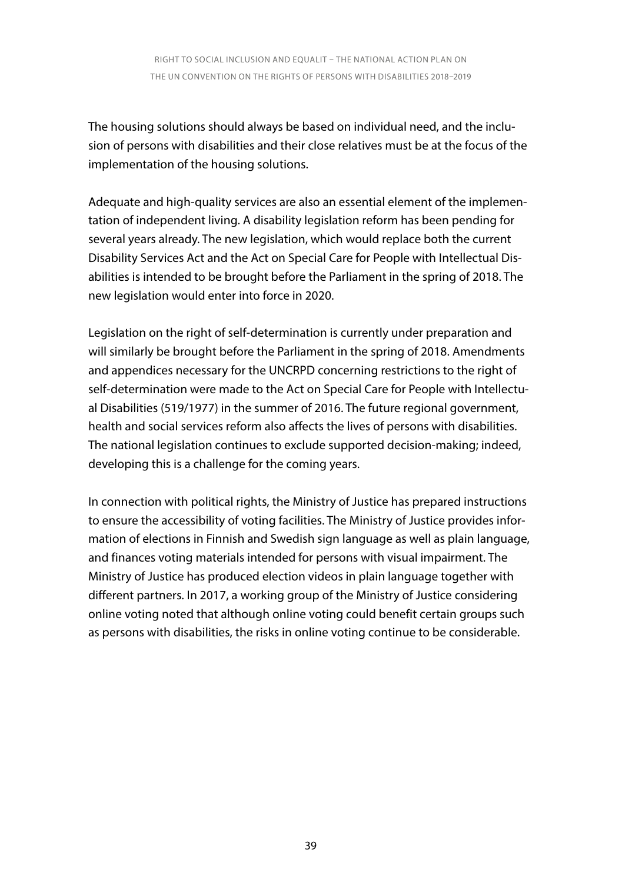The housing solutions should always be based on individual need, and the inclusion of persons with disabilities and their close relatives must be at the focus of the implementation of the housing solutions.

Adequate and high-quality services are also an essential element of the implementation of independent living. A disability legislation reform has been pending for several years already. The new legislation, which would replace both the current Disability Services Act and the Act on Special Care for People with Intellectual Disabilities is intended to be brought before the Parliament in the spring of 2018. The new legislation would enter into force in 2020.

Legislation on the right of self-determination is currently under preparation and will similarly be brought before the Parliament in the spring of 2018. Amendments and appendices necessary for the UNCRPD concerning restrictions to the right of self-determination were made to the Act on Special Care for People with Intellectual Disabilities (519/1977) in the summer of 2016. The future regional government, health and social services reform also affects the lives of persons with disabilities. The national legislation continues to exclude supported decision-making; indeed, developing this is a challenge for the coming years.

In connection with political rights, the Ministry of Justice has prepared instructions to ensure the accessibility of voting facilities. The Ministry of Justice provides information of elections in Finnish and Swedish sign language as well as plain language, and finances voting materials intended for persons with visual impairment. The Ministry of Justice has produced election videos in plain language together with different partners. In 2017, a working group of the Ministry of Justice considering online voting noted that although online voting could benefit certain groups such as persons with disabilities, the risks in online voting continue to be considerable.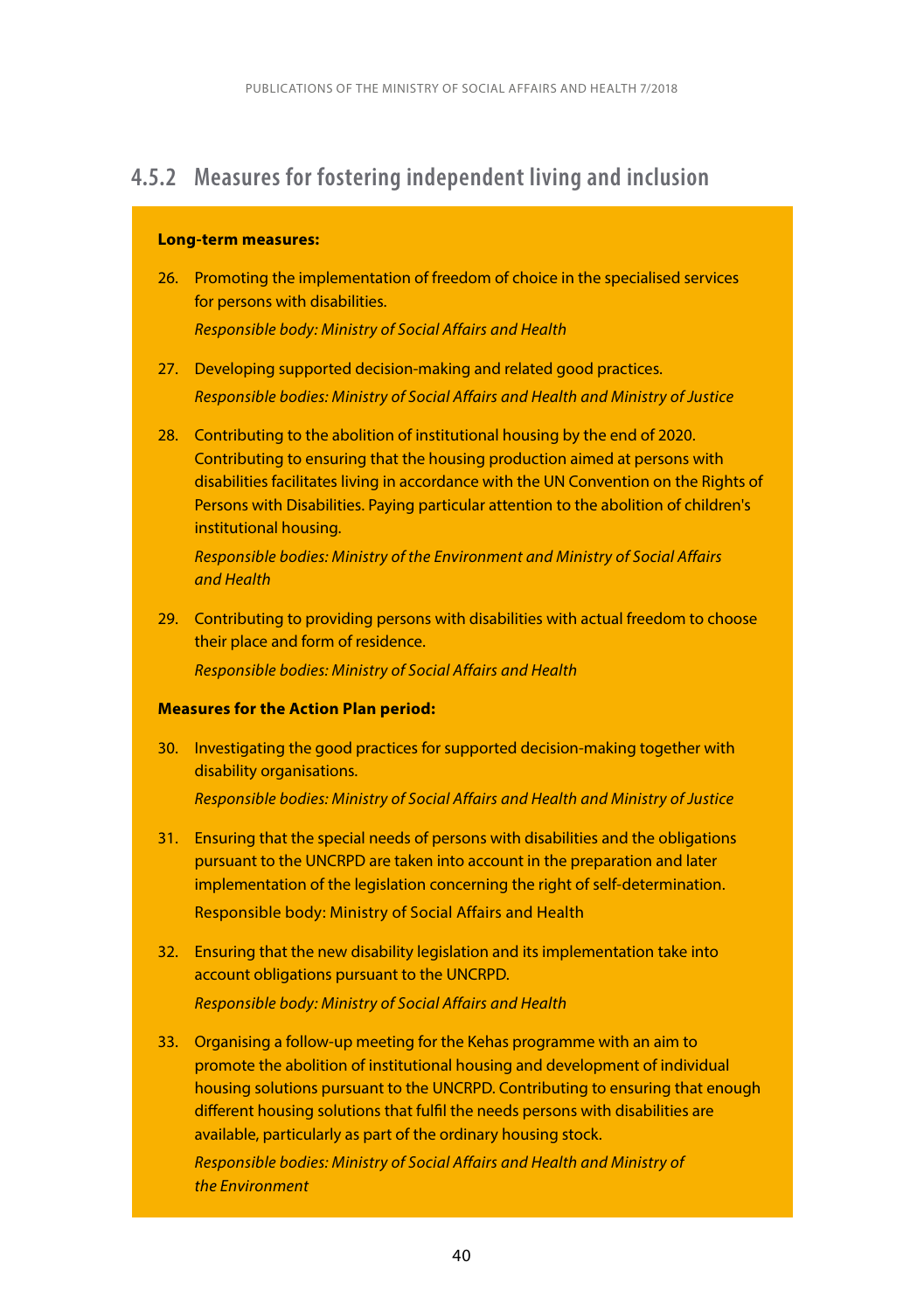### 4.5.2 Measures for fostering independent living and inclusion

**Long-term measures:**

26. Promoting the implementation of freedom of choice in the specialised services for persons with disabilities.
    *Responsible body: Ministry of Social Affairs and Health*

27. Developing supported decision-making and related good practices.
    *Responsible bodies: Ministry of Social Affairs and Health and Ministry of Justice*

28. Contributing to the abolition of institutional housing by the end of 2020. Contributing to ensuring that the housing production aimed at persons with disabilities facilitates living in accordance with the UN Convention on the Rights of Persons with Disabilities. Paying particular attention to the abolition of children's institutional housing.
    *Responsible bodies: Ministry of the Environment and Ministry of Social Affairs and Health*

29. Contributing to providing persons with disabilities with actual freedom to choose their place and form of residence.
    *Responsible bodies: Ministry of Social Affairs and Health*

**Measures for the Action Plan period:**

30. Investigating the good practices for supported decision-making together with disability organisations.
    *Responsible bodies: Ministry of Social Affairs and Health and Ministry of Justice*

31. Ensuring that the special needs of persons with disabilities and the obligations pursuant to the UNCRPD are taken into account in the preparation and later implementation of the legislation concerning the right of self-determination.
    Responsible body: Ministry of Social Affairs and Health

32. Ensuring that the new disability legislation and its implementation take into account obligations pursuant to the UNCRPD.
    *Responsible body: Ministry of Social Affairs and Health*

33. Organising a follow-up meeting for the Kehas programme with an aim to promote the abolition of institutional housing and development of individual housing solutions pursuant to the UNCRPD. Contributing to ensuring that enough different housing solutions that fulfil the needs persons with disabilities are available, particularly as part of the ordinary housing stock.
    *Responsible bodies: Ministry of Social Affairs and Health and Ministry of the Environment*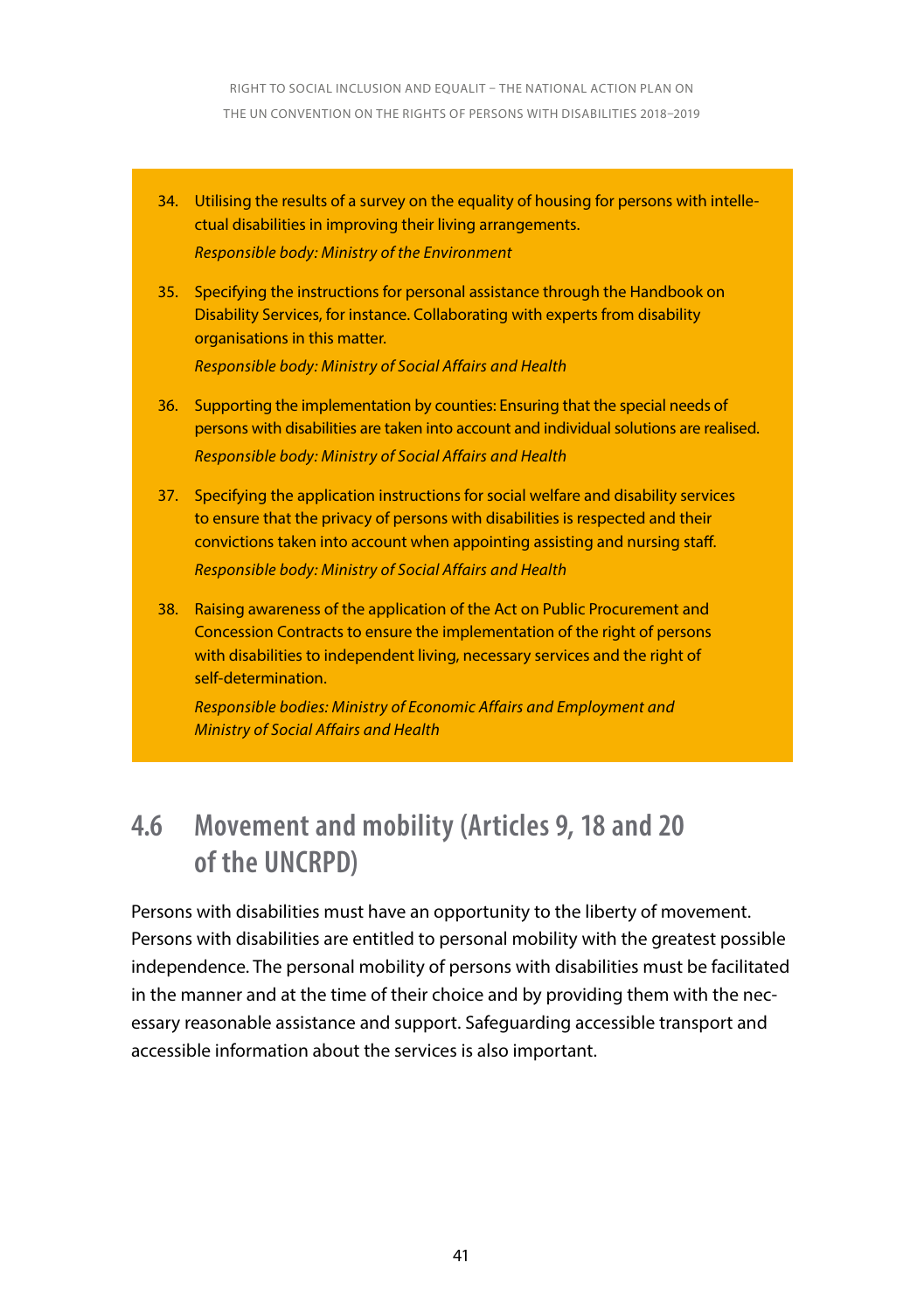34. Utilising the results of a survey on the equality of housing for persons with intellectual disabilities in improving their living arrangements.
 *Responsible body: Ministry of the Environment*

35. Specifying the instructions for personal assistance through the Handbook on Disability Services, for instance. Collaborating with experts from disability organisations in this matter.
 *Responsible body: Ministry of Social Affairs and Health*

36. Supporting the implementation by counties: Ensuring that the special needs of persons with disabilities are taken into account and individual solutions are realised.
 *Responsible body: Ministry of Social Affairs and Health*

37. Specifying the application instructions for social welfare and disability services to ensure that the privacy of persons with disabilities is respected and their convictions taken into account when appointing assisting and nursing staff.
 *Responsible body: Ministry of Social Affairs and Health*

38. Raising awareness of the application of the Act on Public Procurement and Concession Contracts to ensure the implementation of the right of persons with disabilities to independent living, necessary services and the right of self-determination.
 *Responsible bodies: Ministry of Economic Affairs and Employment and Ministry of Social Affairs and Health*

## 4.6 Movement and mobility (Articles 9, 18 and 20 of the UNCRPD)

Persons with disabilities must have an opportunity to the liberty of movement. Persons with disabilities are entitled to personal mobility with the greatest possible independence. The personal mobility of persons with disabilities must be facilitated in the manner and at the time of their choice and by providing them with the necessary reasonable assistance and support. Safeguarding accessible transport and accessible information about the services is also important.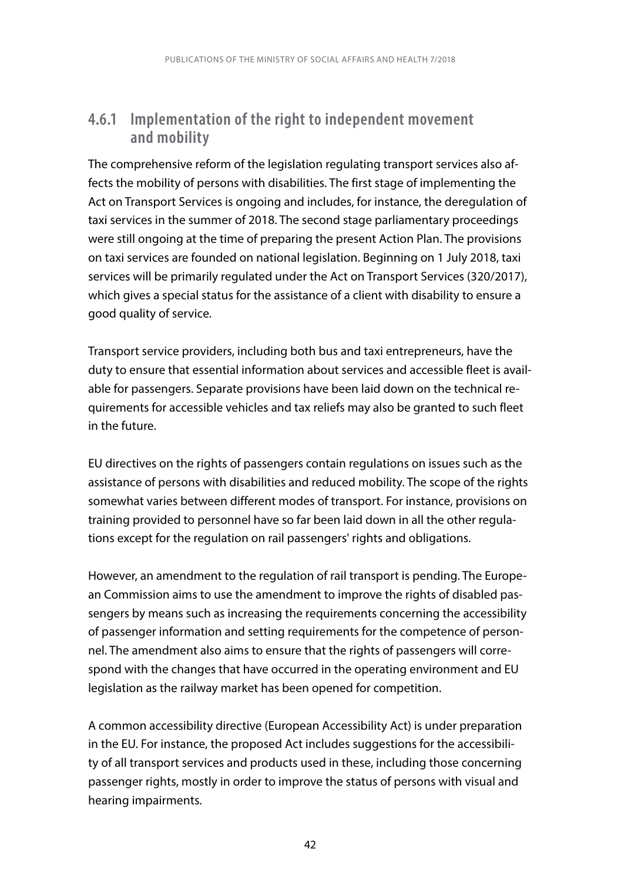### 4.6.1 Implementation of the right to independent movement and mobility

The comprehensive reform of the legislation regulating transport services also affects the mobility of persons with disabilities. The first stage of implementing the Act on Transport Services is ongoing and includes, for instance, the deregulation of taxi services in the summer of 2018. The second stage parliamentary proceedings were still ongoing at the time of preparing the present Action Plan. The provisions on taxi services are founded on national legislation. Beginning on 1 July 2018, taxi services will be primarily regulated under the Act on Transport Services (320/2017), which gives a special status for the assistance of a client with disability to ensure a good quality of service.

Transport service providers, including both bus and taxi entrepreneurs, have the duty to ensure that essential information about services and accessible fleet is available for passengers. Separate provisions have been laid down on the technical requirements for accessible vehicles and tax reliefs may also be granted to such fleet in the future.

EU directives on the rights of passengers contain regulations on issues such as the assistance of persons with disabilities and reduced mobility. The scope of the rights somewhat varies between different modes of transport. For instance, provisions on training provided to personnel have so far been laid down in all the other regulations except for the regulation on rail passengers' rights and obligations.

However, an amendment to the regulation of rail transport is pending. The European Commission aims to use the amendment to improve the rights of disabled passengers by means such as increasing the requirements concerning the accessibility of passenger information and setting requirements for the competence of personnel. The amendment also aims to ensure that the rights of passengers will correspond with the changes that have occurred in the operating environment and EU legislation as the railway market has been opened for competition.

A common accessibility directive (European Accessibility Act) is under preparation in the EU. For instance, the proposed Act includes suggestions for the accessibility of all transport services and products used in these, including those concerning passenger rights, mostly in order to improve the status of persons with visual and hearing impairments.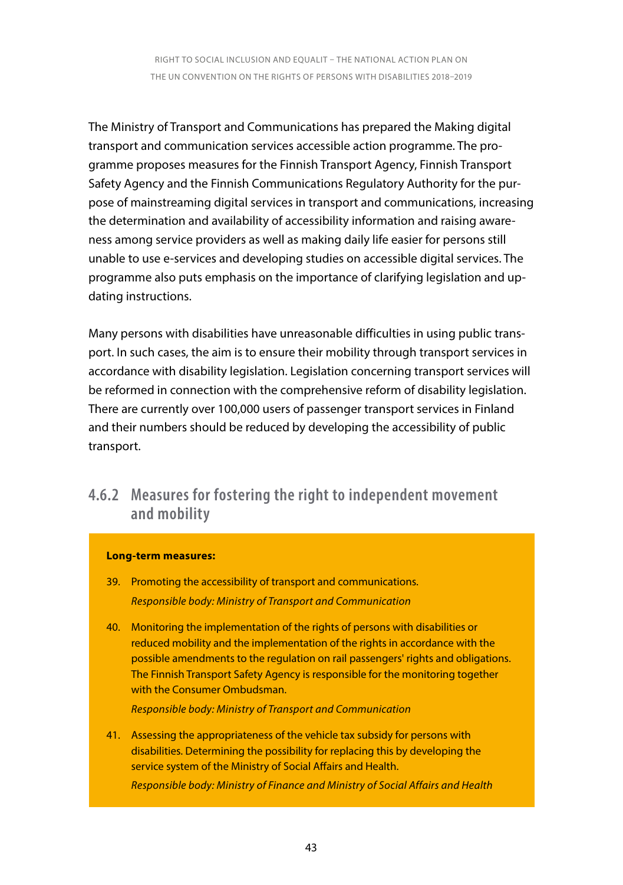The Ministry of Transport and Communications has prepared the Making digital transport and communication services accessible action programme. The programme proposes measures for the Finnish Transport Agency, Finnish Transport Safety Agency and the Finnish Communications Regulatory Authority for the purpose of mainstreaming digital services in transport and communications, increasing the determination and availability of accessibility information and raising awareness among service providers as well as making daily life easier for persons still unable to use e-services and developing studies on accessible digital services. The programme also puts emphasis on the importance of clarifying legislation and updating instructions.

Many persons with disabilities have unreasonable difficulties in using public transport. In such cases, the aim is to ensure their mobility through transport services in accordance with disability legislation. Legislation concerning transport services will be reformed in connection with the comprehensive reform of disability legislation. There are currently over 100,000 users of passenger transport services in Finland and their numbers should be reduced by developing the accessibility of public transport.

### 4.6.2 Measures for fostering the right to independent movement and mobility

**Long-term measures:**

39. Promoting the accessibility of transport and communications.
    *Responsible body: Ministry of Transport and Communication*

40. Monitoring the implementation of the rights of persons with disabilities or reduced mobility and the implementation of the rights in accordance with the possible amendments to the regulation on rail passengers' rights and obligations. The Finnish Transport Safety Agency is responsible for the monitoring together with the Consumer Ombudsman.
    *Responsible body: Ministry of Transport and Communication*

41. Assessing the appropriateness of the vehicle tax subsidy for persons with disabilities. Determining the possibility for replacing this by developing the service system of the Ministry of Social Affairs and Health.
    *Responsible body: Ministry of Finance and Ministry of Social Affairs and Health*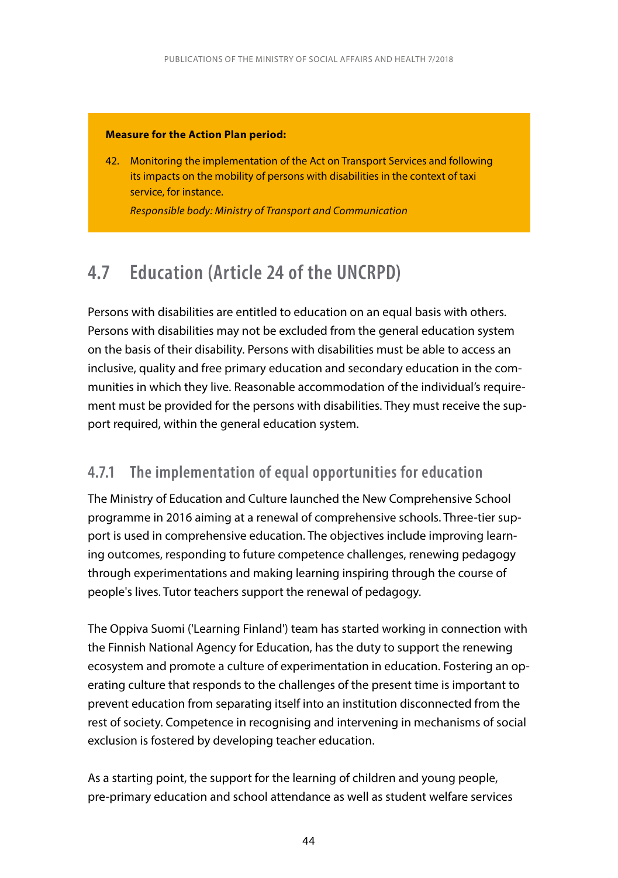**Measure for the Action Plan period:**

42. Monitoring the implementation of the Act on Transport Services and following its impacts on the mobility of persons with disabilities in the context of taxi service, for instance.
    *Responsible body: Ministry of Transport and Communication*

## 4.7 Education (Article 24 of the UNCRPD)

Persons with disabilities are entitled to education on an equal basis with others. Persons with disabilities may not be excluded from the general education system on the basis of their disability. Persons with disabilities must be able to access an inclusive, quality and free primary education and secondary education in the communities in which they live. Reasonable accommodation of the individual's requirement must be provided for the persons with disabilities. They must receive the support required, within the general education system.

### 4.7.1 The implementation of equal opportunities for education

The Ministry of Education and Culture launched the New Comprehensive School programme in 2016 aiming at a renewal of comprehensive schools. Three-tier support is used in comprehensive education. The objectives include improving learning outcomes, responding to future competence challenges, renewing pedagogy through experimentations and making learning inspiring through the course of people's lives. Tutor teachers support the renewal of pedagogy.

The Oppiva Suomi ('Learning Finland') team has started working in connection with the Finnish National Agency for Education, has the duty to support the renewing ecosystem and promote a culture of experimentation in education. Fostering an operating culture that responds to the challenges of the present time is important to prevent education from separating itself into an institution disconnected from the rest of society. Competence in recognising and intervening in mechanisms of social exclusion is fostered by developing teacher education.

As a starting point, the support for the learning of children and young people, pre-primary education and school attendance as well as student welfare services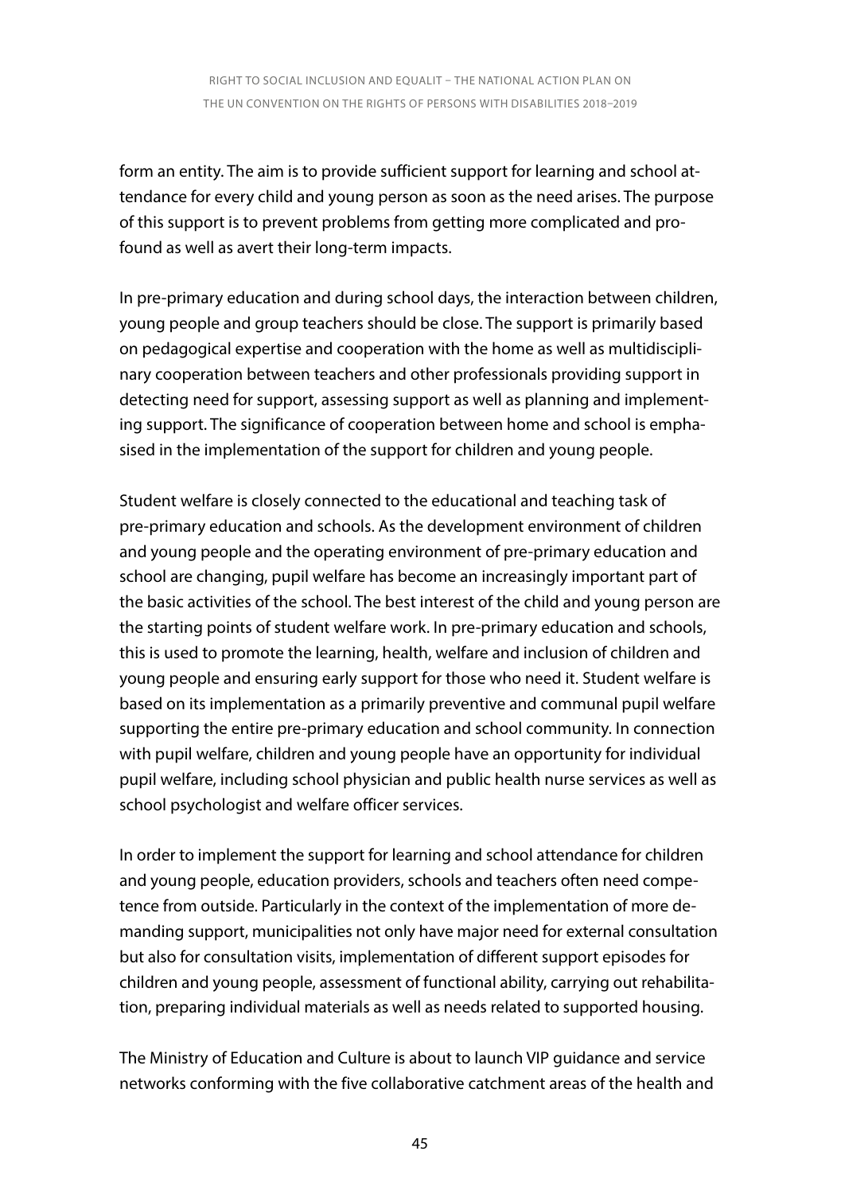form an entity. The aim is to provide sufficient support for learning and school attendance for every child and young person as soon as the need arises. The purpose of this support is to prevent problems from getting more complicated and profound as well as avert their long-term impacts.

In pre-primary education and during school days, the interaction between children, young people and group teachers should be close. The support is primarily based on pedagogical expertise and cooperation with the home as well as multidisciplinary cooperation between teachers and other professionals providing support in detecting need for support, assessing support as well as planning and implementing support. The significance of cooperation between home and school is emphasised in the implementation of the support for children and young people.

Student welfare is closely connected to the educational and teaching task of pre-primary education and schools. As the development environment of children and young people and the operating environment of pre-primary education and school are changing, pupil welfare has become an increasingly important part of the basic activities of the school. The best interest of the child and young person are the starting points of student welfare work. In pre-primary education and schools, this is used to promote the learning, health, welfare and inclusion of children and young people and ensuring early support for those who need it. Student welfare is based on its implementation as a primarily preventive and communal pupil welfare supporting the entire pre-primary education and school community. In connection with pupil welfare, children and young people have an opportunity for individual pupil welfare, including school physician and public health nurse services as well as school psychologist and welfare officer services.

In order to implement the support for learning and school attendance for children and young people, education providers, schools and teachers often need competence from outside. Particularly in the context of the implementation of more demanding support, municipalities not only have major need for external consultation but also for consultation visits, implementation of different support episodes for children and young people, assessment of functional ability, carrying out rehabilitation, preparing individual materials as well as needs related to supported housing.

The Ministry of Education and Culture is about to launch VIP guidance and service networks conforming with the five collaborative catchment areas of the health and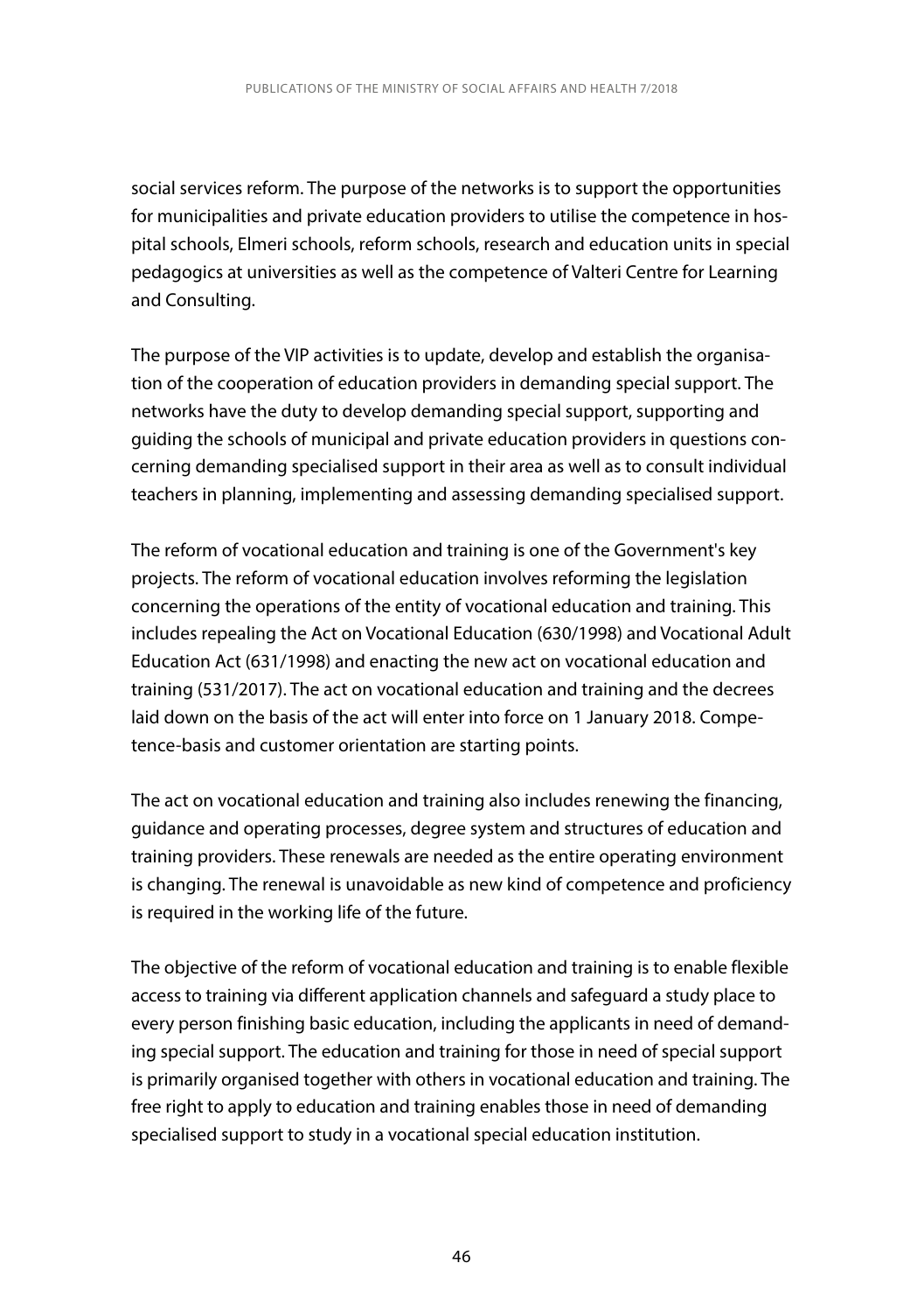social services reform. The purpose of the networks is to support the opportunities for municipalities and private education providers to utilise the competence in hospital schools, Elmeri schools, reform schools, research and education units in special pedagogics at universities as well as the competence of Valteri Centre for Learning and Consulting.

The purpose of the VIP activities is to update, develop and establish the organisation of the cooperation of education providers in demanding special support. The networks have the duty to develop demanding special support, supporting and guiding the schools of municipal and private education providers in questions concerning demanding specialised support in their area as well as to consult individual teachers in planning, implementing and assessing demanding specialised support.

The reform of vocational education and training is one of the Government's key projects. The reform of vocational education involves reforming the legislation concerning the operations of the entity of vocational education and training. This includes repealing the Act on Vocational Education (630/1998) and Vocational Adult Education Act (631/1998) and enacting the new act on vocational education and training (531/2017). The act on vocational education and training and the decrees laid down on the basis of the act will enter into force on 1 January 2018. Competence-basis and customer orientation are starting points.

The act on vocational education and training also includes renewing the financing, guidance and operating processes, degree system and structures of education and training providers. These renewals are needed as the entire operating environment is changing. The renewal is unavoidable as new kind of competence and proficiency is required in the working life of the future.

The objective of the reform of vocational education and training is to enable flexible access to training via different application channels and safeguard a study place to every person finishing basic education, including the applicants in need of demanding special support. The education and training for those in need of special support is primarily organised together with others in vocational education and training. The free right to apply to education and training enables those in need of demanding specialised support to study in a vocational special education institution.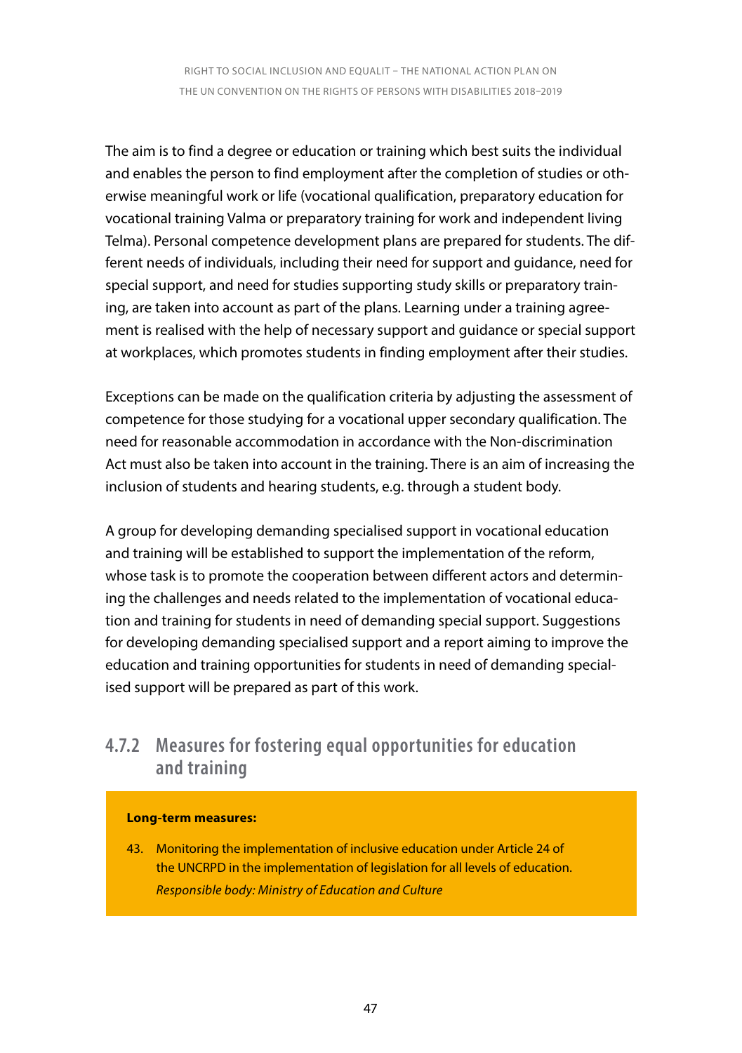The aim is to find a degree or education or training which best suits the individual and enables the person to find employment after the completion of studies or otherwise meaningful work or life (vocational qualification, preparatory education for vocational training Valma or preparatory training for work and independent living Telma). Personal competence development plans are prepared for students. The different needs of individuals, including their need for support and guidance, need for special support, and need for studies supporting study skills or preparatory training, are taken into account as part of the plans. Learning under a training agreement is realised with the help of necessary support and guidance or special support at workplaces, which promotes students in finding employment after their studies.

Exceptions can be made on the qualification criteria by adjusting the assessment of competence for those studying for a vocational upper secondary qualification. The need for reasonable accommodation in accordance with the Non-discrimination Act must also be taken into account in the training. There is an aim of increasing the inclusion of students and hearing students, e.g. through a student body.

A group for developing demanding specialised support in vocational education and training will be established to support the implementation of the reform, whose task is to promote the cooperation between different actors and determining the challenges and needs related to the implementation of vocational education and training for students in need of demanding special support. Suggestions for developing demanding specialised support and a report aiming to improve the education and training opportunities for students in need of demanding specialised support will be prepared as part of this work.

### 4.7.2 Measures for fostering equal opportunities for education and training

**Long-term measures:**

43. Monitoring the implementation of inclusive education under Article 24 of the UNCRPD in the implementation of legislation for all levels of education.
    *Responsible body: Ministry of Education and Culture*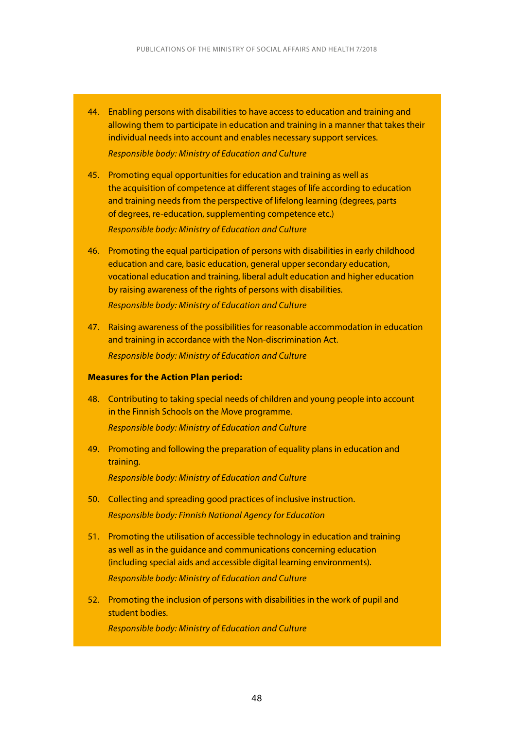44. Enabling persons with disabilities to have access to education and training and allowing them to participate in education and training in a manner that takes their individual needs into account and enables necessary support services.

    *Responsible body: Ministry of Education and Culture*

45. Promoting equal opportunities for education and training as well as the acquisition of competence at different stages of life according to education and training needs from the perspective of lifelong learning (degrees, parts of degrees, re-education, supplementing competence etc.)

    *Responsible body: Ministry of Education and Culture*

46. Promoting the equal participation of persons with disabilities in early childhood education and care, basic education, general upper secondary education, vocational education and training, liberal adult education and higher education by raising awareness of the rights of persons with disabilities.

    *Responsible body: Ministry of Education and Culture*

47. Raising awareness of the possibilities for reasonable accommodation in education and training in accordance with the Non-discrimination Act.

    *Responsible body: Ministry of Education and Culture*

**Measures for the Action Plan period:**

48. Contributing to taking special needs of children and young people into account in the Finnish Schools on the Move programme.

    *Responsible body: Ministry of Education and Culture*

49. Promoting and following the preparation of equality plans in education and training.

    *Responsible body: Ministry of Education and Culture*

50. Collecting and spreading good practices of inclusive instruction.

    *Responsible body: Finnish National Agency for Education*

51. Promoting the utilisation of accessible technology in education and training as well as in the guidance and communications concerning education (including special aids and accessible digital learning environments).

    *Responsible body: Ministry of Education and Culture*

52. Promoting the inclusion of persons with disabilities in the work of pupil and student bodies.

    *Responsible body: Ministry of Education and Culture*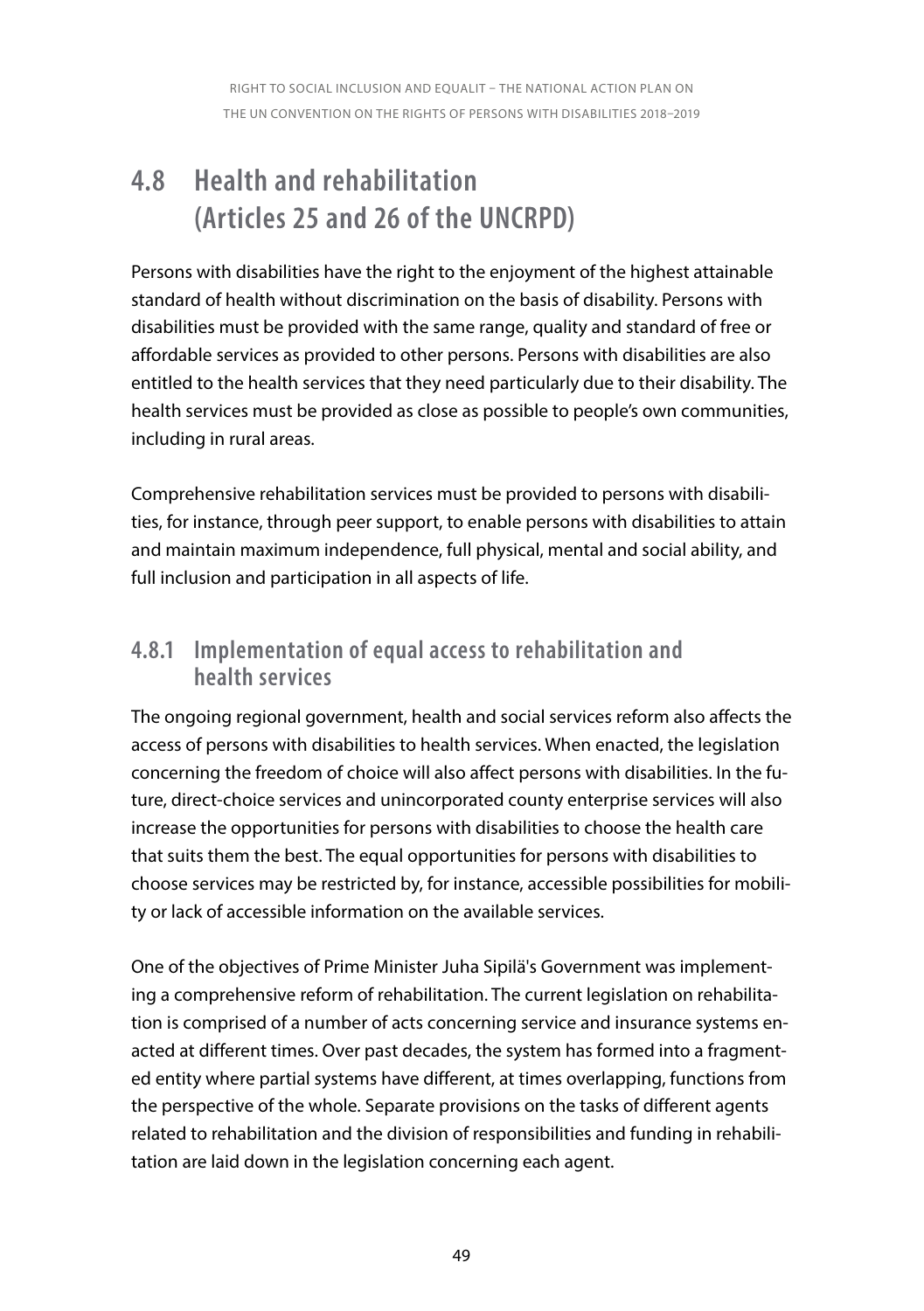## 4.8 Health and rehabilitation (Articles 25 and 26 of the UNCRPD)

Persons with disabilities have the right to the enjoyment of the highest attainable standard of health without discrimination on the basis of disability. Persons with disabilities must be provided with the same range, quality and standard of free or affordable services as provided to other persons. Persons with disabilities are also entitled to the health services that they need particularly due to their disability. The health services must be provided as close as possible to people's own communities, including in rural areas.

Comprehensive rehabilitation services must be provided to persons with disabilities, for instance, through peer support, to enable persons with disabilities to attain and maintain maximum independence, full physical, mental and social ability, and full inclusion and participation in all aspects of life.

### 4.8.1 Implementation of equal access to rehabilitation and health services

The ongoing regional government, health and social services reform also affects the access of persons with disabilities to health services. When enacted, the legislation concerning the freedom of choice will also affect persons with disabilities. In the future, direct-choice services and unincorporated county enterprise services will also increase the opportunities for persons with disabilities to choose the health care that suits them the best. The equal opportunities for persons with disabilities to choose services may be restricted by, for instance, accessible possibilities for mobility or lack of accessible information on the available services.

One of the objectives of Prime Minister Juha Sipilä's Government was implementing a comprehensive reform of rehabilitation. The current legislation on rehabilitation is comprised of a number of acts concerning service and insurance systems enacted at different times. Over past decades, the system has formed into a fragmented entity where partial systems have different, at times overlapping, functions from the perspective of the whole. Separate provisions on the tasks of different agents related to rehabilitation and the division of responsibilities and funding in rehabilitation are laid down in the legislation concerning each agent.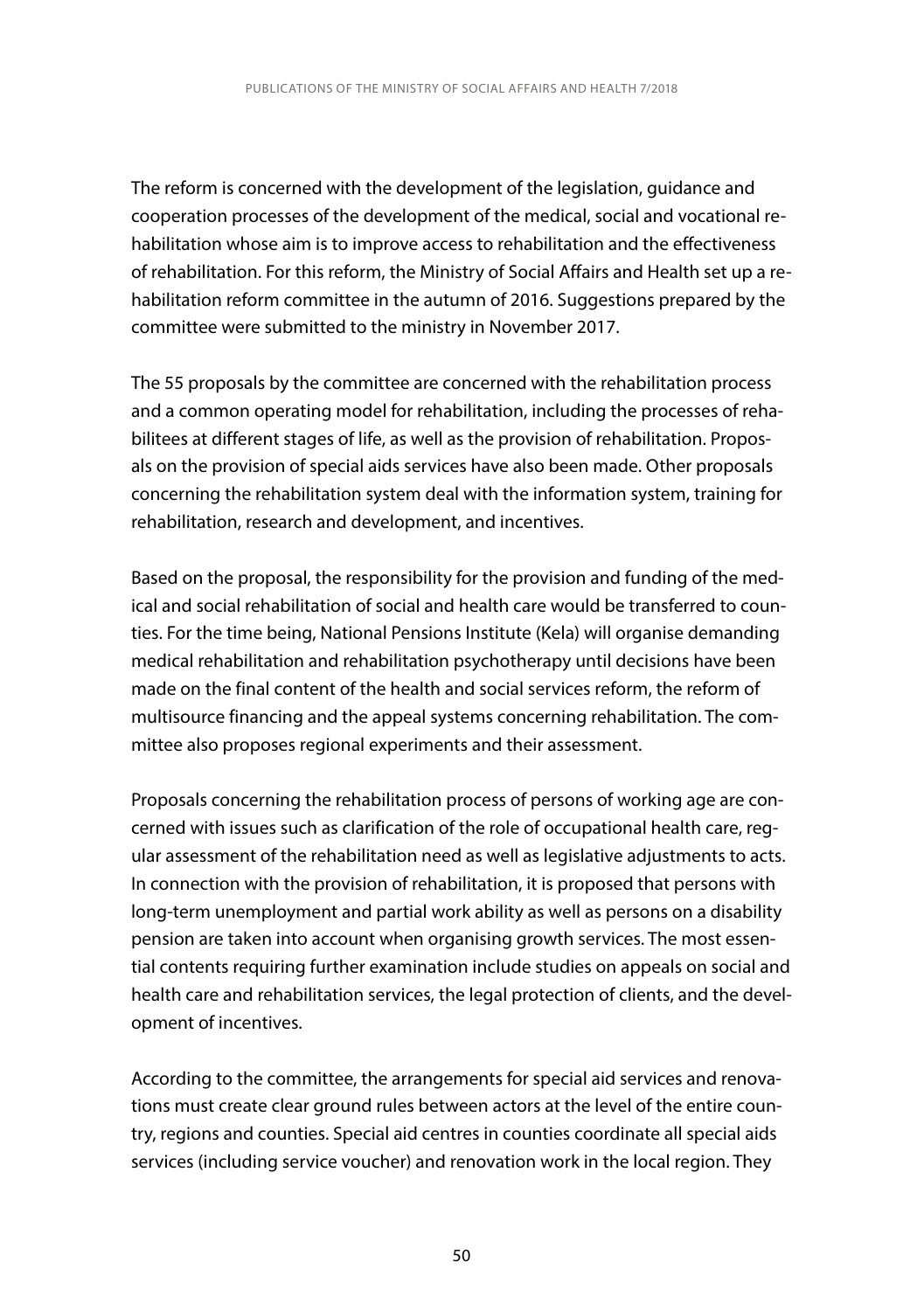The reform is concerned with the development of the legislation, guidance and cooperation processes of the development of the medical, social and vocational rehabilitation whose aim is to improve access to rehabilitation and the effectiveness of rehabilitation. For this reform, the Ministry of Social Affairs and Health set up a rehabilitation reform committee in the autumn of 2016. Suggestions prepared by the committee were submitted to the ministry in November 2017.

The 55 proposals by the committee are concerned with the rehabilitation process and a common operating model for rehabilitation, including the processes of rehabilitees at different stages of life, as well as the provision of rehabilitation. Proposals on the provision of special aids services have also been made. Other proposals concerning the rehabilitation system deal with the information system, training for rehabilitation, research and development, and incentives.

Based on the proposal, the responsibility for the provision and funding of the medical and social rehabilitation of social and health care would be transferred to counties. For the time being, National Pensions Institute (Kela) will organise demanding medical rehabilitation and rehabilitation psychotherapy until decisions have been made on the final content of the health and social services reform, the reform of multisource financing and the appeal systems concerning rehabilitation. The committee also proposes regional experiments and their assessment.

Proposals concerning the rehabilitation process of persons of working age are concerned with issues such as clarification of the role of occupational health care, regular assessment of the rehabilitation need as well as legislative adjustments to acts. In connection with the provision of rehabilitation, it is proposed that persons with long-term unemployment and partial work ability as well as persons on a disability pension are taken into account when organising growth services. The most essential contents requiring further examination include studies on appeals on social and health care and rehabilitation services, the legal protection of clients, and the development of incentives.

According to the committee, the arrangements for special aid services and renovations must create clear ground rules between actors at the level of the entire country, regions and counties. Special aid centres in counties coordinate all special aids services (including service voucher) and renovation work in the local region. They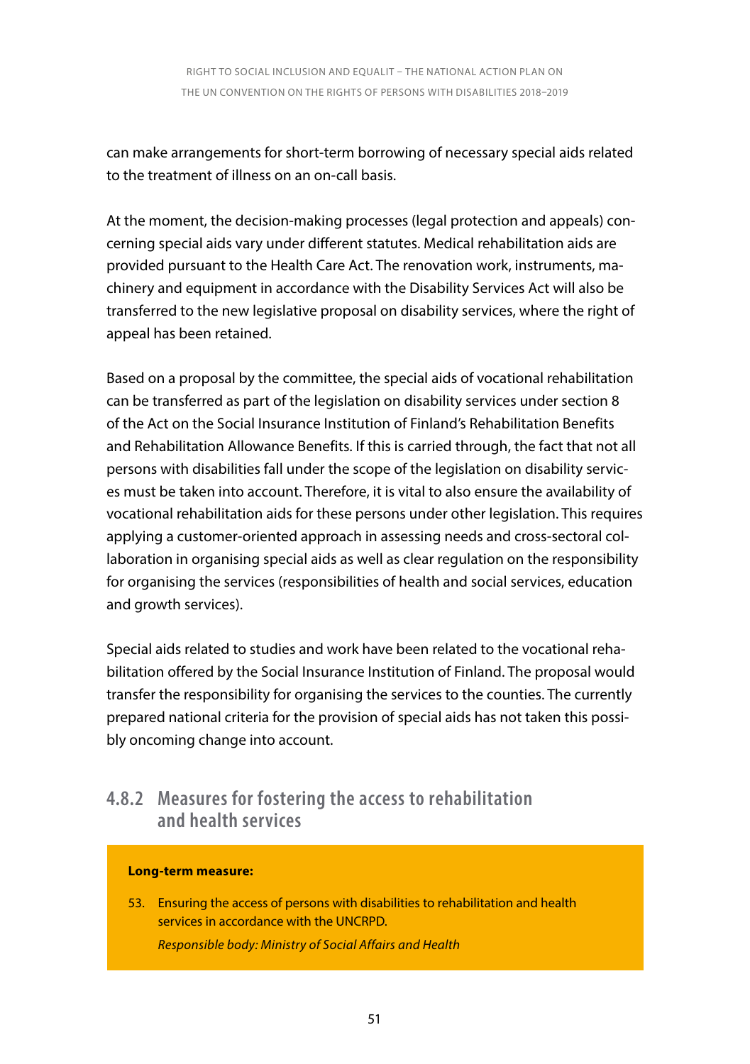can make arrangements for short-term borrowing of necessary special aids related to the treatment of illness on an on-call basis.

At the moment, the decision-making processes (legal protection and appeals) concerning special aids vary under different statutes. Medical rehabilitation aids are provided pursuant to the Health Care Act. The renovation work, instruments, machinery and equipment in accordance with the Disability Services Act will also be transferred to the new legislative proposal on disability services, where the right of appeal has been retained.

Based on a proposal by the committee, the special aids of vocational rehabilitation can be transferred as part of the legislation on disability services under section 8 of the Act on the Social Insurance Institution of Finland's Rehabilitation Benefits and Rehabilitation Allowance Benefits. If this is carried through, the fact that not all persons with disabilities fall under the scope of the legislation on disability services must be taken into account. Therefore, it is vital to also ensure the availability of vocational rehabilitation aids for these persons under other legislation. This requires applying a customer-oriented approach in assessing needs and cross-sectoral collaboration in organising special aids as well as clear regulation on the responsibility for organising the services (responsibilities of health and social services, education and growth services).

Special aids related to studies and work have been related to the vocational rehabilitation offered by the Social Insurance Institution of Finland. The proposal would transfer the responsibility for organising the services to the counties. The currently prepared national criteria for the provision of special aids has not taken this possibly oncoming change into account.

### 4.8.2 Measures for fostering the access to rehabilitation and health services

**Long-term measure:**

53. Ensuring the access of persons with disabilities to rehabilitation and health services in accordance with the UNCRPD.
    *Responsible body: Ministry of Social Affairs and Health*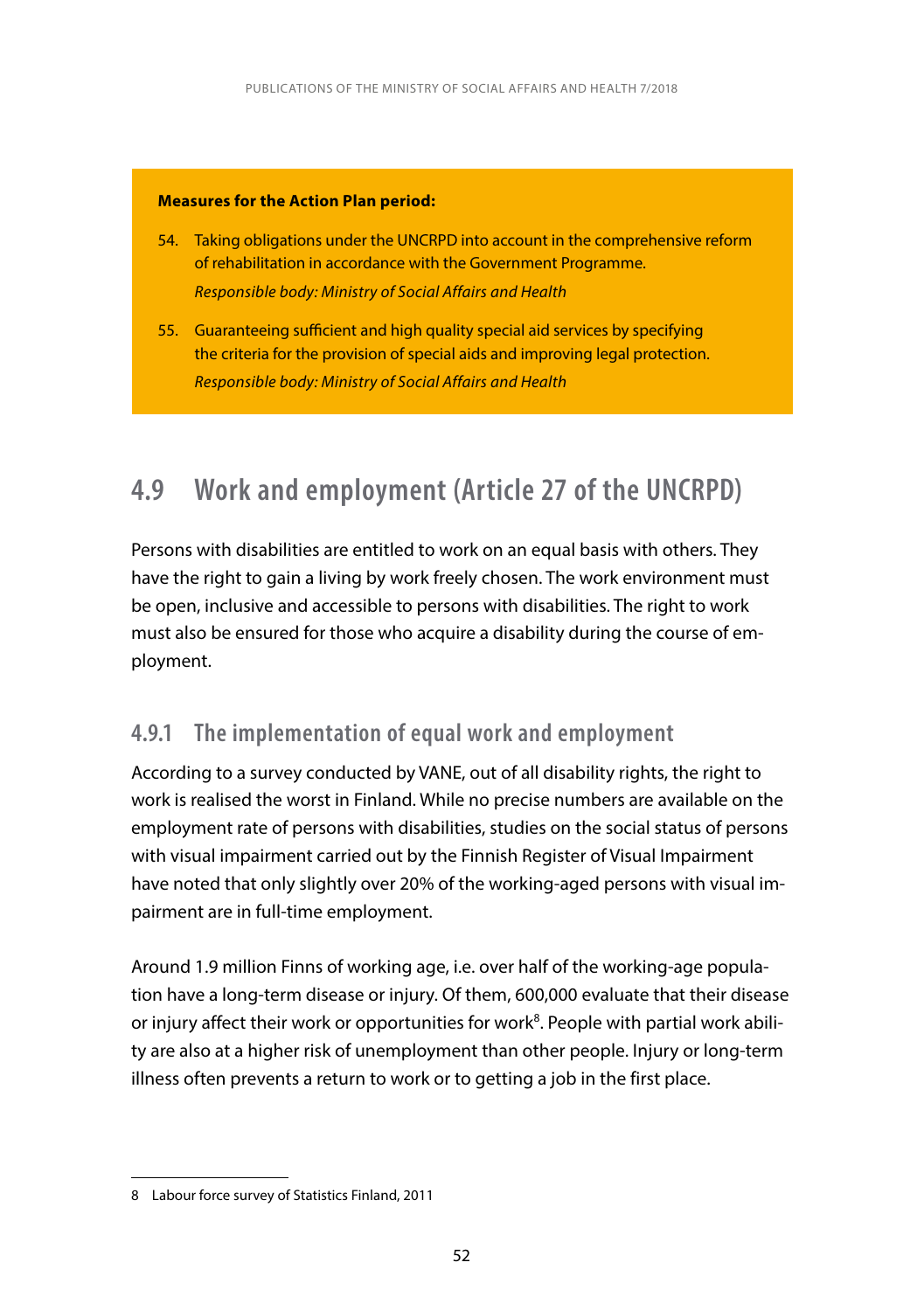**Measures for the Action Plan period:**

54. Taking obligations under the UNCRPD into account in the comprehensive reform of rehabilitation in accordance with the Government Programme.
*Responsible body: Ministry of Social Affairs and Health*

55. Guaranteeing sufficient and high quality special aid services by specifying the criteria for the provision of special aids and improving legal protection.
*Responsible body: Ministry of Social Affairs and Health*

## 4.9 Work and employment (Article 27 of the UNCRPD)

Persons with disabilities are entitled to work on an equal basis with others. They have the right to gain a living by work freely chosen. The work environment must be open, inclusive and accessible to persons with disabilities. The right to work must also be ensured for those who acquire a disability during the course of employment.

### 4.9.1 The implementation of equal work and employment

According to a survey conducted by VANE, out of all disability rights, the right to work is realised the worst in Finland. While no precise numbers are available on the employment rate of persons with disabilities, studies on the social status of persons with visual impairment carried out by the Finnish Register of Visual Impairment have noted that only slightly over 20% of the working-aged persons with visual impairment are in full-time employment.

Around 1.9 million Finns of working age, i.e. over half of the working-age population have a long-term disease or injury. Of them, 600,000 evaluate that their disease or injury affect their work or opportunities for work[8]. People with partial work ability are also at a higher risk of unemployment than other people. Injury or long-term illness often prevents a return to work or to getting a job in the first place.

8 Labour force survey of Statistics Finland, 2011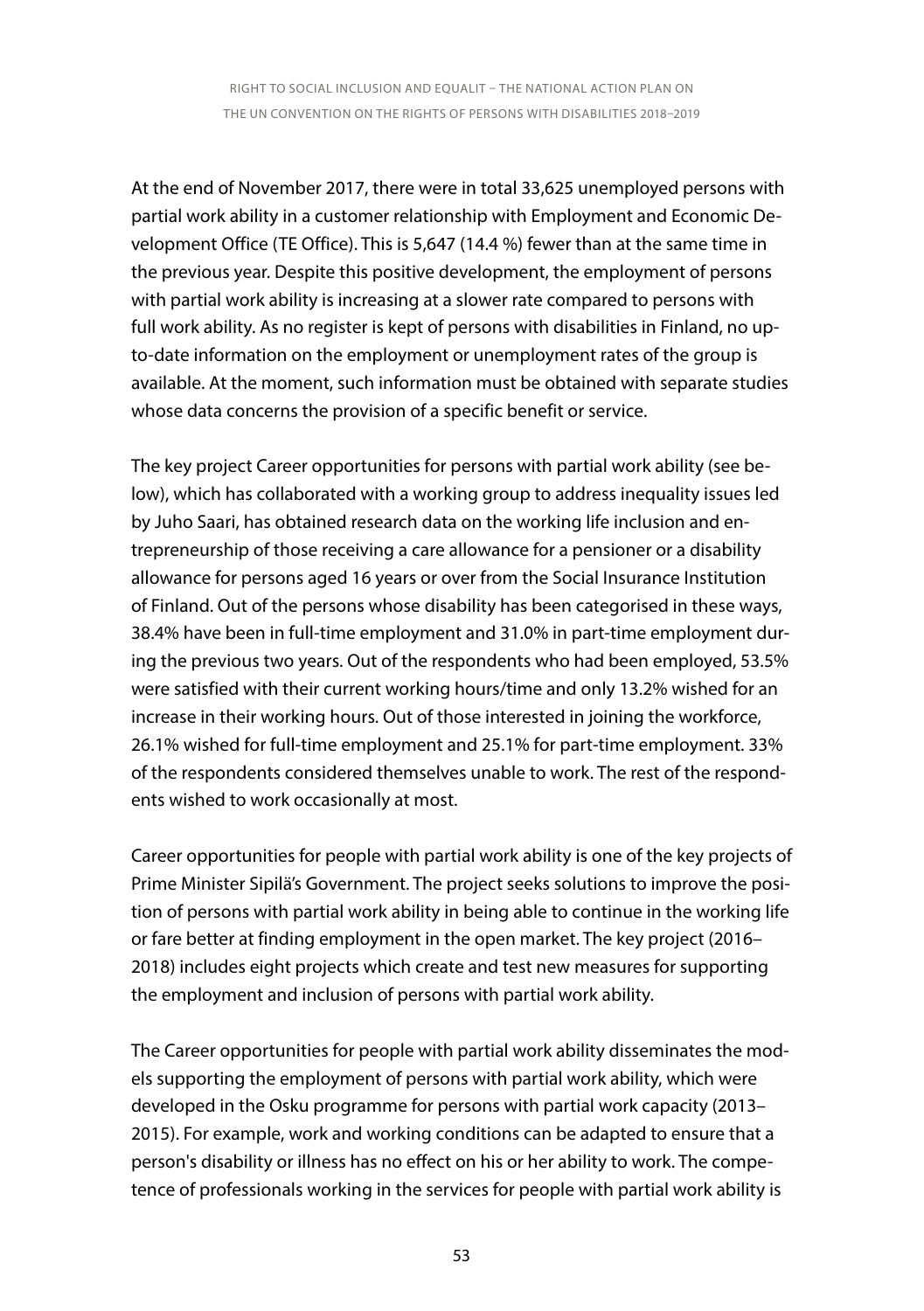At the end of November 2017, there were in total 33,625 unemployed persons with partial work ability in a customer relationship with Employment and Economic Development Office (TE Office). This is 5,647 (14.4 %) fewer than at the same time in the previous year. Despite this positive development, the employment of persons with partial work ability is increasing at a slower rate compared to persons with full work ability. As no register is kept of persons with disabilities in Finland, no up-to-date information on the employment or unemployment rates of the group is available. At the moment, such information must be obtained with separate studies whose data concerns the provision of a specific benefit or service.

The key project Career opportunities for persons with partial work ability (see below), which has collaborated with a working group to address inequality issues led by Juho Saari, has obtained research data on the working life inclusion and entrepreneurship of those receiving a care allowance for a pensioner or a disability allowance for persons aged 16 years or over from the Social Insurance Institution of Finland. Out of the persons whose disability has been categorised in these ways, 38.4% have been in full-time employment and 31.0% in part-time employment during the previous two years. Out of the respondents who had been employed, 53.5% were satisfied with their current working hours/time and only 13.2% wished for an increase in their working hours. Out of those interested in joining the workforce, 26.1% wished for full-time employment and 25.1% for part-time employment. 33% of the respondents considered themselves unable to work. The rest of the respondents wished to work occasionally at most.

Career opportunities for people with partial work ability is one of the key projects of Prime Minister Sipilä's Government. The project seeks solutions to improve the position of persons with partial work ability in being able to continue in the working life or fare better at finding employment in the open market. The key project (2016–2018) includes eight projects which create and test new measures for supporting the employment and inclusion of persons with partial work ability.

The Career opportunities for people with partial work ability disseminates the models supporting the employment of persons with partial work ability, which were developed in the Osku programme for persons with partial work capacity (2013–2015). For example, work and working conditions can be adapted to ensure that a person's disability or illness has no effect on his or her ability to work. The competence of professionals working in the services for people with partial work ability is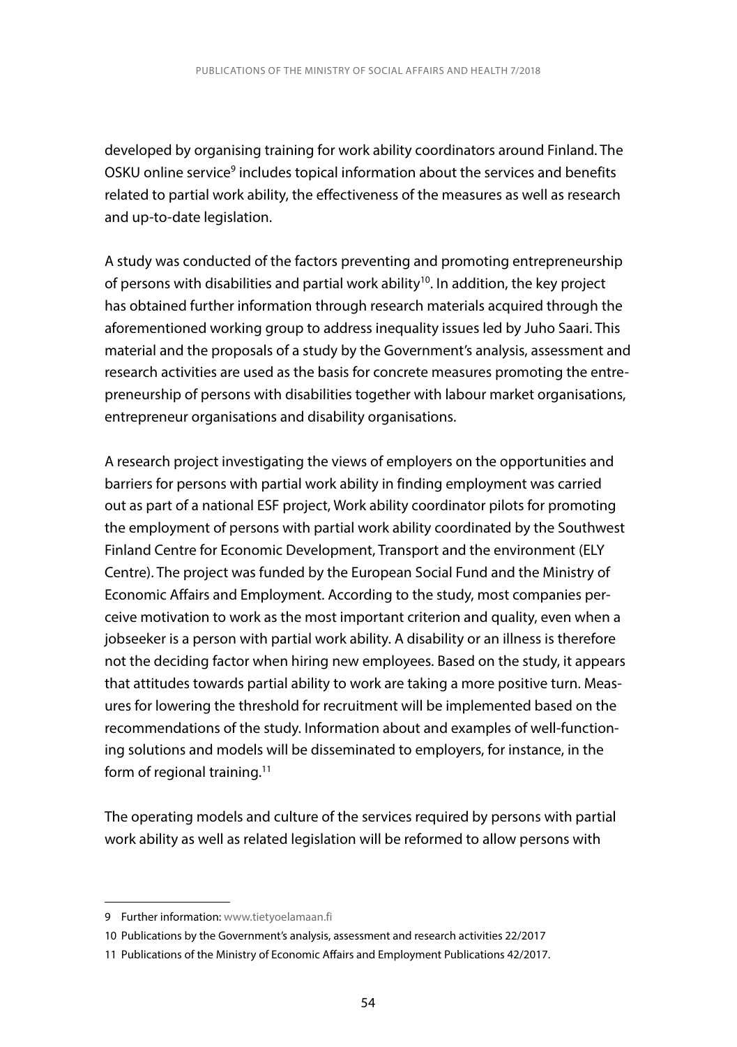developed by organising training for work ability coordinators around Finland. The OSKU online service[9] includes topical information about the services and benefits related to partial work ability, the effectiveness of the measures as well as research and up-to-date legislation.

A study was conducted of the factors preventing and promoting entrepreneurship of persons with disabilities and partial work ability[10]. In addition, the key project has obtained further information through research materials acquired through the aforementioned working group to address inequality issues led by Juho Saari. This material and the proposals of a study by the Government's analysis, assessment and research activities are used as the basis for concrete measures promoting the entrepreneurship of persons with disabilities together with labour market organisations, entrepreneur organisations and disability organisations.

A research project investigating the views of employers on the opportunities and barriers for persons with partial work ability in finding employment was carried out as part of a national ESF project, Work ability coordinator pilots for promoting the employment of persons with partial work ability coordinated by the Southwest Finland Centre for Economic Development, Transport and the environment (ELY Centre). The project was funded by the European Social Fund and the Ministry of Economic Affairs and Employment. According to the study, most companies perceive motivation to work as the most important criterion and quality, even when a jobseeker is a person with partial work ability. A disability or an illness is therefore not the deciding factor when hiring new employees. Based on the study, it appears that attitudes towards partial ability to work are taking a more positive turn. Measures for lowering the threshold for recruitment will be implemented based on the recommendations of the study. Information about and examples of well-functioning solutions and models will be disseminated to employers, for instance, in the form of regional training.[11]

The operating models and culture of the services required by persons with partial work ability as well as related legislation will be reformed to allow persons with

---

9 Further information: www.tietyoelamaan.fi

10 Publications by the Government's analysis, assessment and research activities 22/2017

11 Publications of the Ministry of Economic Affairs and Employment Publications 42/2017.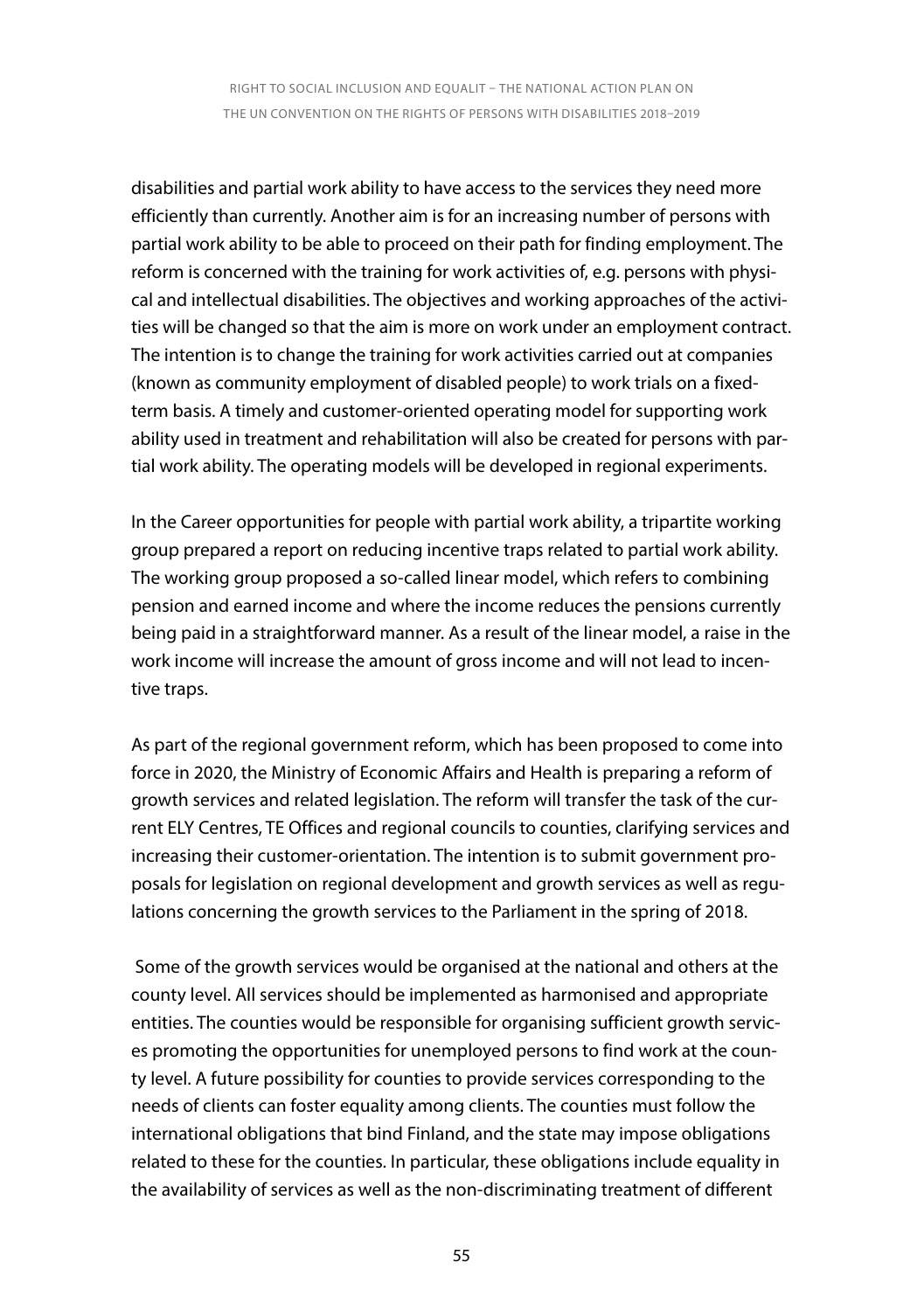disabilities and partial work ability to have access to the services they need more efficiently than currently. Another aim is for an increasing number of persons with partial work ability to be able to proceed on their path for finding employment. The reform is concerned with the training for work activities of, e.g. persons with physical and intellectual disabilities. The objectives and working approaches of the activities will be changed so that the aim is more on work under an employment contract. The intention is to change the training for work activities carried out at companies (known as community employment of disabled people) to work trials on a fixed-term basis. A timely and customer-oriented operating model for supporting work ability used in treatment and rehabilitation will also be created for persons with partial work ability. The operating models will be developed in regional experiments.

In the Career opportunities for people with partial work ability, a tripartite working group prepared a report on reducing incentive traps related to partial work ability. The working group proposed a so-called linear model, which refers to combining pension and earned income and where the income reduces the pensions currently being paid in a straightforward manner. As a result of the linear model, a raise in the work income will increase the amount of gross income and will not lead to incentive traps.

As part of the regional government reform, which has been proposed to come into force in 2020, the Ministry of Economic Affairs and Health is preparing a reform of growth services and related legislation. The reform will transfer the task of the current ELY Centres, TE Offices and regional councils to counties, clarifying services and increasing their customer-orientation. The intention is to submit government proposals for legislation on regional development and growth services as well as regulations concerning the growth services to the Parliament in the spring of 2018.

Some of the growth services would be organised at the national and others at the county level. All services should be implemented as harmonised and appropriate entities. The counties would be responsible for organising sufficient growth services promoting the opportunities for unemployed persons to find work at the county level. A future possibility for counties to provide services corresponding to the needs of clients can foster equality among clients. The counties must follow the international obligations that bind Finland, and the state may impose obligations related to these for the counties. In particular, these obligations include equality in the availability of services as well as the non-discriminating treatment of different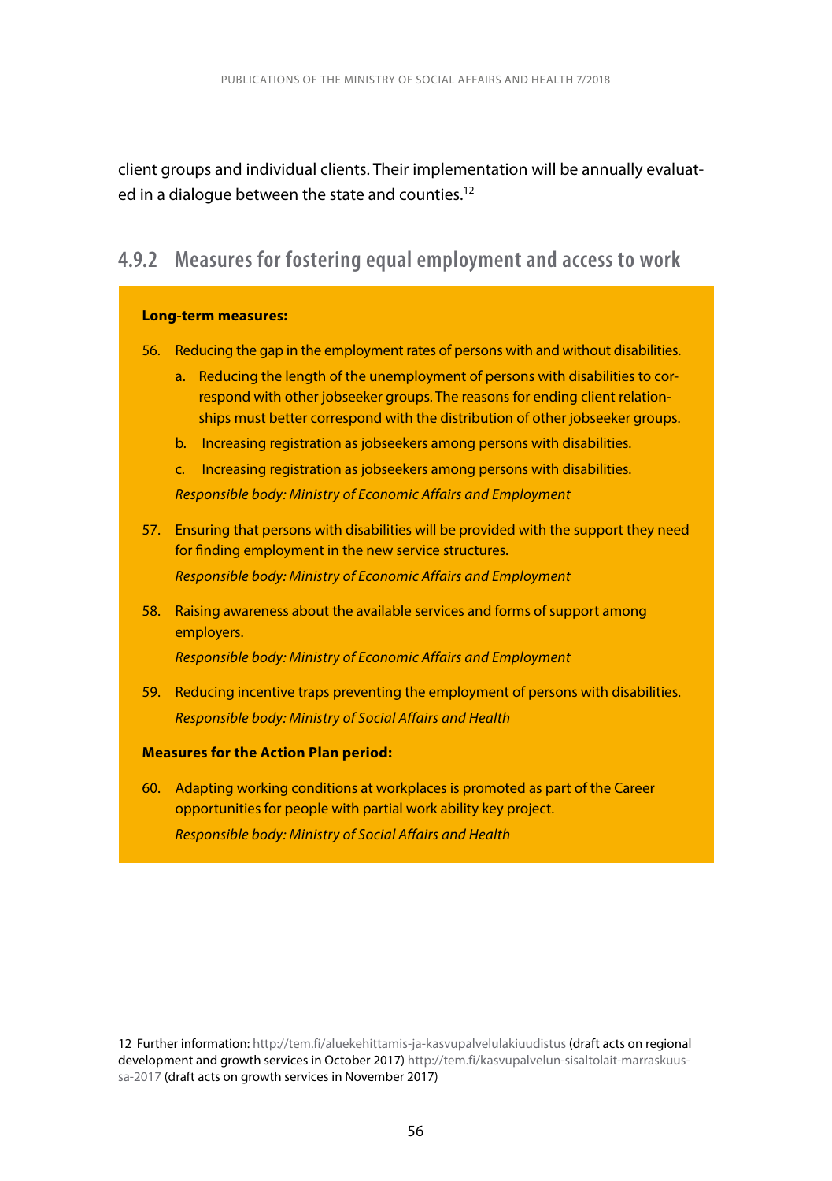client groups and individual clients. Their implementation will be annually evaluated in a dialogue between the state and counties.[12]

### 4.9.2 Measures for fostering equal employment and access to work

**Long-term measures:**

56. Reducing the gap in the employment rates of persons with and without disabilities.
    a. Reducing the length of the unemployment of persons with disabilities to correspond with other jobseeker groups. The reasons for ending client relationships must better correspond with the distribution of other jobseeker groups.
    b. Increasing registration as jobseekers among persons with disabilities.
    c. Increasing registration as jobseekers among persons with disabilities.

    *Responsible body: Ministry of Economic Affairs and Employment*

57. Ensuring that persons with disabilities will be provided with the support they need for finding employment in the new service structures.

    *Responsible body: Ministry of Economic Affairs and Employment*

58. Raising awareness about the available services and forms of support among employers.

    *Responsible body: Ministry of Economic Affairs and Employment*

59. Reducing incentive traps preventing the employment of persons with disabilities.

    *Responsible body: Ministry of Social Affairs and Health*

**Measures for the Action Plan period:**

60. Adapting working conditions at workplaces is promoted as part of the Career opportunities for people with partial work ability key project.

    *Responsible body: Ministry of Social Affairs and Health*

---

12 Further information: http://tem.fi/aluekehittamis-ja-kasvupalvelulakiuudistus (draft acts on regional development and growth services in October 2017) http://tem.fi/kasvupalvelun-sisaltolait-marraskuussa-2017 (draft acts on growth services in November 2017)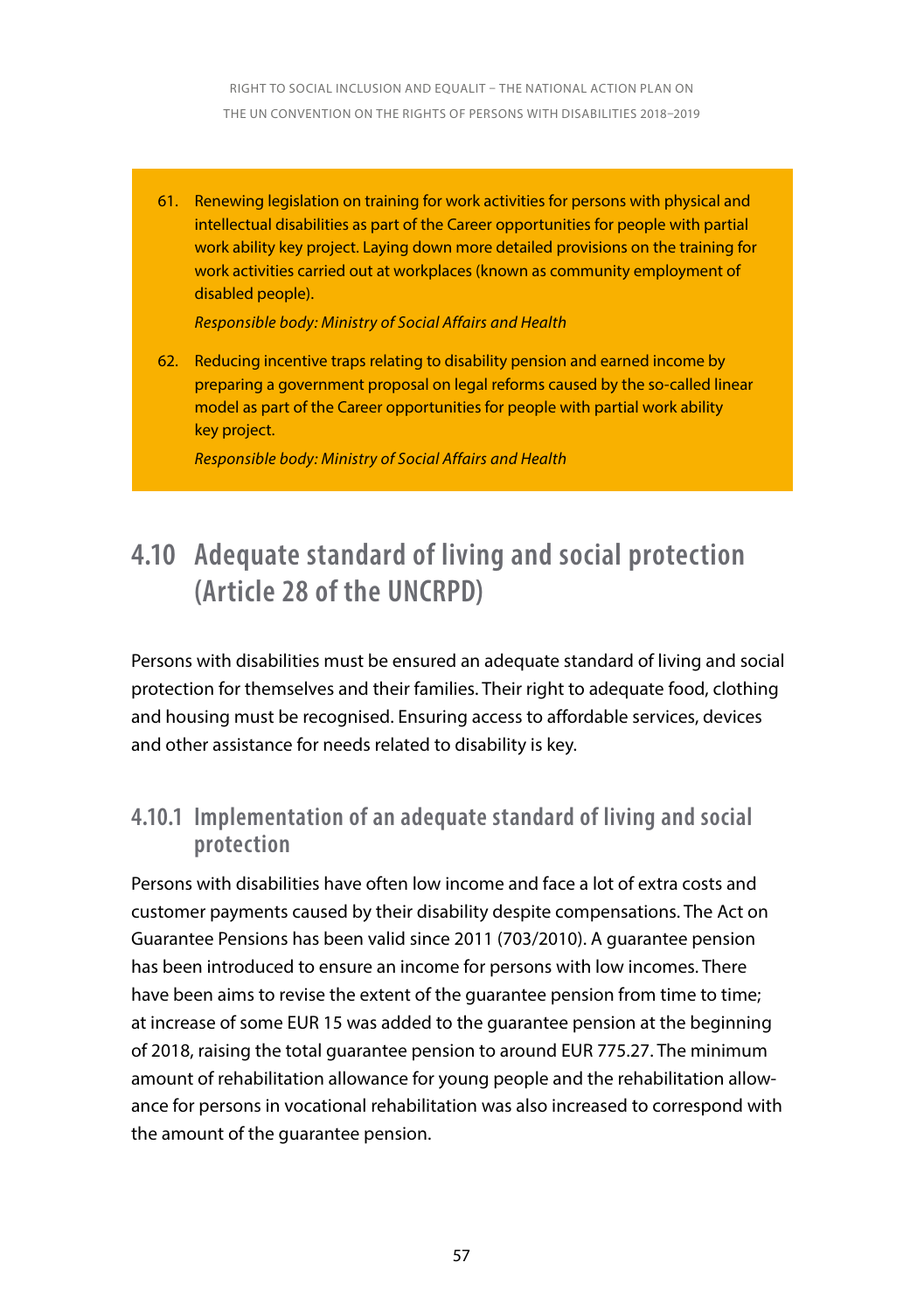61. Renewing legislation on training for work activities for persons with physical and intellectual disabilities as part of the Career opportunities for people with partial work ability key project. Laying down more detailed provisions on the training for work activities carried out at workplaces (known as community employment of disabled people).

    *Responsible body: Ministry of Social Affairs and Health*

62. Reducing incentive traps relating to disability pension and earned income by preparing a government proposal on legal reforms caused by the so-called linear model as part of the Career opportunities for people with partial work ability key project.

    *Responsible body: Ministry of Social Affairs and Health*

## 4.10 Adequate standard of living and social protection (Article 28 of the UNCRPD)

Persons with disabilities must be ensured an adequate standard of living and social protection for themselves and their families. Their right to adequate food, clothing and housing must be recognised. Ensuring access to affordable services, devices and other assistance for needs related to disability is key.

### 4.10.1 Implementation of an adequate standard of living and social protection

Persons with disabilities have often low income and face a lot of extra costs and customer payments caused by their disability despite compensations. The Act on Guarantee Pensions has been valid since 2011 (703/2010). A guarantee pension has been introduced to ensure an income for persons with low incomes. There have been aims to revise the extent of the guarantee pension from time to time; at increase of some EUR 15 was added to the guarantee pension at the beginning of 2018, raising the total guarantee pension to around EUR 775.27. The minimum amount of rehabilitation allowance for young people and the rehabilitation allowance for persons in vocational rehabilitation was also increased to correspond with the amount of the guarantee pension.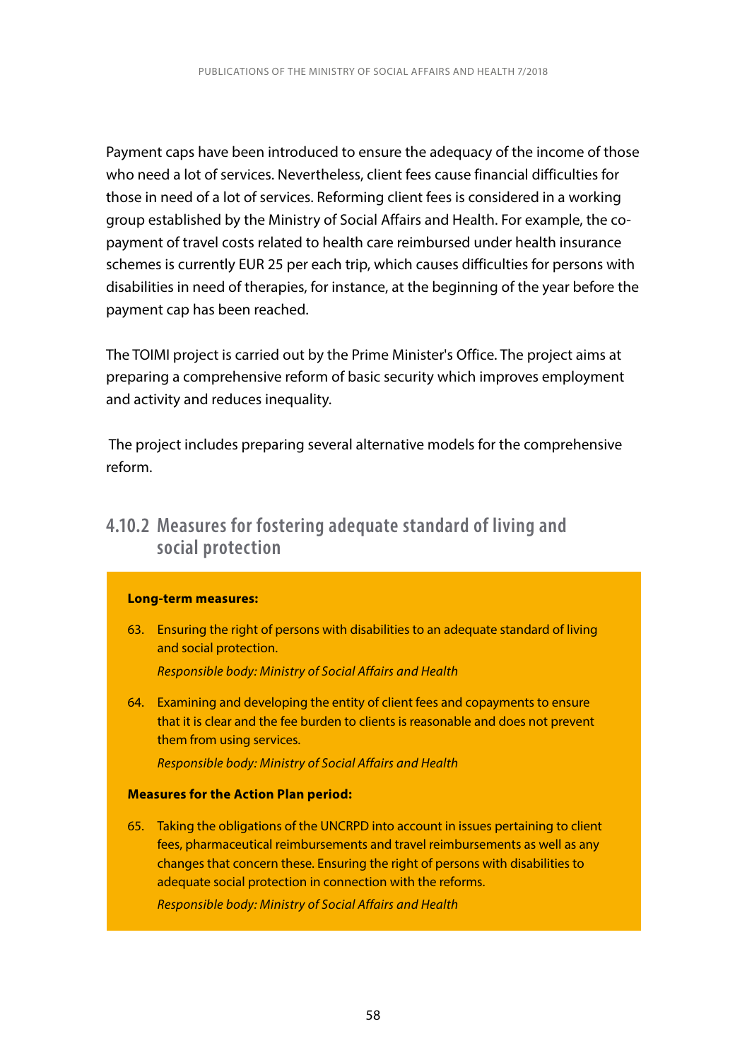Payment caps have been introduced to ensure the adequacy of the income of those who need a lot of services. Nevertheless, client fees cause financial difficulties for those in need of a lot of services. Reforming client fees is considered in a working group established by the Ministry of Social Affairs and Health. For example, the co-payment of travel costs related to health care reimbursed under health insurance schemes is currently EUR 25 per each trip, which causes difficulties for persons with disabilities in need of therapies, for instance, at the beginning of the year before the payment cap has been reached.

The TOIMI project is carried out by the Prime Minister's Office. The project aims at preparing a comprehensive reform of basic security which improves employment and activity and reduces inequality.

The project includes preparing several alternative models for the comprehensive reform.

### 4.10.2 Measures for fostering adequate standard of living and social protection

**Long-term measures:**

63. Ensuring the right of persons with disabilities to an adequate standard of living and social protection.

    *Responsible body: Ministry of Social Affairs and Health*

64. Examining and developing the entity of client fees and copayments to ensure that it is clear and the fee burden to clients is reasonable and does not prevent them from using services.

    *Responsible body: Ministry of Social Affairs and Health*

**Measures for the Action Plan period:**

65. Taking the obligations of the UNCRPD into account in issues pertaining to client fees, pharmaceutical reimbursements and travel reimbursements as well as any changes that concern these. Ensuring the right of persons with disabilities to adequate social protection in connection with the reforms.

    *Responsible body: Ministry of Social Affairs and Health*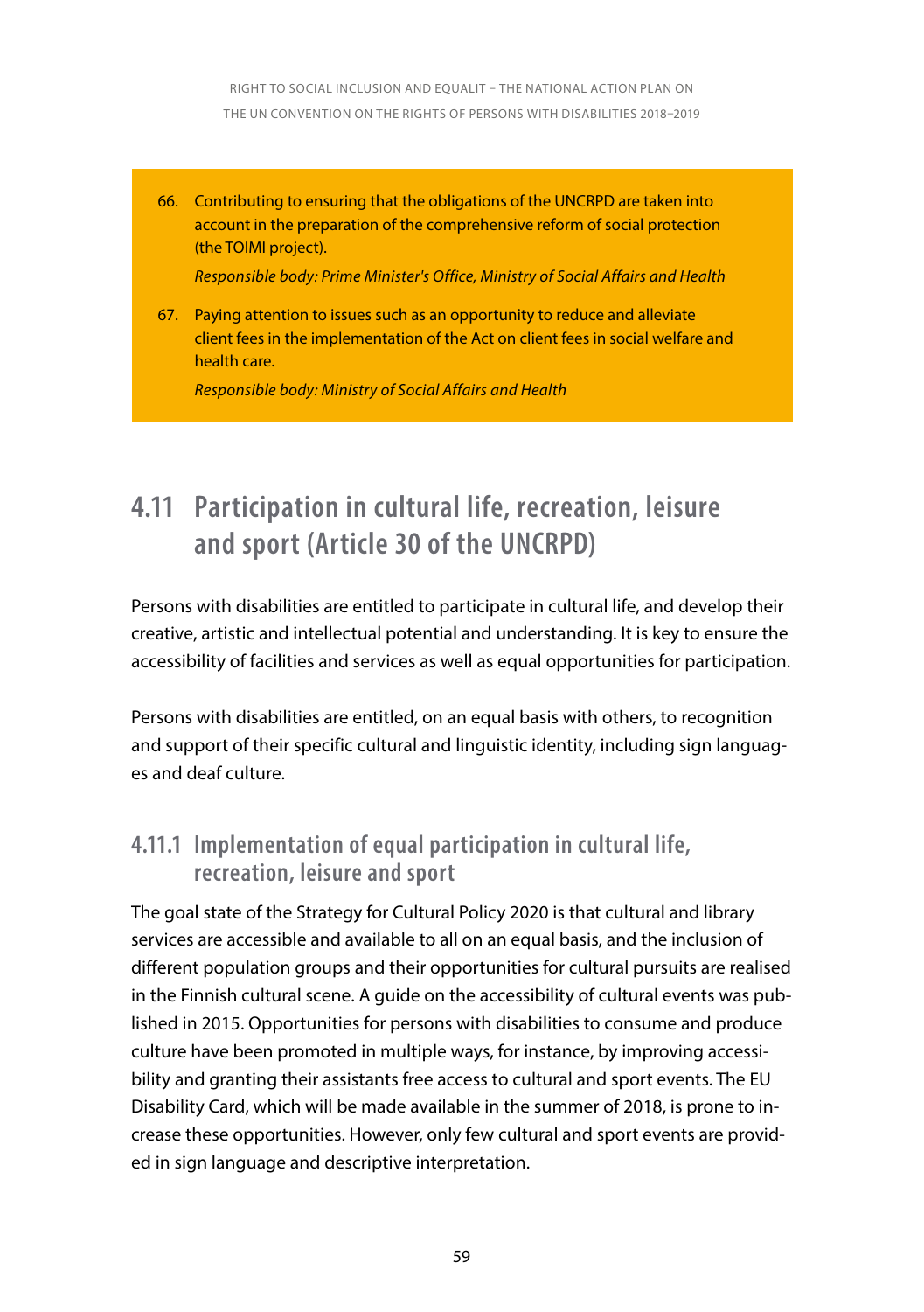66. Contributing to ensuring that the obligations of the UNCRPD are taken into account in the preparation of the comprehensive reform of social protection (the TOIMI project).

    *Responsible body: Prime Minister's Office, Ministry of Social Affairs and Health*

67. Paying attention to issues such as an opportunity to reduce and alleviate client fees in the implementation of the Act on client fees in social welfare and health care.

    *Responsible body: Ministry of Social Affairs and Health*

## 4.11 Participation in cultural life, recreation, leisure and sport (Article 30 of the UNCRPD)

Persons with disabilities are entitled to participate in cultural life, and develop their creative, artistic and intellectual potential and understanding. It is key to ensure the accessibility of facilities and services as well as equal opportunities for participation.

Persons with disabilities are entitled, on an equal basis with others, to recognition and support of their specific cultural and linguistic identity, including sign languages and deaf culture.

### 4.11.1 Implementation of equal participation in cultural life, recreation, leisure and sport

The goal state of the Strategy for Cultural Policy 2020 is that cultural and library services are accessible and available to all on an equal basis, and the inclusion of different population groups and their opportunities for cultural pursuits are realised in the Finnish cultural scene. A guide on the accessibility of cultural events was published in 2015. Opportunities for persons with disabilities to consume and produce culture have been promoted in multiple ways, for instance, by improving accessibility and granting their assistants free access to cultural and sport events. The EU Disability Card, which will be made available in the summer of 2018, is prone to increase these opportunities. However, only few cultural and sport events are provided in sign language and descriptive interpretation.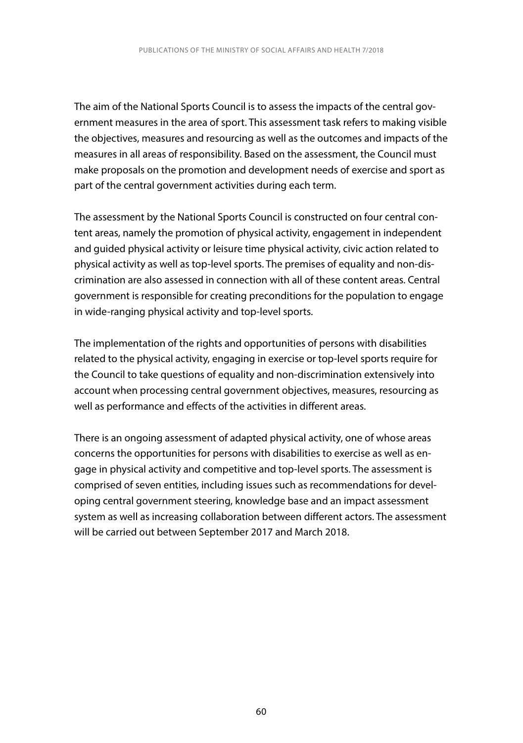The aim of the National Sports Council is to assess the impacts of the central government measures in the area of sport. This assessment task refers to making visible the objectives, measures and resourcing as well as the outcomes and impacts of the measures in all areas of responsibility. Based on the assessment, the Council must make proposals on the promotion and development needs of exercise and sport as part of the central government activities during each term.

The assessment by the National Sports Council is constructed on four central content areas, namely the promotion of physical activity, engagement in independent and guided physical activity or leisure time physical activity, civic action related to physical activity as well as top-level sports. The premises of equality and non-discrimination are also assessed in connection with all of these content areas. Central government is responsible for creating preconditions for the population to engage in wide-ranging physical activity and top-level sports.

The implementation of the rights and opportunities of persons with disabilities related to the physical activity, engaging in exercise or top-level sports require for the Council to take questions of equality and non-discrimination extensively into account when processing central government objectives, measures, resourcing as well as performance and effects of the activities in different areas.

There is an ongoing assessment of adapted physical activity, one of whose areas concerns the opportunities for persons with disabilities to exercise as well as engage in physical activity and competitive and top-level sports. The assessment is comprised of seven entities, including issues such as recommendations for developing central government steering, knowledge base and an impact assessment system as well as increasing collaboration between different actors. The assessment will be carried out between September 2017 and March 2018.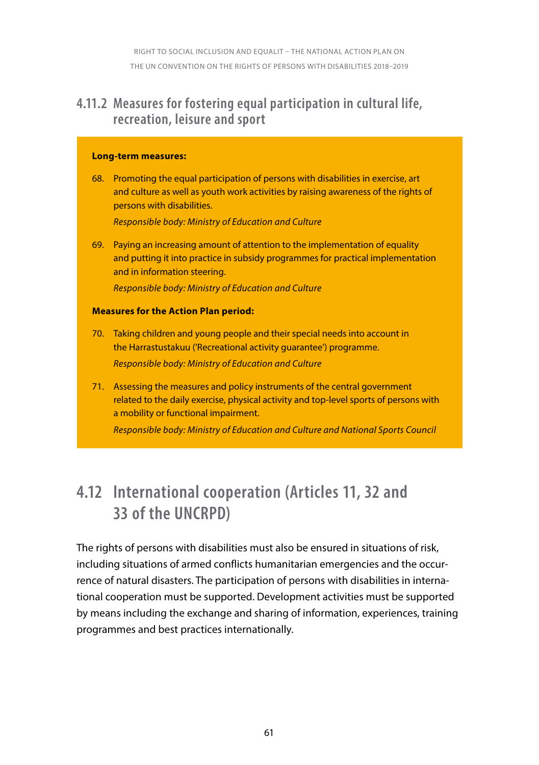### 4.11.2 Measures for fostering equal participation in cultural life, recreation, leisure and sport

**Long-term measures:**

68. Promoting the equal participation of persons with disabilities in exercise, art and culture as well as youth work activities by raising awareness of the rights of persons with disabilities.

    *Responsible body: Ministry of Education and Culture*

69. Paying an increasing amount of attention to the implementation of equality and putting it into practice in subsidy programmes for practical implementation and in information steering.

    *Responsible body: Ministry of Education and Culture*

**Measures for the Action Plan period:**

70. Taking children and young people and their special needs into account in the Harrastustakuu ('Recreational activity guarantee') programme.

    *Responsible body: Ministry of Education and Culture*

71. Assessing the measures and policy instruments of the central government related to the daily exercise, physical activity and top-level sports of persons with a mobility or functional impairment.

    *Responsible body: Ministry of Education and Culture and National Sports Council*

## 4.12 International cooperation (Articles 11, 32 and 33 of the UNCRPD)

The rights of persons with disabilities must also be ensured in situations of risk, including situations of armed conflicts humanitarian emergencies and the occurrence of natural disasters. The participation of persons with disabilities in international cooperation must be supported. Development activities must be supported by means including the exchange and sharing of information, experiences, training programmes and best practices internationally.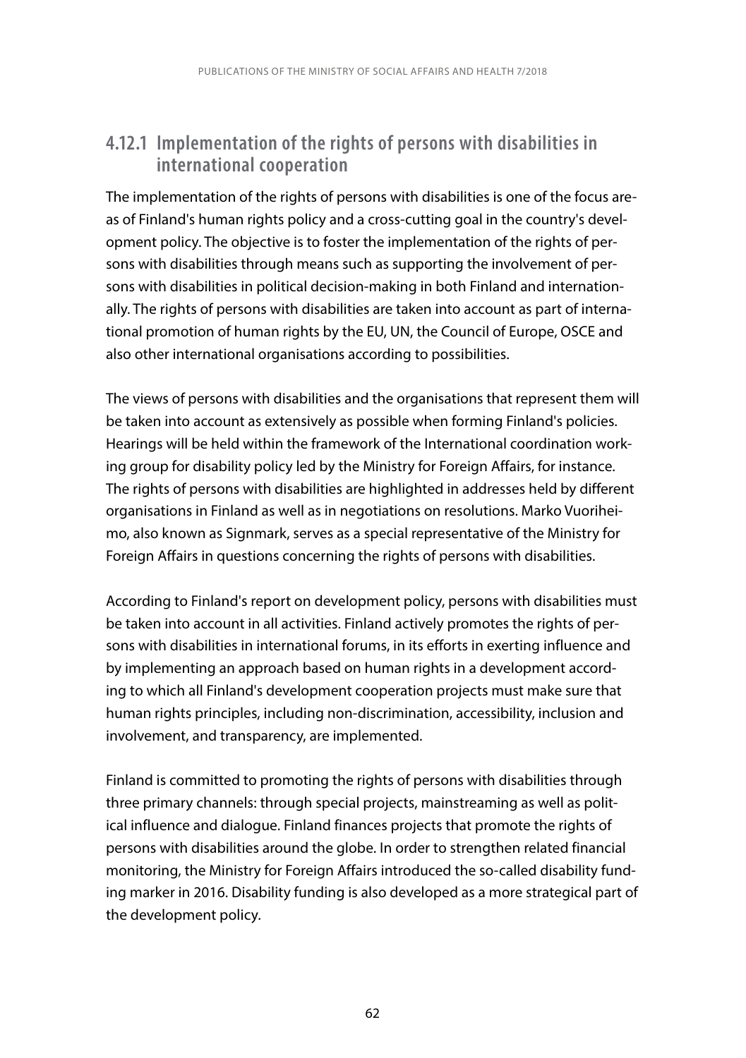### 4.12.1 Implementation of the rights of persons with disabilities in international cooperation

The implementation of the rights of persons with disabilities is one of the focus areas of Finland's human rights policy and a cross-cutting goal in the country's development policy. The objective is to foster the implementation of the rights of persons with disabilities through means such as supporting the involvement of persons with disabilities in political decision-making in both Finland and internationally. The rights of persons with disabilities are taken into account as part of international promotion of human rights by the EU, UN, the Council of Europe, OSCE and also other international organisations according to possibilities.

The views of persons with disabilities and the organisations that represent them will be taken into account as extensively as possible when forming Finland's policies. Hearings will be held within the framework of the International coordination working group for disability policy led by the Ministry for Foreign Affairs, for instance. The rights of persons with disabilities are highlighted in addresses held by different organisations in Finland as well as in negotiations on resolutions. Marko Vuoriheimo, also known as Signmark, serves as a special representative of the Ministry for Foreign Affairs in questions concerning the rights of persons with disabilities.

According to Finland's report on development policy, persons with disabilities must be taken into account in all activities. Finland actively promotes the rights of persons with disabilities in international forums, in its efforts in exerting influence and by implementing an approach based on human rights in a development according to which all Finland's development cooperation projects must make sure that human rights principles, including non-discrimination, accessibility, inclusion and involvement, and transparency, are implemented.

Finland is committed to promoting the rights of persons with disabilities through three primary channels: through special projects, mainstreaming as well as political influence and dialogue. Finland finances projects that promote the rights of persons with disabilities around the globe. In order to strengthen related financial monitoring, the Ministry for Foreign Affairs introduced the so-called disability funding marker in 2016. Disability funding is also developed as a more strategical part of the development policy.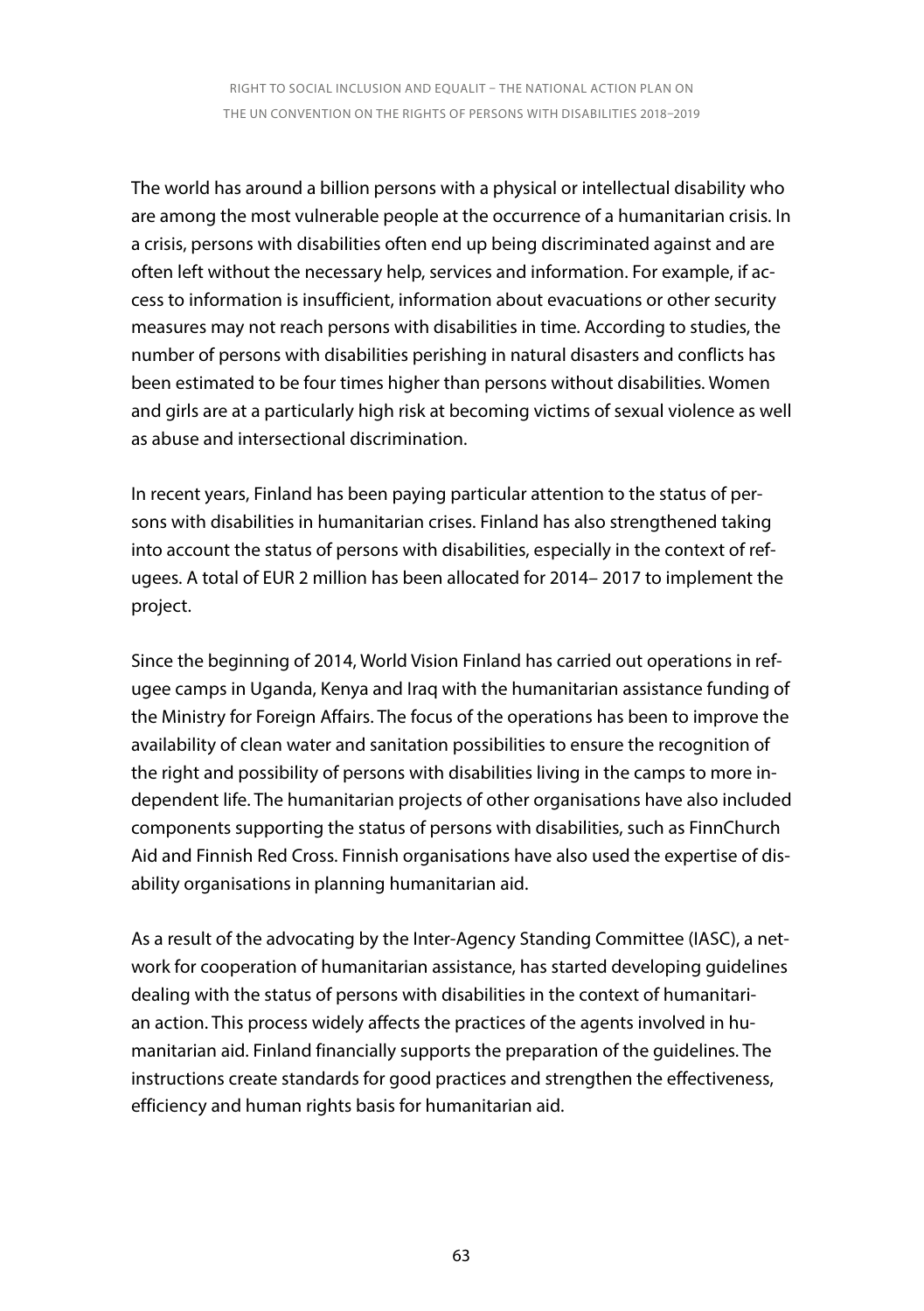The world has around a billion persons with a physical or intellectual disability who are among the most vulnerable people at the occurrence of a humanitarian crisis. In a crisis, persons with disabilities often end up being discriminated against and are often left without the necessary help, services and information. For example, if access to information is insufficient, information about evacuations or other security measures may not reach persons with disabilities in time. According to studies, the number of persons with disabilities perishing in natural disasters and conflicts has been estimated to be four times higher than persons without disabilities. Women and girls are at a particularly high risk at becoming victims of sexual violence as well as abuse and intersectional discrimination.

In recent years, Finland has been paying particular attention to the status of persons with disabilities in humanitarian crises. Finland has also strengthened taking into account the status of persons with disabilities, especially in the context of refugees. A total of EUR 2 million has been allocated for 2014– 2017 to implement the project.

Since the beginning of 2014, World Vision Finland has carried out operations in refugee camps in Uganda, Kenya and Iraq with the humanitarian assistance funding of the Ministry for Foreign Affairs. The focus of the operations has been to improve the availability of clean water and sanitation possibilities to ensure the recognition of the right and possibility of persons with disabilities living in the camps to more independent life. The humanitarian projects of other organisations have also included components supporting the status of persons with disabilities, such as FinnChurch Aid and Finnish Red Cross. Finnish organisations have also used the expertise of disability organisations in planning humanitarian aid.

As a result of the advocating by the Inter-Agency Standing Committee (IASC), a network for cooperation of humanitarian assistance, has started developing guidelines dealing with the status of persons with disabilities in the context of humanitarian action. This process widely affects the practices of the agents involved in humanitarian aid. Finland financially supports the preparation of the guidelines. The instructions create standards for good practices and strengthen the effectiveness, efficiency and human rights basis for humanitarian aid.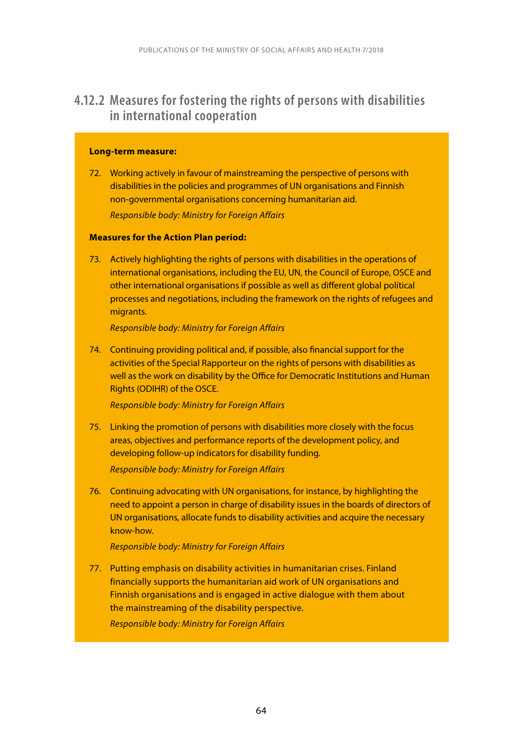### 4.12.2 Measures for fostering the rights of persons with disabilities in international cooperation

**Long-term measure:**

72. Working actively in favour of mainstreaming the perspective of persons with disabilities in the policies and programmes of UN organisations and Finnish non-governmental organisations concerning humanitarian aid.
    *Responsible body: Ministry for Foreign Affairs*

**Measures for the Action Plan period:**

73. Actively highlighting the rights of persons with disabilities in the operations of international organisations, including the EU, UN, the Council of Europe, OSCE and other international organisations if possible as well as different global political processes and negotiations, including the framework on the rights of refugees and migrants.
    *Responsible body: Ministry for Foreign Affairs*

74. Continuing providing political and, if possible, also financial support for the activities of the Special Rapporteur on the rights of persons with disabilities as well as the work on disability by the Office for Democratic Institutions and Human Rights (ODIHR) of the OSCE.
    *Responsible body: Ministry for Foreign Affairs*

75. Linking the promotion of persons with disabilities more closely with the focus areas, objectives and performance reports of the development policy, and developing follow-up indicators for disability funding.
    *Responsible body: Ministry for Foreign Affairs*

76. Continuing advocating with UN organisations, for instance, by highlighting the need to appoint a person in charge of disability issues in the boards of directors of UN organisations, allocate funds to disability activities and acquire the necessary know-how.
    *Responsible body: Ministry for Foreign Affairs*

77. Putting emphasis on disability activities in humanitarian crises. Finland financially supports the humanitarian aid work of UN organisations and Finnish organisations and is engaged in active dialogue with them about the mainstreaming of the disability perspective.
    *Responsible body: Ministry for Foreign Affairs*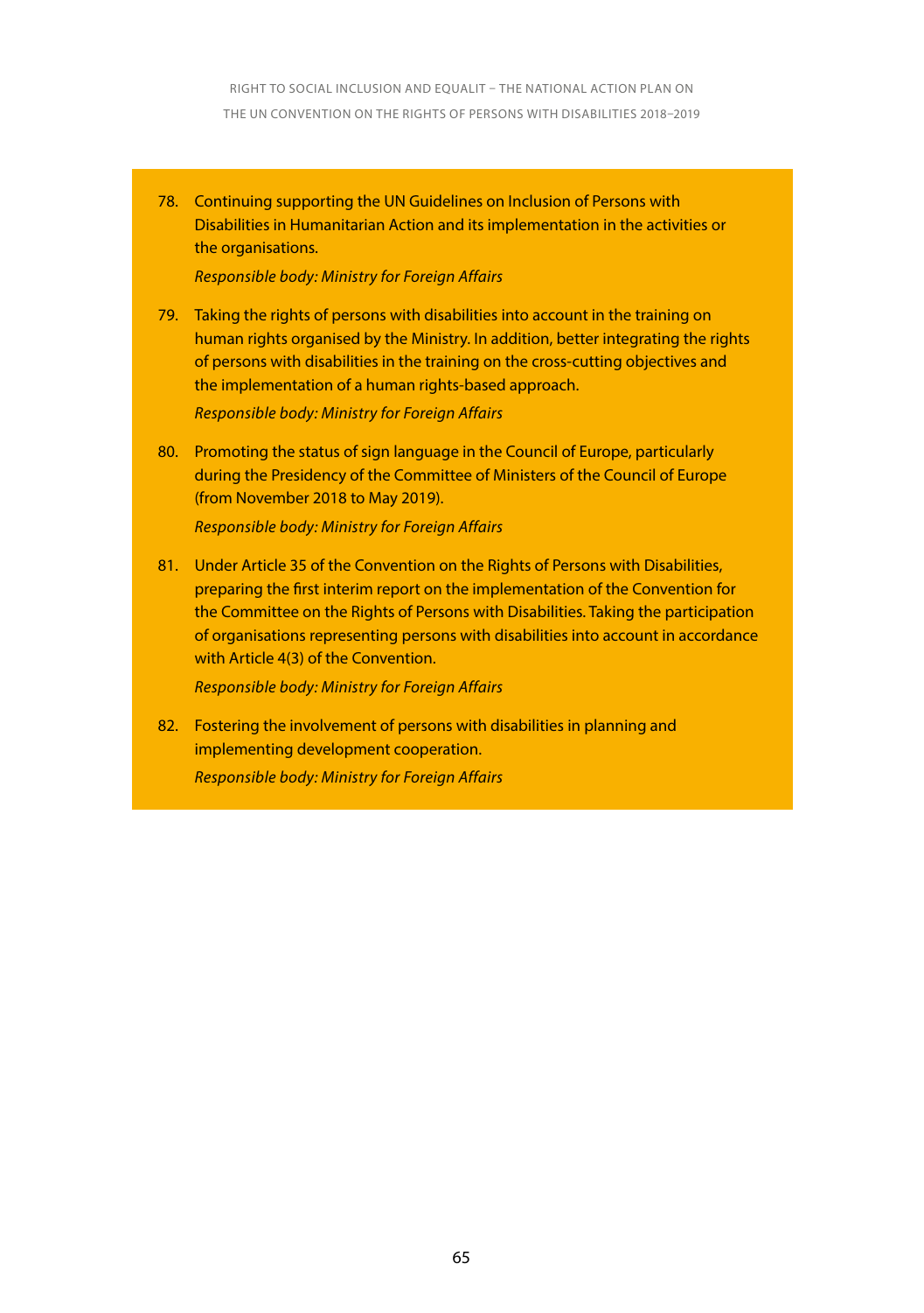78. Continuing supporting the UN Guidelines on Inclusion of Persons with Disabilities in Humanitarian Action and its implementation in the activities or the organisations.

    *Responsible body: Ministry for Foreign Affairs*

79. Taking the rights of persons with disabilities into account in the training on human rights organised by the Ministry. In addition, better integrating the rights of persons with disabilities in the training on the cross-cutting objectives and the implementation of a human rights-based approach.

    *Responsible body: Ministry for Foreign Affairs*

80. Promoting the status of sign language in the Council of Europe, particularly during the Presidency of the Committee of Ministers of the Council of Europe (from November 2018 to May 2019).

    *Responsible body: Ministry for Foreign Affairs*

81. Under Article 35 of the Convention on the Rights of Persons with Disabilities, preparing the first interim report on the implementation of the Convention for the Committee on the Rights of Persons with Disabilities. Taking the participation of organisations representing persons with disabilities into account in accordance with Article 4(3) of the Convention.

    *Responsible body: Ministry for Foreign Affairs*

82. Fostering the involvement of persons with disabilities in planning and implementing development cooperation.

    *Responsible body: Ministry for Foreign Affairs*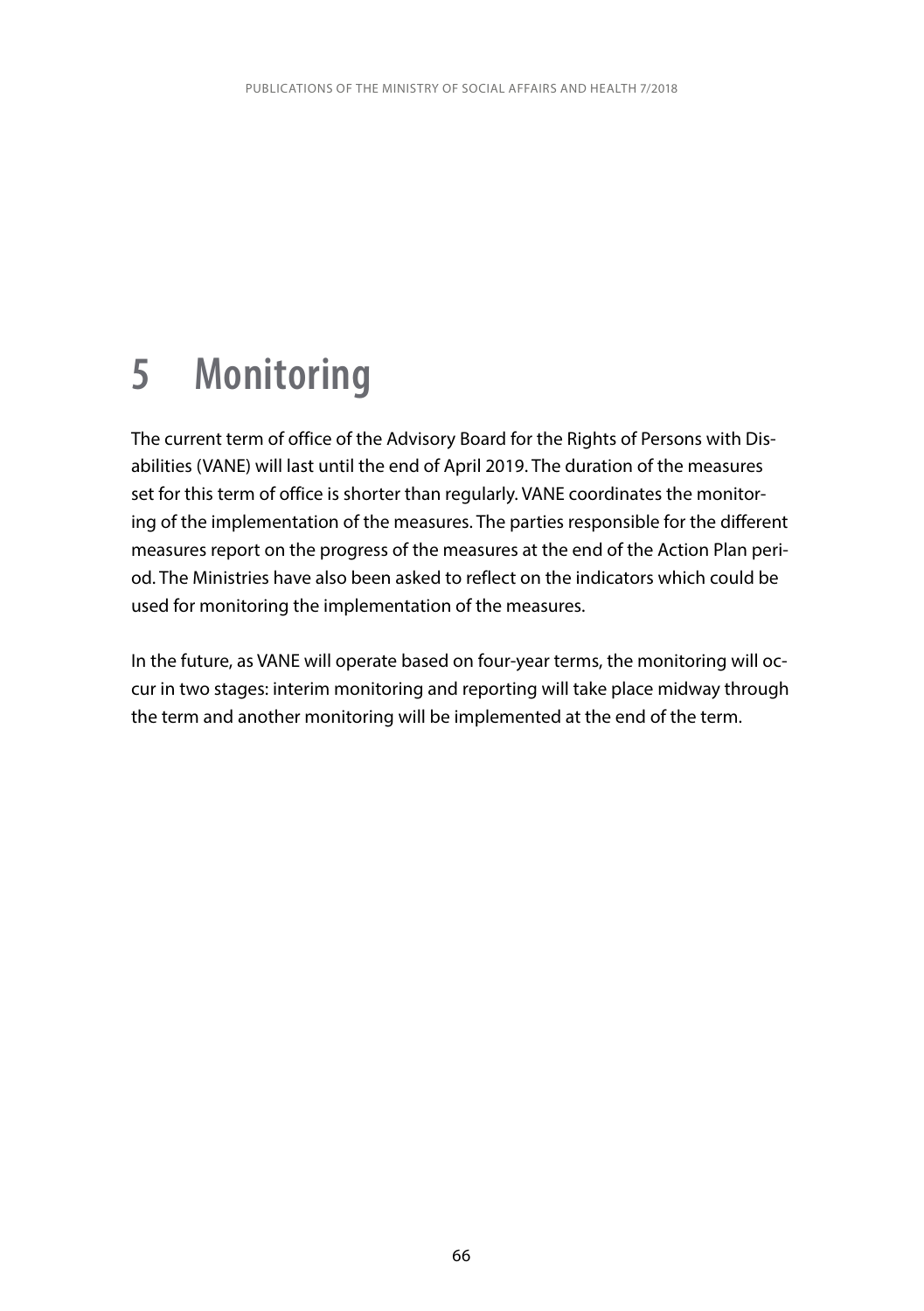# 5 Monitoring

The current term of office of the Advisory Board for the Rights of Persons with Disabilities (VANE) will last until the end of April 2019. The duration of the measures set for this term of office is shorter than regularly. VANE coordinates the monitoring of the implementation of the measures. The parties responsible for the different measures report on the progress of the measures at the end of the Action Plan period. The Ministries have also been asked to reflect on the indicators which could be used for monitoring the implementation of the measures.

In the future, as VANE will operate based on four-year terms, the monitoring will occur in two stages: interim monitoring and reporting will take place midway through the term and another monitoring will be implemented at the end of the term.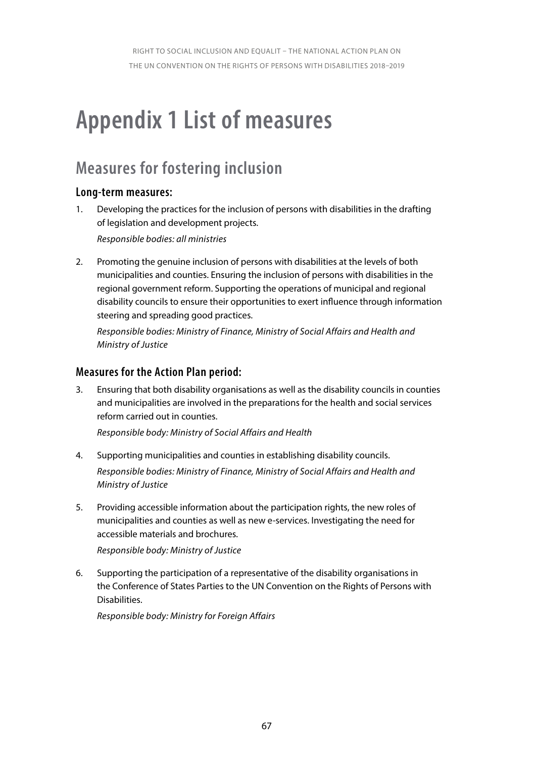# Appendix 1 List of measures

## Measures for fostering inclusion

### Long-term measures:

1. Developing the practices for the inclusion of persons with disabilities in the drafting of legislation and development projects.

   *Responsible bodies: all ministries*

2. Promoting the genuine inclusion of persons with disabilities at the levels of both municipalities and counties. Ensuring the inclusion of persons with disabilities in the regional government reform. Supporting the operations of municipal and regional disability councils to ensure their opportunities to exert influence through information steering and spreading good practices.

   *Responsible bodies: Ministry of Finance, Ministry of Social Affairs and Health and Ministry of Justice*

### Measures for the Action Plan period:

3. Ensuring that both disability organisations as well as the disability councils in counties and municipalities are involved in the preparations for the health and social services reform carried out in counties.

   *Responsible body: Ministry of Social Affairs and Health*

4. Supporting municipalities and counties in establishing disability councils.

   *Responsible bodies: Ministry of Finance, Ministry of Social Affairs and Health and Ministry of Justice*

5. Providing accessible information about the participation rights, the new roles of municipalities and counties as well as new e-services. Investigating the need for accessible materials and brochures.

   *Responsible body: Ministry of Justice*

6. Supporting the participation of a representative of the disability organisations in the Conference of States Parties to the UN Convention on the Rights of Persons with Disabilities.

   *Responsible body: Ministry for Foreign Affairs*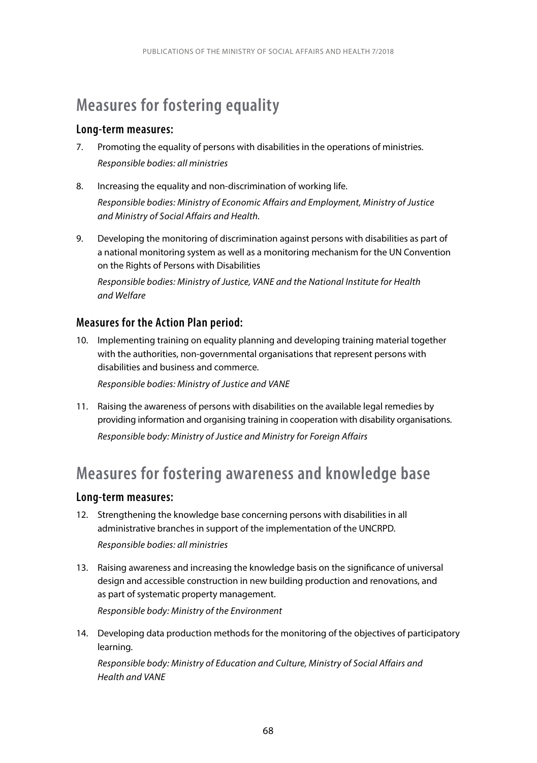## Measures for fostering equality

### Long-term measures:

7. Promoting the equality of persons with disabilities in the operations of ministries.
   *Responsible bodies: all ministries*

8. Increasing the equality and non-discrimination of working life.
   *Responsible bodies: Ministry of Economic Affairs and Employment, Ministry of Justice and Ministry of Social Affairs and Health*.

9. Developing the monitoring of discrimination against persons with disabilities as part of a national monitoring system as well as a monitoring mechanism for the UN Convention on the Rights of Persons with Disabilities
   *Responsible bodies: Ministry of Justice, VANE and the National Institute for Health and Welfare*

### Measures for the Action Plan period:

10. Implementing training on equality planning and developing training material together with the authorities, non-governmental organisations that represent persons with disabilities and business and commerce.
    *Responsible bodies: Ministry of Justice and VANE*

11. Raising the awareness of persons with disabilities on the available legal remedies by providing information and organising training in cooperation with disability organisations.
    *Responsible body: Ministry of Justice and Ministry for Foreign Affairs*

## Measures for fostering awareness and knowledge base

### Long-term measures:

12. Strengthening the knowledge base concerning persons with disabilities in all administrative branches in support of the implementation of the UNCRPD.
    *Responsible bodies: all ministries*

13. Raising awareness and increasing the knowledge basis on the significance of universal design and accessible construction in new building production and renovations, and as part of systematic property management.
    *Responsible body: Ministry of the Environment*

14. Developing data production methods for the monitoring of the objectives of participatory learning.
    *Responsible body: Ministry of Education and Culture, Ministry of Social Affairs and Health and VANE*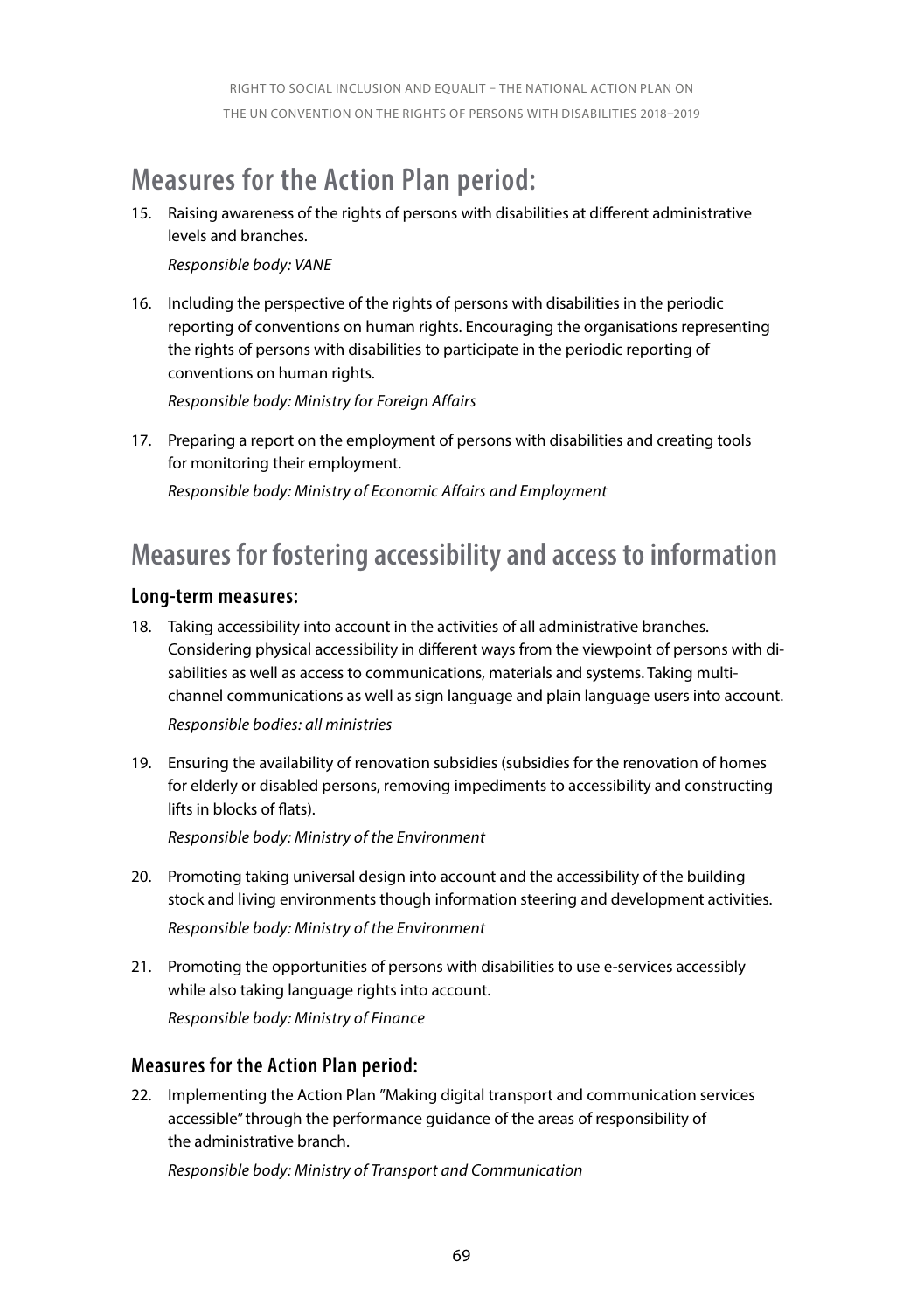## Measures for the Action Plan period:

15. Raising awareness of the rights of persons with disabilities at different administrative levels and branches.

    *Responsible body: VANE*

16. Including the perspective of the rights of persons with disabilities in the periodic reporting of conventions on human rights. Encouraging the organisations representing the rights of persons with disabilities to participate in the periodic reporting of conventions on human rights.

    *Responsible body: Ministry for Foreign Affairs*

17. Preparing a report on the employment of persons with disabilities and creating tools for monitoring their employment.

    *Responsible body: Ministry of Economic Affairs and Employment*

## Measures for fostering accessibility and access to information

### Long-term measures:

18. Taking accessibility into account in the activities of all administrative branches. Considering physical accessibility in different ways from the viewpoint of persons with disabilities as well as access to communications, materials and systems. Taking multi-channel communications as well as sign language and plain language users into account.

    *Responsible bodies: all ministries*

19. Ensuring the availability of renovation subsidies (subsidies for the renovation of homes for elderly or disabled persons, removing impediments to accessibility and constructing lifts in blocks of flats).

    *Responsible body: Ministry of the Environment*

20. Promoting taking universal design into account and the accessibility of the building stock and living environments though information steering and development activities.

    *Responsible body: Ministry of the Environment*

21. Promoting the opportunities of persons with disabilities to use e-services accessibly while also taking language rights into account.

    *Responsible body: Ministry of Finance*

### Measures for the Action Plan period:

22. Implementing the Action Plan "Making digital transport and communication services accessible" through the performance guidance of the areas of responsibility of the administrative branch.

    *Responsible body: Ministry of Transport and Communication*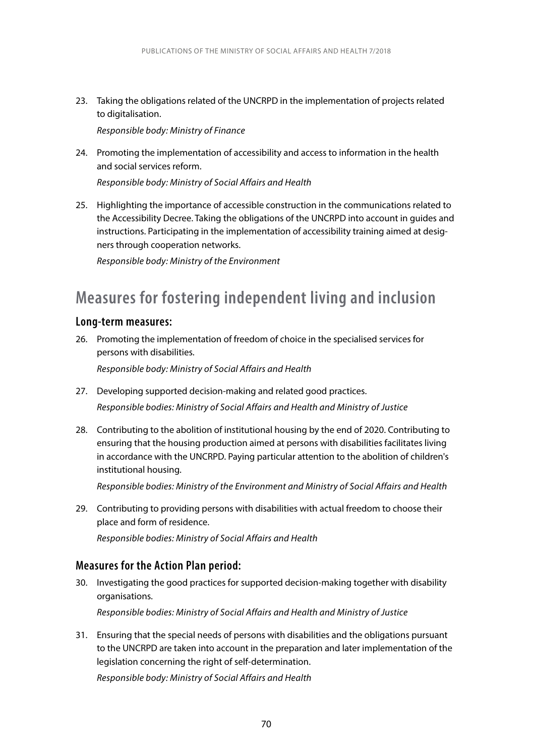23. Taking the obligations related of the UNCRPD in the implementation of projects related to digitalisation.

    *Responsible body: Ministry of Finance*

24. Promoting the implementation of accessibility and access to information in the health and social services reform.

    *Responsible body: Ministry of Social Affairs and Health*

25. Highlighting the importance of accessible construction in the communications related to the Accessibility Decree. Taking the obligations of the UNCRPD into account in guides and instructions. Participating in the implementation of accessibility training aimed at designers through cooperation networks.

    *Responsible body: Ministry of the Environment*

## Measures for fostering independent living and inclusion

### Long-term measures:

26. Promoting the implementation of freedom of choice in the specialised services for persons with disabilities.

    *Responsible body: Ministry of Social Affairs and Health*

27. Developing supported decision-making and related good practices.

    *Responsible bodies: Ministry of Social Affairs and Health and Ministry of Justice*

28. Contributing to the abolition of institutional housing by the end of 2020. Contributing to ensuring that the housing production aimed at persons with disabilities facilitates living in accordance with the UNCRPD. Paying particular attention to the abolition of children's institutional housing.

    *Responsible bodies: Ministry of the Environment and Ministry of Social Affairs and Health*

29. Contributing to providing persons with disabilities with actual freedom to choose their place and form of residence.

    *Responsible bodies: Ministry of Social Affairs and Health*

### Measures for the Action Plan period:

30. Investigating the good practices for supported decision-making together with disability organisations.

    *Responsible bodies: Ministry of Social Affairs and Health and Ministry of Justice*

31. Ensuring that the special needs of persons with disabilities and the obligations pursuant to the UNCRPD are taken into account in the preparation and later implementation of the legislation concerning the right of self-determination.

    *Responsible body: Ministry of Social Affairs and Health*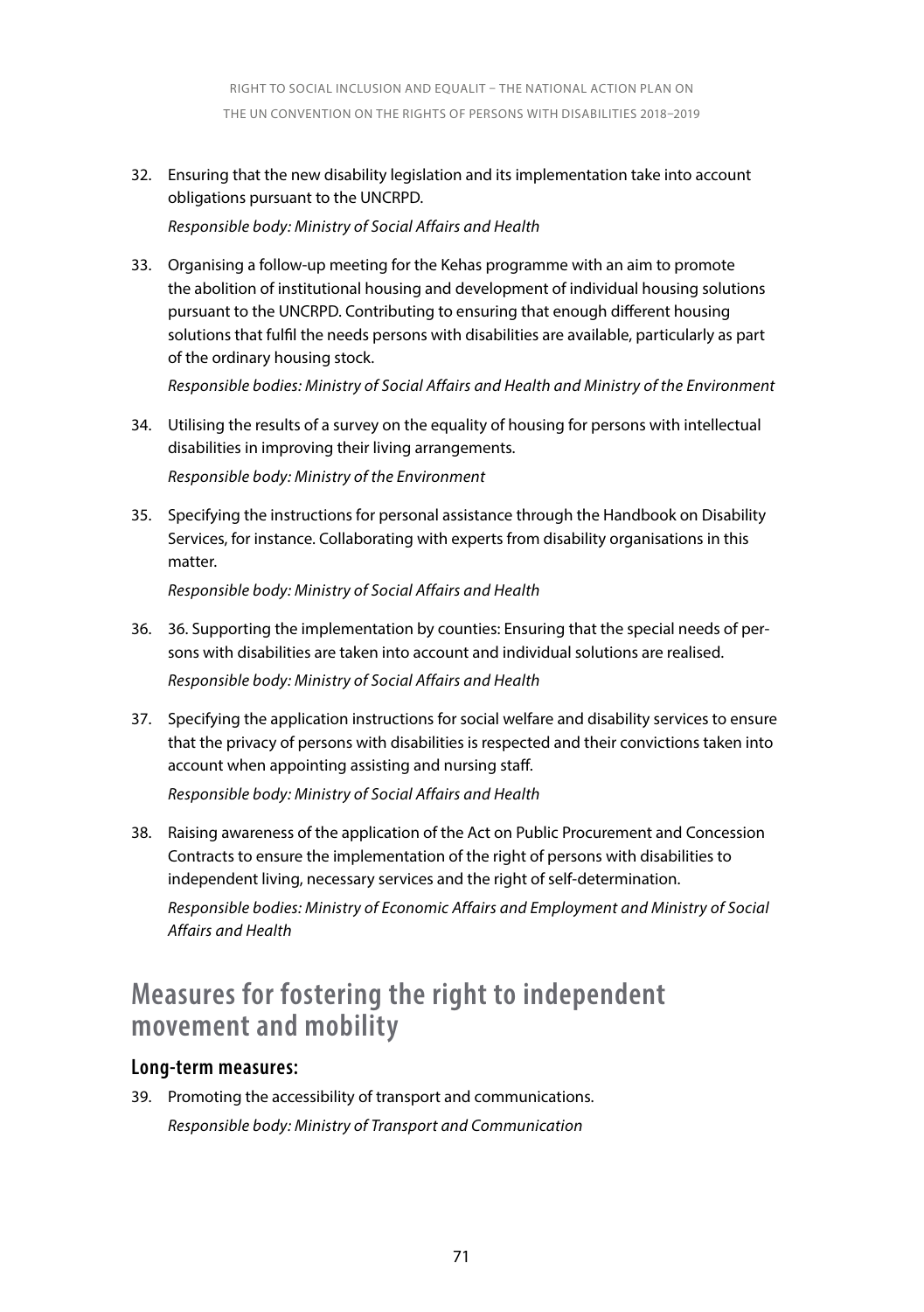32. Ensuring that the new disability legislation and its implementation take into account obligations pursuant to the UNCRPD.

    *Responsible body: Ministry of Social Affairs and Health*

33. Organising a follow-up meeting for the Kehas programme with an aim to promote the abolition of institutional housing and development of individual housing solutions pursuant to the UNCRPD. Contributing to ensuring that enough different housing solutions that fulfil the needs persons with disabilities are available, particularly as part of the ordinary housing stock.

    *Responsible bodies: Ministry of Social Affairs and Health and Ministry of the Environment*

34. Utilising the results of a survey on the equality of housing for persons with intellectual disabilities in improving their living arrangements.

    *Responsible body: Ministry of the Environment*

35. Specifying the instructions for personal assistance through the Handbook on Disability Services, for instance. Collaborating with experts from disability organisations in this matter.

    *Responsible body: Ministry of Social Affairs and Health*

36. 36. Supporting the implementation by counties: Ensuring that the special needs of persons with disabilities are taken into account and individual solutions are realised.

    *Responsible body: Ministry of Social Affairs and Health*

37. Specifying the application instructions for social welfare and disability services to ensure that the privacy of persons with disabilities is respected and their convictions taken into account when appointing assisting and nursing staff.

    *Responsible body: Ministry of Social Affairs and Health*

38. Raising awareness of the application of the Act on Public Procurement and Concession Contracts to ensure the implementation of the right of persons with disabilities to independent living, necessary services and the right of self-determination.

    *Responsible bodies: Ministry of Economic Affairs and Employment and Ministry of Social Affairs and Health*

## Measures for fostering the right to independent movement and mobility

### Long-term measures:

39. Promoting the accessibility of transport and communications.

    *Responsible body: Ministry of Transport and Communication*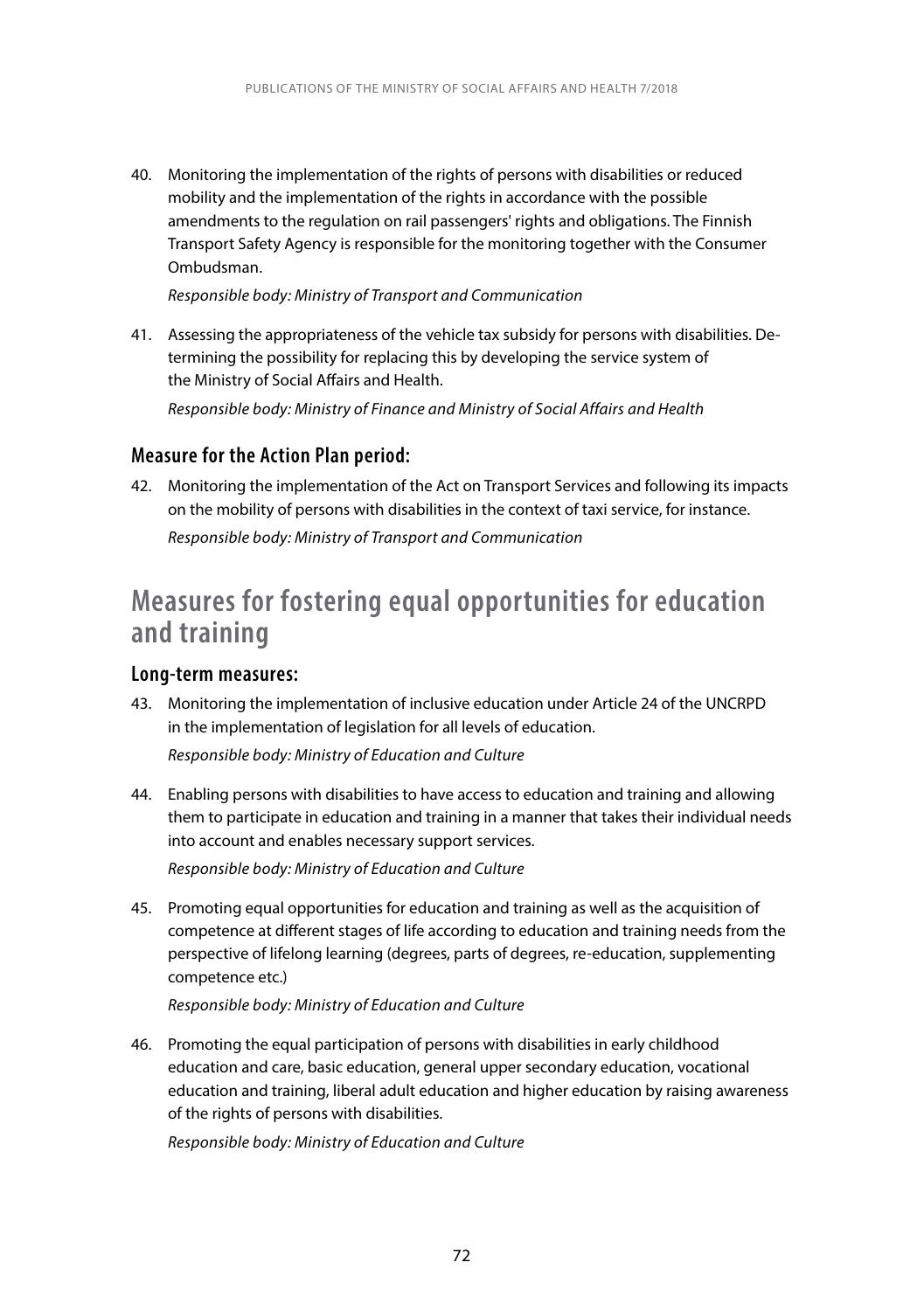40. Monitoring the implementation of the rights of persons with disabilities or reduced mobility and the implementation of the rights in accordance with the possible amendments to the regulation on rail passengers' rights and obligations. The Finnish Transport Safety Agency is responsible for the monitoring together with the Consumer Ombudsman.

    *Responsible body: Ministry of Transport and Communication*

41. Assessing the appropriateness of the vehicle tax subsidy for persons with disabilities. Determining the possibility for replacing this by developing the service system of the Ministry of Social Affairs and Health.

    *Responsible body: Ministry of Finance and Ministry of Social Affairs and Health*

### Measure for the Action Plan period:

42. Monitoring the implementation of the Act on Transport Services and following its impacts on the mobility of persons with disabilities in the context of taxi service, for instance.

    *Responsible body: Ministry of Transport and Communication*

## Measures for fostering equal opportunities for education and training

### Long-term measures:

43. Monitoring the implementation of inclusive education under Article 24 of the UNCRPD in the implementation of legislation for all levels of education.

    *Responsible body: Ministry of Education and Culture*

44. Enabling persons with disabilities to have access to education and training and allowing them to participate in education and training in a manner that takes their individual needs into account and enables necessary support services.

    *Responsible body: Ministry of Education and Culture*

45. Promoting equal opportunities for education and training as well as the acquisition of competence at different stages of life according to education and training needs from the perspective of lifelong learning (degrees, parts of degrees, re-education, supplementing competence etc.)

    *Responsible body: Ministry of Education and Culture*

46. Promoting the equal participation of persons with disabilities in early childhood education and care, basic education, general upper secondary education, vocational education and training, liberal adult education and higher education by raising awareness of the rights of persons with disabilities.

    *Responsible body: Ministry of Education and Culture*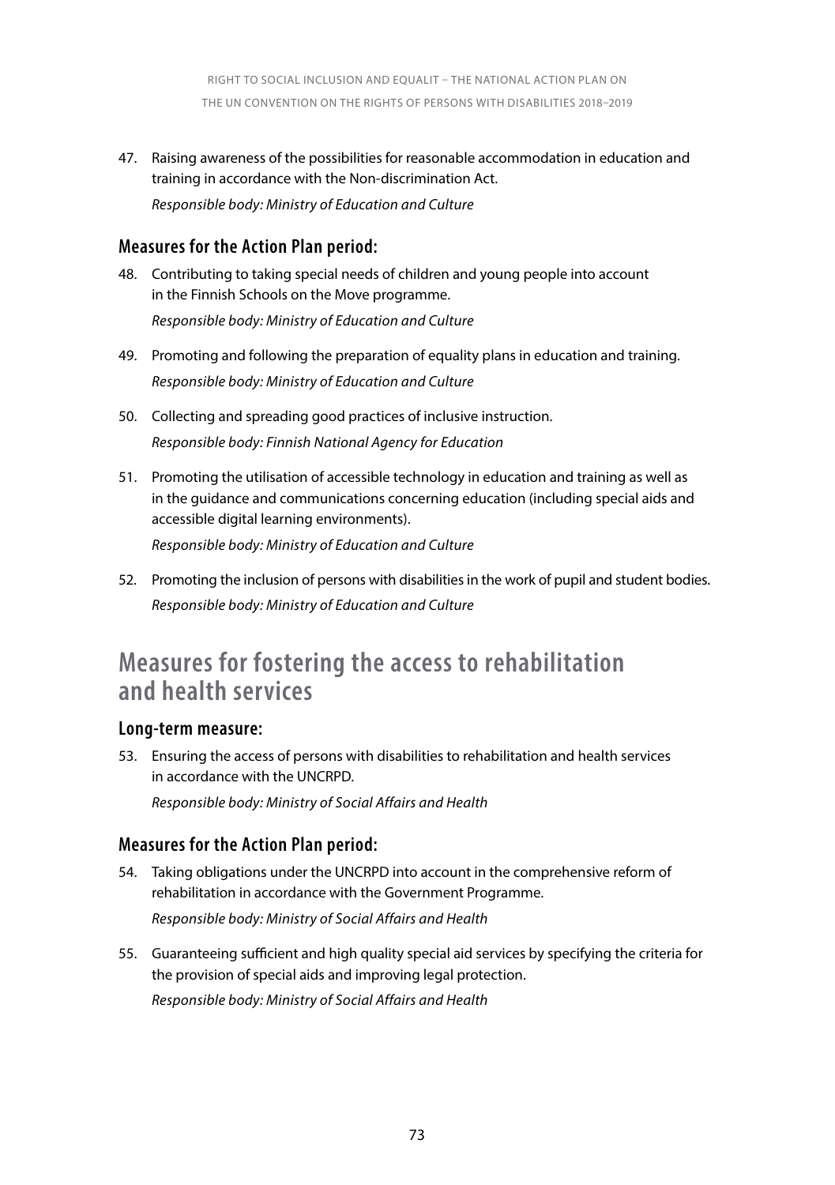47. Raising awareness of the possibilities for reasonable accommodation in education and training in accordance with the Non-discrimination Act.
    *Responsible body: Ministry of Education and Culture*

### Measures for the Action Plan period:

48. Contributing to taking special needs of children and young people into account in the Finnish Schools on the Move programme.
    *Responsible body: Ministry of Education and Culture*

49. Promoting and following the preparation of equality plans in education and training.
    *Responsible body: Ministry of Education and Culture*

50. Collecting and spreading good practices of inclusive instruction.
    *Responsible body: Finnish National Agency for Education*

51. Promoting the utilisation of accessible technology in education and training as well as in the guidance and communications concerning education (including special aids and accessible digital learning environments).
    *Responsible body: Ministry of Education and Culture*

52. Promoting the inclusion of persons with disabilities in the work of pupil and student bodies.
    *Responsible body: Ministry of Education and Culture*

## Measures for fostering the access to rehabilitation and health services

### Long-term measure:

53. Ensuring the access of persons with disabilities to rehabilitation and health services in accordance with the UNCRPD.
    *Responsible body: Ministry of Social Affairs and Health*

### Measures for the Action Plan period:

54. Taking obligations under the UNCRPD into account in the comprehensive reform of rehabilitation in accordance with the Government Programme.
    *Responsible body: Ministry of Social Affairs and Health*

55. Guaranteeing sufficient and high quality special aid services by specifying the criteria for the provision of special aids and improving legal protection.
    *Responsible body: Ministry of Social Affairs and Health*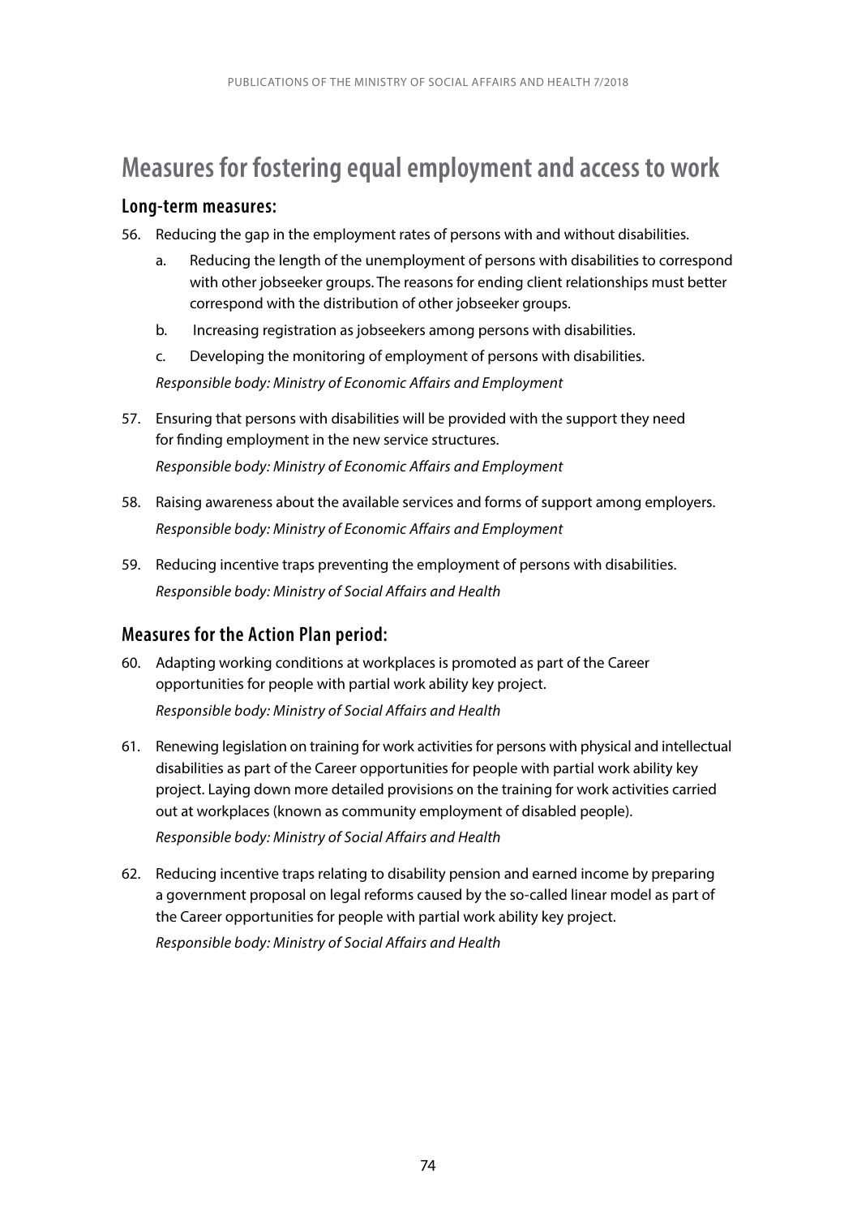## Measures for fostering equal employment and access to work

### Long-term measures:

56. Reducing the gap in the employment rates of persons with and without disabilities.
    a. Reducing the length of the unemployment of persons with disabilities to correspond with other jobseeker groups. The reasons for ending client relationships must better correspond with the distribution of other jobseeker groups.
    b. Increasing registration as jobseekers among persons with disabilities.
    c. Developing the monitoring of employment of persons with disabilities.

    *Responsible body: Ministry of Economic Affairs and Employment*

57. Ensuring that persons with disabilities will be provided with the support they need for finding employment in the new service structures.

    *Responsible body: Ministry of Economic Affairs and Employment*

58. Raising awareness about the available services and forms of support among employers.

    *Responsible body: Ministry of Economic Affairs and Employment*

59. Reducing incentive traps preventing the employment of persons with disabilities.

    *Responsible body: Ministry of Social Affairs and Health*

### Measures for the Action Plan period:

60. Adapting working conditions at workplaces is promoted as part of the Career opportunities for people with partial work ability key project.

    *Responsible body: Ministry of Social Affairs and Health*

61. Renewing legislation on training for work activities for persons with physical and intellectual disabilities as part of the Career opportunities for people with partial work ability key project. Laying down more detailed provisions on the training for work activities carried out at workplaces (known as community employment of disabled people).

    *Responsible body: Ministry of Social Affairs and Health*

62. Reducing incentive traps relating to disability pension and earned income by preparing a government proposal on legal reforms caused by the so-called linear model as part of the Career opportunities for people with partial work ability key project.

    *Responsible body: Ministry of Social Affairs and Health*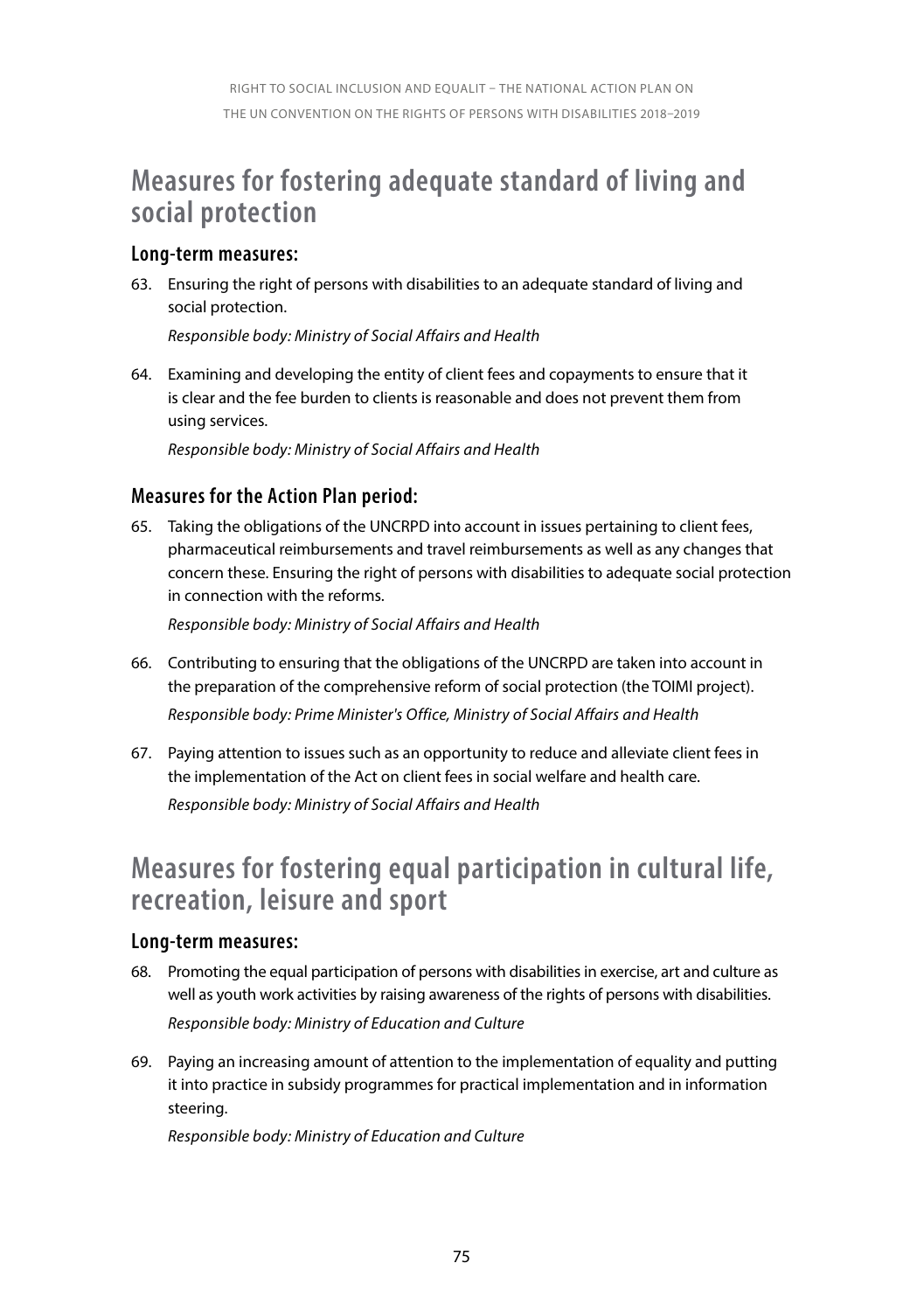## Measures for fostering adequate standard of living and social protection

### Long-term measures:

63. Ensuring the right of persons with disabilities to an adequate standard of living and social protection.

    *Responsible body: Ministry of Social Affairs and Health*

64. Examining and developing the entity of client fees and copayments to ensure that it is clear and the fee burden to clients is reasonable and does not prevent them from using services.

    *Responsible body: Ministry of Social Affairs and Health*

### Measures for the Action Plan period:

65. Taking the obligations of the UNCRPD into account in issues pertaining to client fees, pharmaceutical reimbursements and travel reimbursements as well as any changes that concern these. Ensuring the right of persons with disabilities to adequate social protection in connection with the reforms.

    *Responsible body: Ministry of Social Affairs and Health*

66. Contributing to ensuring that the obligations of the UNCRPD are taken into account in the preparation of the comprehensive reform of social protection (the TOIMI project).

    *Responsible body: Prime Minister's Office, Ministry of Social Affairs and Health*

67. Paying attention to issues such as an opportunity to reduce and alleviate client fees in the implementation of the Act on client fees in social welfare and health care.

    *Responsible body: Ministry of Social Affairs and Health*

## Measures for fostering equal participation in cultural life, recreation, leisure and sport

### Long-term measures:

68. Promoting the equal participation of persons with disabilities in exercise, art and culture as well as youth work activities by raising awareness of the rights of persons with disabilities.

    *Responsible body: Ministry of Education and Culture*

69. Paying an increasing amount of attention to the implementation of equality and putting it into practice in subsidy programmes for practical implementation and in information steering.

    *Responsible body: Ministry of Education and Culture*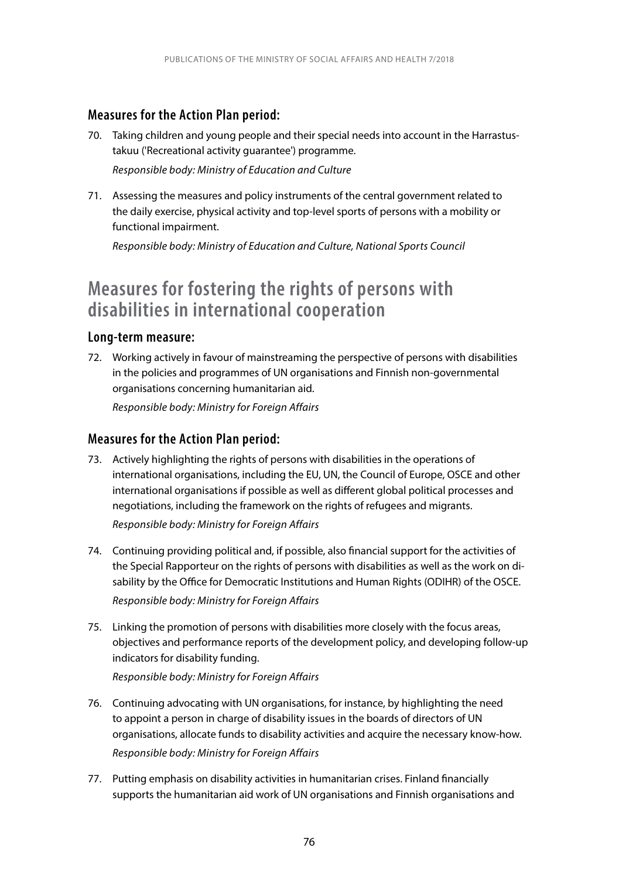### Measures for the Action Plan period:

70. Taking children and young people and their special needs into account in the Harrastustakuu ('Recreational activity guarantee') programme.

    *Responsible body: Ministry of Education and Culture*

71. Assessing the measures and policy instruments of the central government related to the daily exercise, physical activity and top-level sports of persons with a mobility or functional impairment.

    *Responsible body: Ministry of Education and Culture, National Sports Council*

## Measures for fostering the rights of persons with disabilities in international cooperation

### Long-term measure:

72. Working actively in favour of mainstreaming the perspective of persons with disabilities in the policies and programmes of UN organisations and Finnish non-governmental organisations concerning humanitarian aid.

    *Responsible body: Ministry for Foreign Affairs*

### Measures for the Action Plan period:

73. Actively highlighting the rights of persons with disabilities in the operations of international organisations, including the EU, UN, the Council of Europe, OSCE and other international organisations if possible as well as different global political processes and negotiations, including the framework on the rights of refugees and migrants.

    *Responsible body: Ministry for Foreign Affairs*

74. Continuing providing political and, if possible, also financial support for the activities of the Special Rapporteur on the rights of persons with disabilities as well as the work on disability by the Office for Democratic Institutions and Human Rights (ODIHR) of the OSCE.

    *Responsible body: Ministry for Foreign Affairs*

75. Linking the promotion of persons with disabilities more closely with the focus areas, objectives and performance reports of the development policy, and developing follow-up indicators for disability funding.

    *Responsible body: Ministry for Foreign Affairs*

76. Continuing advocating with UN organisations, for instance, by highlighting the need to appoint a person in charge of disability issues in the boards of directors of UN organisations, allocate funds to disability activities and acquire the necessary know-how.

    *Responsible body: Ministry for Foreign Affairs*

77. Putting emphasis on disability activities in humanitarian crises. Finland financially supports the humanitarian aid work of UN organisations and Finnish organisations and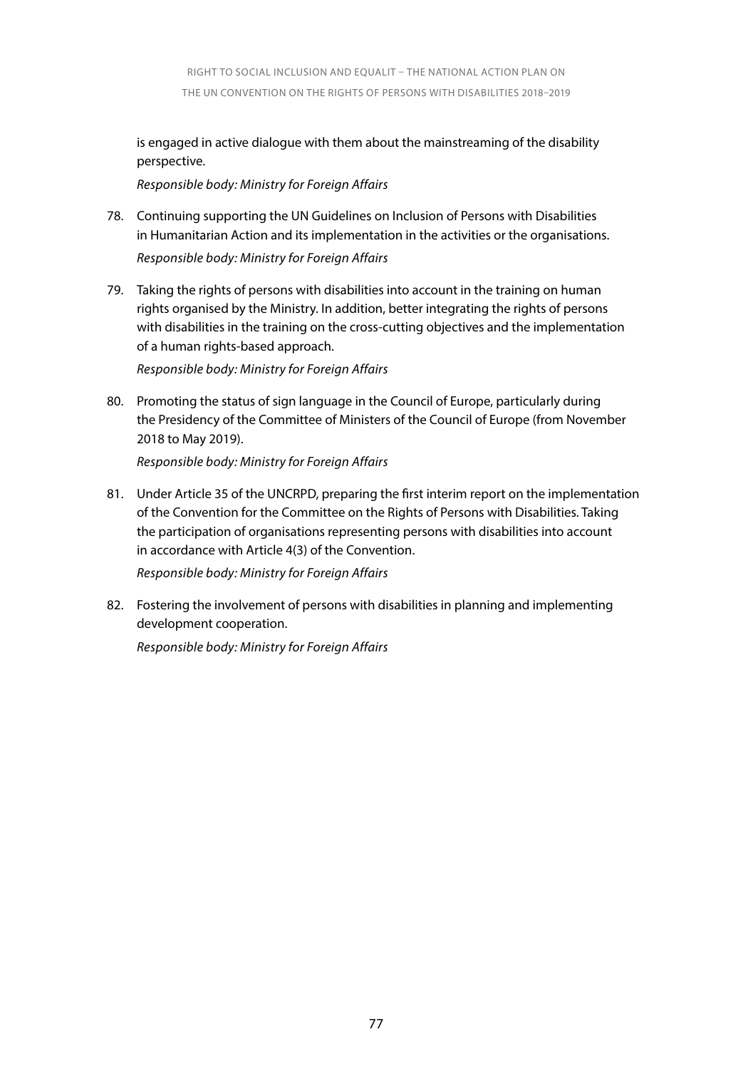is engaged in active dialogue with them about the mainstreaming of the disability perspective.

*Responsible body: Ministry for Foreign Affairs*

78. Continuing supporting the UN Guidelines on Inclusion of Persons with Disabilities in Humanitarian Action and its implementation in the activities or the organisations.

    *Responsible body: Ministry for Foreign Affairs*

79. Taking the rights of persons with disabilities into account in the training on human rights organised by the Ministry. In addition, better integrating the rights of persons with disabilities in the training on the cross-cutting objectives and the implementation of a human rights-based approach.

    *Responsible body: Ministry for Foreign Affairs*

80. Promoting the status of sign language in the Council of Europe, particularly during the Presidency of the Committee of Ministers of the Council of Europe (from November 2018 to May 2019).

    *Responsible body: Ministry for Foreign Affairs*

81. Under Article 35 of the UNCRPD, preparing the first interim report on the implementation of the Convention for the Committee on the Rights of Persons with Disabilities. Taking the participation of organisations representing persons with disabilities into account in accordance with Article 4(3) of the Convention.

    *Responsible body: Ministry for Foreign Affairs*

82. Fostering the involvement of persons with disabilities in planning and implementing development cooperation.

    *Responsible body: Ministry for Foreign Affairs*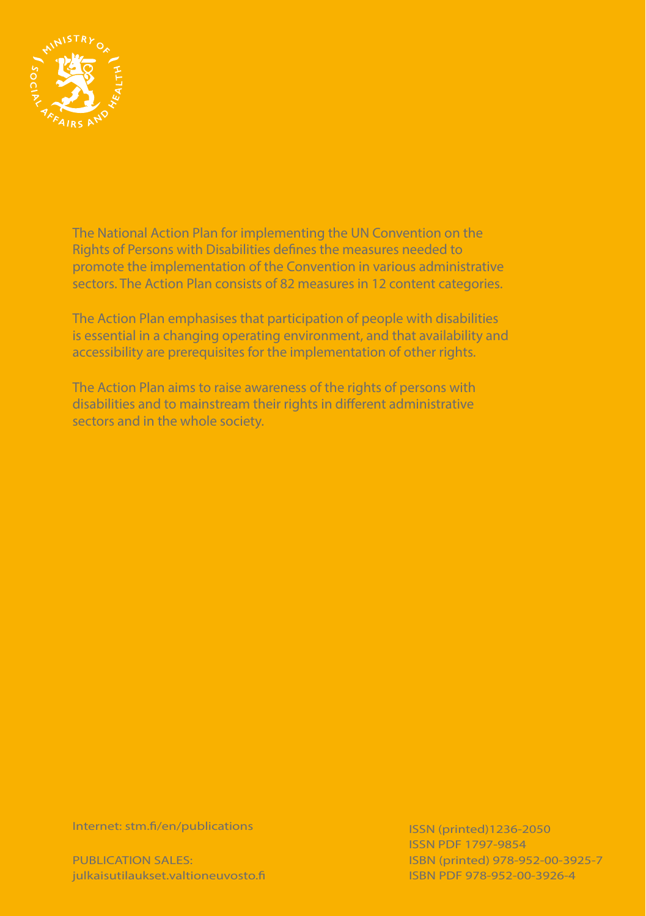The National Action Plan for implementing the UN Convention on the Rights of Persons with Disabilities defines the measures needed to promote the implementation of the Convention in various administrative sectors. The Action Plan consists of 82 measures in 12 content categories.

The Action Plan emphasises that participation of people with disabilities is essential in a changing operating environment, and that availability and accessibility are prerequisites for the implementation of other rights.

The Action Plan aims to raise awareness of the rights of persons with disabilities and to mainstream their rights in different administrative sectors and in the whole society.

Internet: stm.fi/en/publications

PUBLICATION SALES:
julkaisutilaukset.valtioneuvosto.fi

ISSN (printed)1236-2050
ISSN PDF 1797-9854
ISBN (printed) 978-952-00-3925-7
ISBN PDF 978-952-00-3926-4